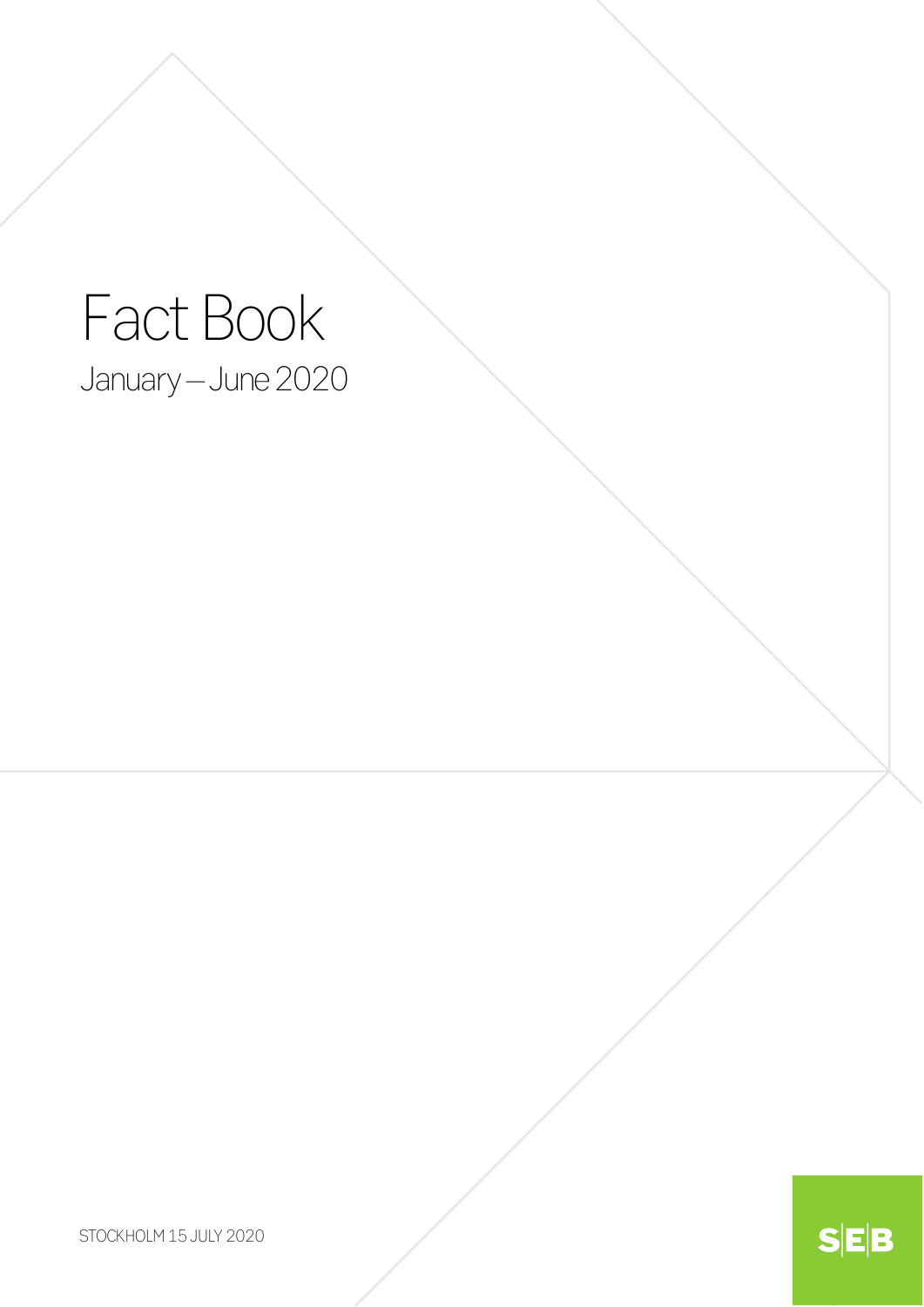# Fact Book

January – June 2020

STOCKHOLM 15 JULY 2020

SEB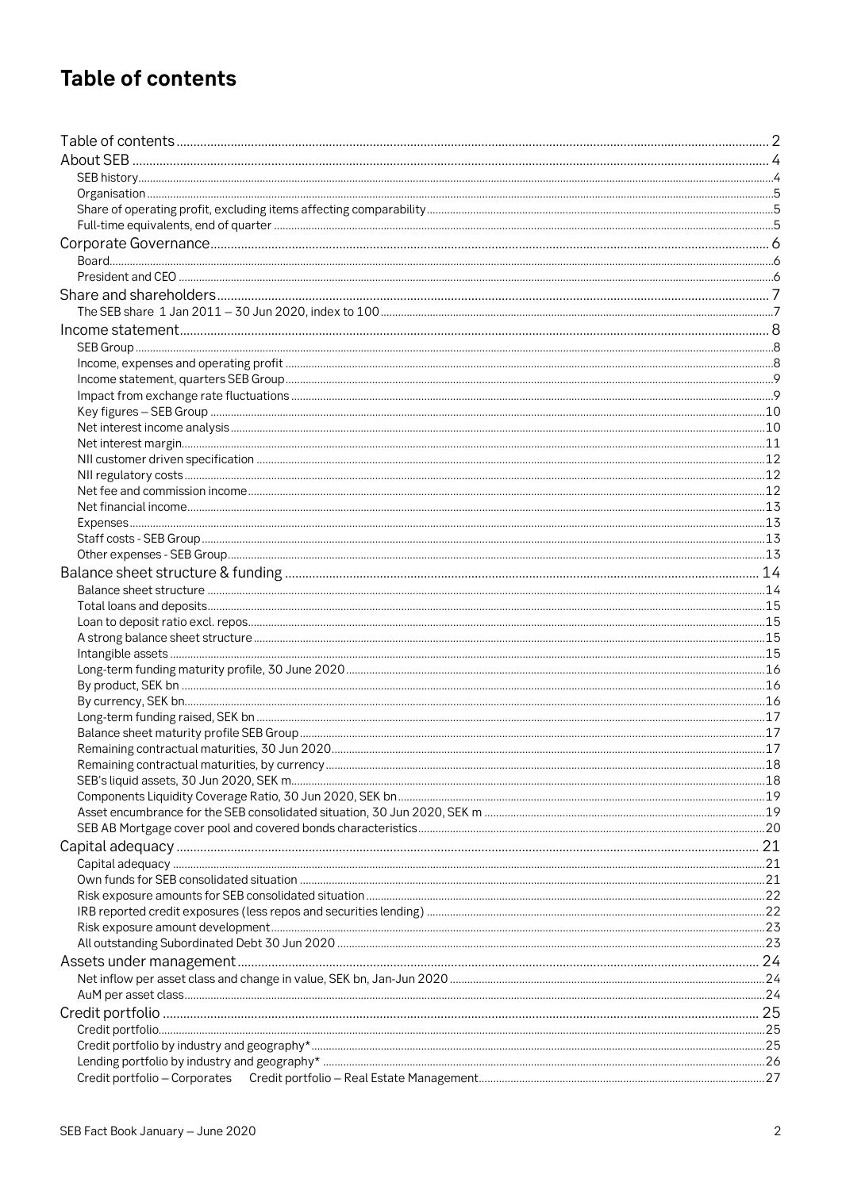# Table of contents

- Table of contents ... 2
- About SEB ... 4
  - SEB history ... 4
  - Organisation ... 5
  - Share of operating profit, excluding items affecting comparability ... 5
  - Full-time equivalents, end of quarter ... 5
- Corporate Governance ... 6
  - Board ... 6
  - President and CEO ... 6
- Share and shareholders ... 7
  - The SEB share 1 Jan 2011 – 30 Jun 2020, index to 100 ... 7
- Income statement ... 8
  - SEB Group ... 8
  - Income, expenses and operating profit ... 8
  - Income statement, quarters SEB Group ... 9
  - Impact from exchange rate fluctuations ... 9
  - Key figures – SEB Group ... 10
  - Net interest income analysis ... 10
  - Net interest margin ... 11
  - NII customer driven specification ... 12
  - NII regulatory costs ... 12
  - Net fee and commission income ... 12
  - Net financial income ... 13
  - Expenses ... 13
  - Staff costs - SEB Group ... 13
  - Other expenses - SEB Group ... 13
- Balance sheet structure & funding ... 14
  - Balance sheet structure ... 14
  - Total loans and deposits ... 15
  - Loan to deposit ratio excl. repos ... 15
  - A strong balance sheet structure ... 15
  - Intangible assets ... 15
  - Long-term funding maturity profile, 30 June 2020 ... 16
  - By product, SEK bn ... 16
  - By currency, SEK bn ... 16
  - Long-term funding raised, SEK bn ... 17
  - Balance sheet maturity profile SEB Group ... 17
  - Remaining contractual maturities, 30 Jun 2020 ... 17
  - Remaining contractual maturities, by currency ... 18
  - SEB's liquid assets, 30 Jun 2020, SEK m ... 18
  - Components Liquidity Coverage Ratio, 30 Jun 2020, SEK bn ... 19
  - Asset encumbrance for the SEB consolidated situation, 30 Jun 2020, SEK m ... 19
  - SEB AB Mortgage cover pool and covered bonds characteristics ... 20
- Capital adequacy ... 21
  - Capital adequacy ... 21
  - Own funds for SEB consolidated situation ... 21
  - Risk exposure amounts for SEB consolidated situation ... 22
  - IRB reported credit exposures (less repos and securities lending) ... 22
  - Risk exposure amount development ... 23
  - All outstanding Subordinated Debt 30 Jun 2020 ... 23
- Assets under management ... 24
  - Net inflow per asset class and change in value, SEK bn, Jan-Jun 2020 ... 24
  - AuM per asset class ... 24
- Credit portfolio ... 25
  - Credit portfolio ... 25
  - Credit portfolio by industry and geography* ... 25
  - Lending portfolio by industry and geography* ... 26
  - Credit portfolio – Corporates  Credit portfolio – Real Estate Management ... 27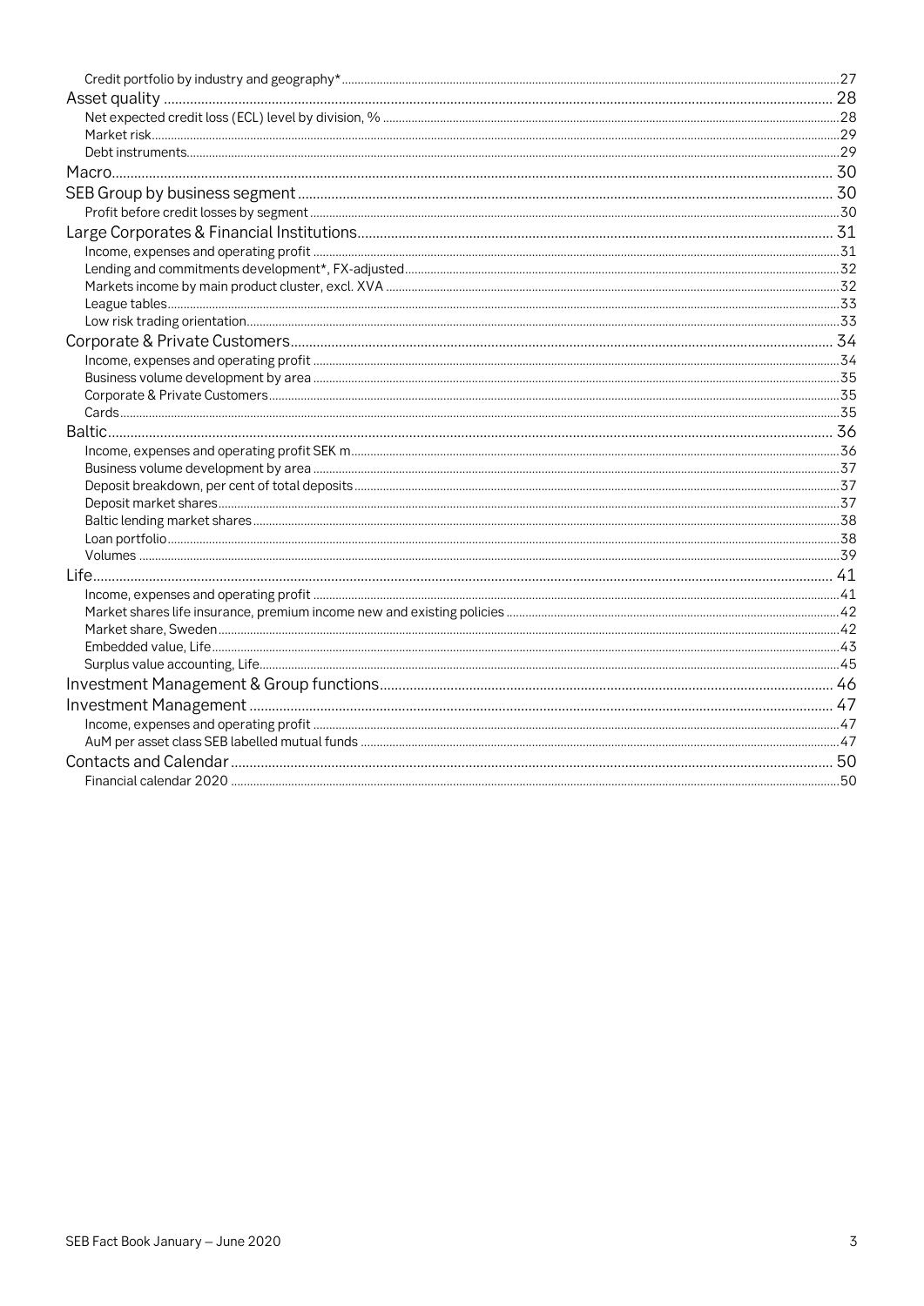Credit portfolio by industry and geography* ......... 27

Asset quality ......... 28

Net expected credit loss (ECL) level by division, % ......... 28

Market risk ......... 29

Debt instruments ......... 29

Macro ......... 30

SEB Group by business segment ......... 30

Profit before credit losses by segment ......... 30

Large Corporates & Financial Institutions ......... 31

Income, expenses and operating profit ......... 31

Lending and commitments development*, FX-adjusted ......... 32

Markets income by main product cluster, excl. XVA ......... 32

League tables ......... 33

Low risk trading orientation ......... 33

Corporate & Private Customers ......... 34

Income, expenses and operating profit ......... 34

Business volume development by area ......... 35

Corporate & Private Customers ......... 35

Cards ......... 35

Baltic ......... 36

Income, expenses and operating profit SEK m ......... 36

Business volume development by area ......... 37

Deposit breakdown, per cent of total deposits ......... 37

Deposit market shares ......... 37

Baltic lending market shares ......... 38

Loan portfolio ......... 38

Volumes ......... 39

Life ......... 41

Income, expenses and operating profit ......... 41

Market shares life insurance, premium income new and existing policies ......... 42

Market share, Sweden ......... 42

Embedded value, Life ......... 43

Surplus value accounting, Life ......... 45

Investment Management & Group functions ......... 46

Investment Management ......... 47

Income, expenses and operating profit ......... 47

AuM per asset class SEB labelled mutual funds ......... 47

Contacts and Calendar ......... 50

Financial calendar 2020 ......... 50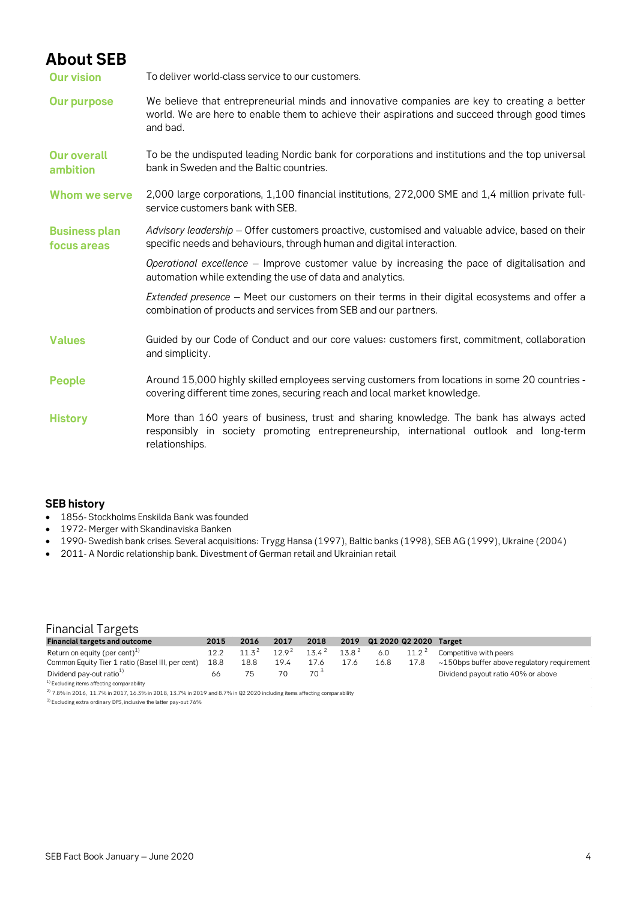# About SEB

| | |
|---|---|
| **Our vision** | To deliver world-class service to our customers. |
| **Our purpose** | We believe that entrepreneurial minds and innovative companies are key to creating a better world. We are here to enable them to achieve their aspirations and succeed through good times and bad. |
| **Our overall ambition** | To be the undisputed leading Nordic bank for corporations and institutions and the top universal bank in Sweden and the Baltic countries. |
| **Whom we serve** | 2,000 large corporations, 1,100 financial institutions, 272,000 SME and 1,4 million private full-service customers bank with SEB. |
| **Business plan focus areas** | *Advisory leadership* – Offer customers proactive, customised and valuable advice, based on their specific needs and behaviours, through human and digital interaction.<br>*Operational excellence* – Improve customer value by increasing the pace of digitalisation and automation while extending the use of data and analytics.<br>*Extended presence* – Meet our customers on their terms in their digital ecosystems and offer a combination of products and services from SEB and our partners. |
| **Values** | Guided by our Code of Conduct and our core values: customers first, commitment, collaboration and simplicity. |
| **People** | Around 15,000 highly skilled employees serving customers from locations in some 20 countries - covering different time zones, securing reach and local market knowledge. |
| **History** | More than 160 years of business, trust and sharing knowledge. The bank has always acted responsibly in society promoting entrepreneurship, international outlook and long-term relationships. |

## SEB history

- 1856- Stockholms Enskilda Bank was founded
- 1972- Merger with Skandinaviska Banken
- 1990- Swedish bank crises. Several acquisitions: Trygg Hansa (1997), Baltic banks (1998), SEB AG (1999), Ukraine (2004)
- 2011- A Nordic relationship bank. Divestment of German retail and Ukrainian retail

## Financial Targets

| Financial targets and outcome | 2015 | 2016 | 2017 | 2018 | 2019 | Q1 2020 | Q2 2020 | Target |
|---|---|---|---|---|---|---|---|---|
| Return on equity (per cent)[1] | 12.2 | 11.3[2] | 12.9[2] | 13.4[2] | 13.8[2] | 6.0 | 11.2[2] | Competitive with peers |
| Common Equity Tier 1 ratio (Basel III, per cent) | 18.8 | 18.8 | 19.4 | 17.6 | 17.6 | 16.8 | 17.8 | ~150bps buffer above regulatory requirement |
| Dividend pay-out ratio[1] | 66 | 75 | 70 | 70[3] | | | | Dividend payout ratio 40% or above |

[1] Excluding items affecting comparability

[2] 7.8% in 2016, 11.7% in 2017, 16.3% in 2018, 13.7% in 2019 and 8.7% in Q2 2020 including items affecting comparability

[3] Excluding extra ordinary DPS, inclusive the latter pay-out 76%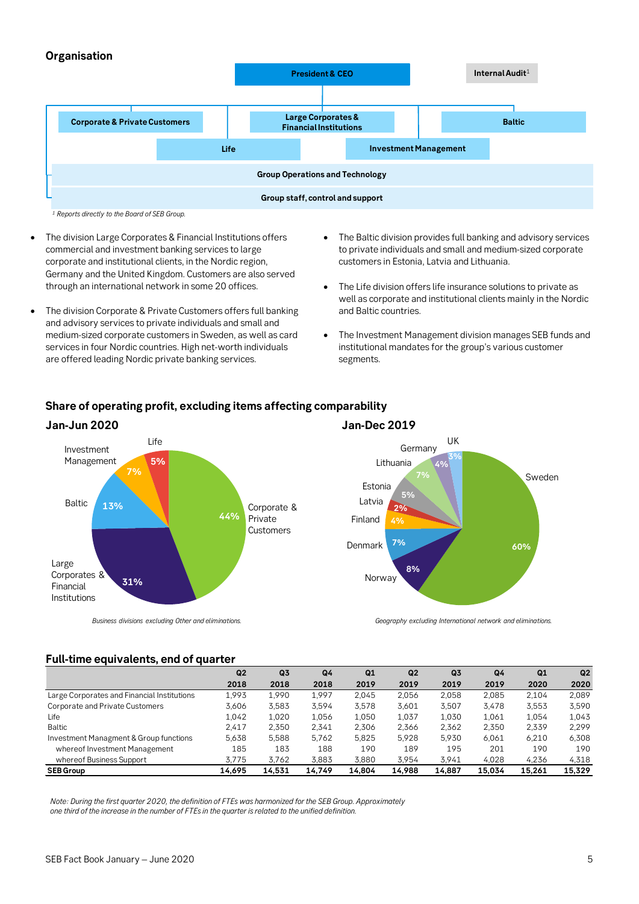## Organisation

President & CEO

Internal Audit[1]

Corporate & Private Customers

Large Corporates & Financial Institutions

Baltic

Life

Investment Management

Group Operations and Technology

Group staff, control and support

*[1] Reports directly to the Board of SEB Group.*

- The division Large Corporates & Financial Institutions offers commercial and investment banking services to large corporate and institutional clients, in the Nordic region, Germany and the United Kingdom. Customers are also served through an international network in some 20 offices.
- The division Corporate & Private Customers offers full banking and advisory services to private individuals and small and medium-sized corporate customers in Sweden, as well as card services in four Nordic countries. High net-worth individuals are offered leading Nordic private banking services.
- The Baltic division provides full banking and advisory services to private individuals and small and medium-sized corporate customers in Estonia, Latvia and Lithuania.
- The Life division offers life insurance solutions to private as well as corporate and institutional clients mainly in the Nordic and Baltic countries.
- The Investment Management division manages SEB funds and institutional mandates for the group's various customer segments.

## Share of operating profit, excluding items affecting comparability

### Jan-Jun 2020

- Corporate & Private Customers: 44%
- Large Corporates & Financial Institutions: 31%
- Baltic: 13%
- Investment Management: 7%
- Life: 5%

*Business divisions excluding Other and eliminations.*

### Jan-Dec 2019

- Sweden: 60%
- Norway: 8%
- Denmark: 7%
- Finland: 4%
- Latvia: 2%
- Estonia: 5%
- Lithuania: 7%
- Germany: 4%
- UK: 3%

*Geography excluding International network and eliminations.*

## Full-time equivalents, end of quarter

| | Q2 2018 | Q3 2018 | Q4 2018 | Q1 2019 | Q2 2019 | Q3 2019 | Q4 2019 | Q1 2020 | Q2 2020 |
|---|---|---|---|---|---|---|---|---|---|
| Large Corporates and Financial Institutions | 1,993 | 1,990 | 1,997 | 2,045 | 2,056 | 2,058 | 2,085 | 2,104 | 2,089 |
| Corporate and Private Customers | 3,606 | 3,583 | 3,594 | 3,578 | 3,601 | 3,507 | 3,478 | 3,553 | 3,590 |
| Life | 1,042 | 1,020 | 1,056 | 1,050 | 1,037 | 1,030 | 1,061 | 1,054 | 1,043 |
| Baltic | 2,417 | 2,350 | 2,341 | 2,306 | 2,366 | 2,362 | 2,350 | 2,339 | 2,299 |
| Investment Managment & Group functions | 5,638 | 5,588 | 5,762 | 5,825 | 5,928 | 5,930 | 6,061 | 6,210 | 6,308 |
| whereof Investment Management | 185 | 183 | 188 | 190 | 189 | 195 | 201 | 190 | 190 |
| whereof Business Support | 3,775 | 3,762 | 3,883 | 3,880 | 3,954 | 3,941 | 4,028 | 4,236 | 4,318 |
| **SEB Group** | **14,695** | **14,531** | **14,749** | **14,804** | **14,988** | **14,887** | **15,034** | **15,261** | **15,329** |

*Note: During the first quarter 2020, the definition of FTEs was harmonized for the SEB Group. Approximately one third of the increase in the number of FTEs in the quarter is related to the unified definition.*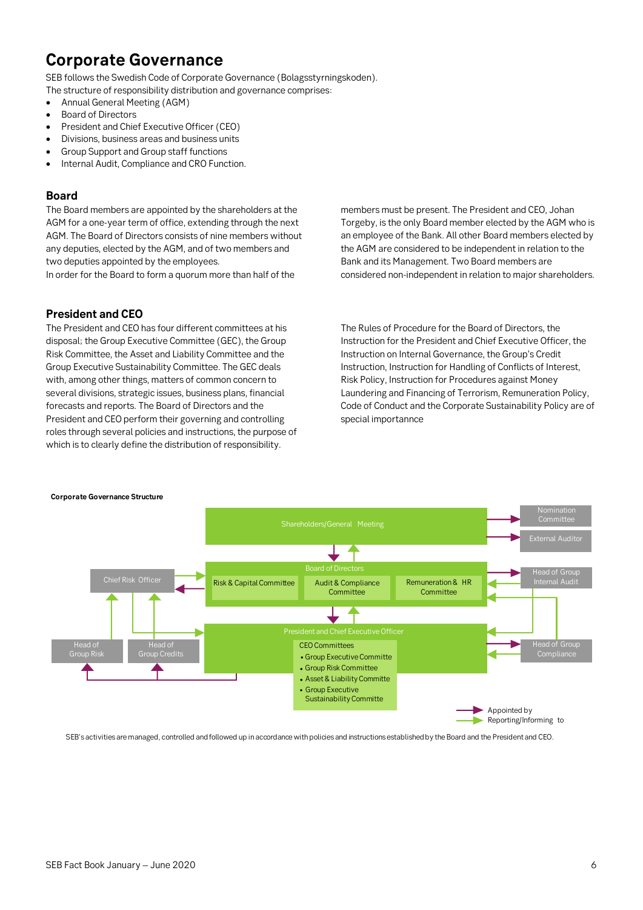# Corporate Governance

SEB follows the Swedish Code of Corporate Governance (Bolagsstyrningskoden).
The structure of responsibility distribution and governance comprises:

- Annual General Meeting (AGM)
- Board of Directors
- President and Chief Executive Officer (CEO)
- Divisions, business areas and business units
- Group Support and Group staff functions
- Internal Audit, Compliance and CRO Function.

## Board

The Board members are appointed by the shareholders at the AGM for a one-year term of office, extending through the next AGM. The Board of Directors consists of nine members without any deputies, elected by the AGM, and of two members and two deputies appointed by the employees.
In order for the Board to form a quorum more than half of the members must be present. The President and CEO, Johan Torgeby, is the only Board member elected by the AGM who is an employee of the Bank. All other Board members elected by the AGM are considered to be independent in relation to the Bank and its Management. Two Board members are considered non-independent in relation to major shareholders.

## President and CEO

The President and CEO has four different committees at his disposal; the Group Executive Committee (GEC), the Group Risk Committee, the Asset and Liability Committee and the Group Executive Sustainability Committee. The GEC deals with, among other things, matters of common concern to several divisions, strategic issues, business plans, financial forecasts and reports. The Board of Directors and the President and CEO perform their governing and controlling roles through several policies and instructions, the purpose of which is to clearly define the distribution of responsibility.

The Rules of Procedure for the Board of Directors, the Instruction for the President and Chief Executive Officer, the Instruction on Internal Governance, the Group's Credit Instruction, Instruction for Handling of Conflicts of Interest, Risk Policy, Instruction for Procedures against Money Laundering and Financing of Terrorism, Remuneration Policy, Code of Conduct and the Corporate Sustainability Policy are of special importannce

**Corporate Governance Structure**

- Shareholders/General Meeting
- Nomination Committee
- External Auditor
- Board of Directors
  - Risk & Capital Committee
  - Audit & Compliance Committee
  - Remuneration & HR Committee
- Chief Risk Officer
- Head of Group Internal Audit
- President and Chief Executive Officer
  - CEO Committees
    - Group Executive Committe
    - Group Risk Committee
    - Asset & Liability Committe
    - Group Executive Sustainability Committe
- Head of Group Risk
- Head of Group Credits
- Head of Group Compliance

Legend: Appointed by; Reporting/Informing to

SEB's activities are managed, controlled and followed up in accordance with policies and instructions established by the Board and the President and CEO.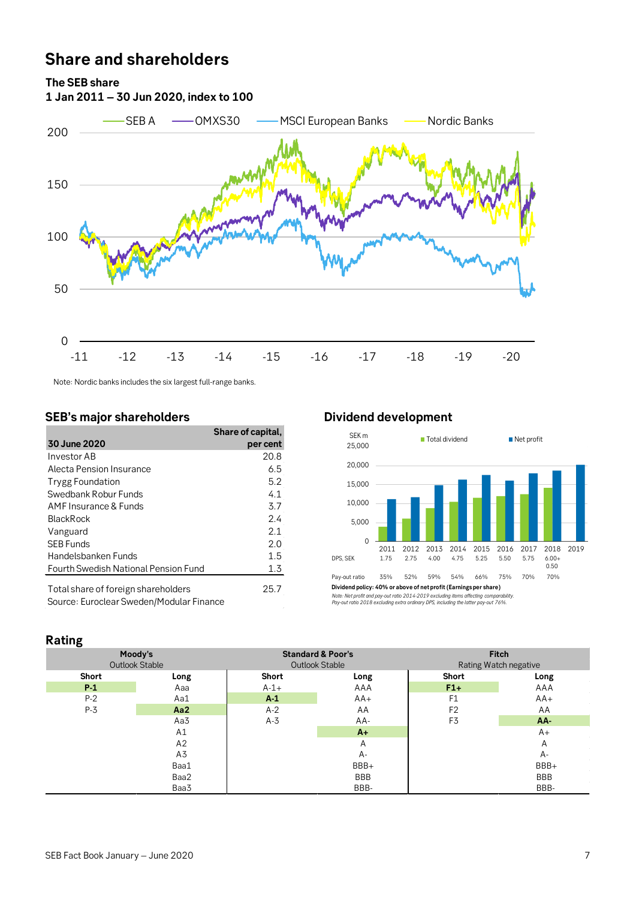# Share and shareholders

**The SEB share**
**1 Jan 2011 – 30 Jun 2020, index to 100**

SEB A | OMXS30 | MSCI European Banks | Nordic Banks

Note: Nordic banks includes the six largest full-range banks.

## SEB's major shareholders

| 30 June 2020 | Share of capital, per cent |
|---|---|
| Investor AB | 20.8 |
| Alecta Pension Insurance | 6.5 |
| Trygg Foundation | 5.2 |
| Swedbank Robur Funds | 4.1 |
| AMF Insurance & Funds | 3.7 |
| BlackRock | 2.4 |
| Vanguard | 2.1 |
| SEB Funds | 2.0 |
| Handelsbanken Funds | 1.5 |
| Fourth Swedish National Pension Fund | 1.3 |
| Total share of foreign shareholders | 25.7 |

Source: Euroclear Sweden/Modular Finance

## Dividend development

SEK m — Total dividend / Net profit

| | 2011 | 2012 | 2013 | 2014 | 2015 | 2016 | 2017 | 2018 | 2019 |
|---|---|---|---|---|---|---|---|---|---|
| DPS, SEK | 1.75 | 2.75 | 4.00 | 4.75 | 5.25 | 5.50 | 5.75 | 6.00+ 0.50 | |
| Pay-out ratio | 35% | 52% | 59% | 54% | 66% | 75% | 70% | 70% | |

**Dividend policy: 40% or above of net profit (Earnings per share)**

*Note: Net profit and pay-out ratio 2014-2019 excluding items affecting comparability.*
*Pay-out ratio 2018 excluding extra ordinary DPS, including the latter pay-out 76%.*

## Rating

| Moody's | | Standard & Poor's | | Fitch | |
|---|---|---|---|---|---|
| Outlook Stable | | Outlook Stable | | Rating Watch negative | |
| **Short** | **Long** | **Short** | **Long** | **Short** | **Long** |
| **P-1** | Aaa | A-1+ | AAA | **F1+** | AAA |
| P-2 | Aa1 | **A-1** | AA+ | F1 | AA+ |
| P-3 | **Aa2** | A-2 | AA | F2 | AA |
| | Aa3 | A-3 | AA- | F3 | **AA-** |
| | A1 | | **A+** | | A+ |
| | A2 | | A | | A |
| | A3 | | A- | | A- |
| | Baa1 | | BBB+ | | BBB+ |
| | Baa2 | | BBB | | BBB |
| | Baa3 | | BBB- | | BBB- |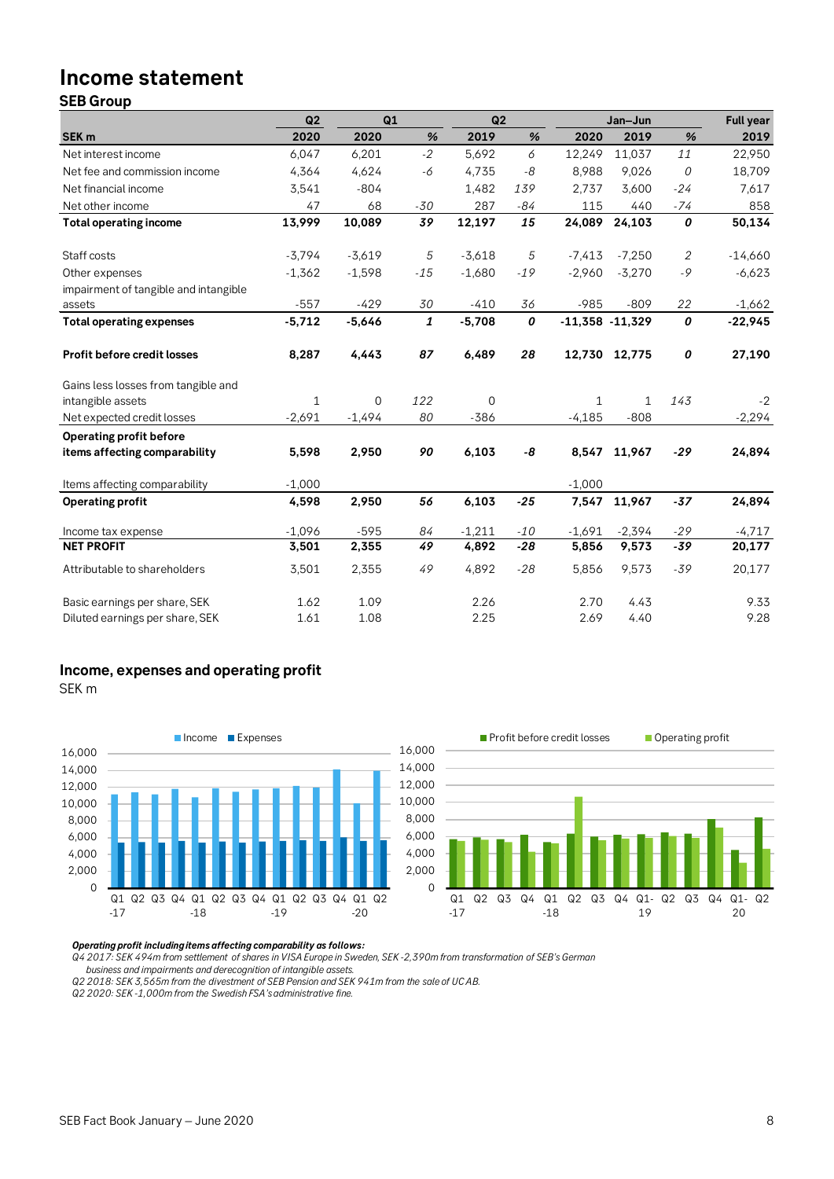# Income statement

## SEB Group

| SEK m | Q2 2020 | Q1 2020 | % | Q2 2019 | % | Jan–Jun 2020 | Jan–Jun 2019 | % | Full year 2019 |
|---|---|---|---|---|---|---|---|---|---|
| Net interest income | 6,047 | 6,201 | *-2* | 5,692 | *6* | 12,249 | 11,037 | *11* | 22,950 |
| Net fee and commission income | 4,364 | 4,624 | *-6* | 4,735 | *-8* | 8,988 | 9,026 | *0* | 18,709 |
| Net financial income | 3,541 | -804 | | 1,482 | *139* | 2,737 | 3,600 | *-24* | 7,617 |
| Net other income | 47 | 68 | *-30* | 287 | *-84* | 115 | 440 | *-74* | 858 |
| **Total operating income** | **13,999** | **10,089** | ***39*** | **12,197** | ***15*** | **24,089** | **24,103** | ***0*** | **50,134** |
| Staff costs | -3,794 | -3,619 | *5* | -3,618 | *5* | -7,413 | -7,250 | *2* | -14,660 |
| Other expenses | -1,362 | -1,598 | *-15* | -1,680 | *-19* | -2,960 | -3,270 | *-9* | -6,623 |
| impairment of tangible and intangible assets | -557 | -429 | *30* | -410 | *36* | -985 | -809 | *22* | -1,662 |
| **Total operating expenses** | **-5,712** | **-5,646** | ***1*** | **-5,708** | ***0*** | **-11,358** | **-11,329** | ***0*** | **-22,945** |
| **Profit before credit losses** | **8,287** | **4,443** | ***87*** | **6,489** | ***28*** | **12,730** | **12,775** | ***0*** | **27,190** |
| Gains less losses from tangible and intangible assets | 1 | 0 | *122* | 0 | | 1 | 1 | *143* | -2 |
| Net expected credit losses | -2,691 | -1,494 | *80* | -386 | | -4,185 | -808 | | -2,294 |
| **Operating profit before items affecting comparability** | **5,598** | **2,950** | ***90*** | **6,103** | ***-8*** | **8,547** | **11,967** | ***-29*** | **24,894** |
| Items affecting comparability | -1,000 | | | | | -1,000 | | | |
| **Operating profit** | **4,598** | **2,950** | ***56*** | **6,103** | ***-25*** | **7,547** | **11,967** | ***-37*** | **24,894** |
| Income tax expense | -1,096 | -595 | *84* | -1,211 | *-10* | -1,691 | -2,394 | *-29* | -4,717 |
| **NET PROFIT** | **3,501** | **2,355** | ***49*** | **4,892** | ***-28*** | **5,856** | **9,573** | ***-39*** | **20,177** |
| Attributable to shareholders | 3,501 | 2,355 | *49* | 4,892 | *-28* | 5,856 | 9,573 | *-39* | 20,177 |
| Basic earnings per share, SEK | 1.62 | 1.09 | | 2.26 | | 2.70 | 4.43 | | 9.33 |
| Diluted earnings per share, SEK | 1.61 | 1.08 | | 2.25 | | 2.69 | 4.40 | | 9.28 |

## Income, expenses and operating profit

SEK m

***Operating profit including items affecting comparability as follows:***

*Q4 2017: SEK 494m from settlement of shares in VISA Europe in Sweden, SEK -2,390m from transformation of SEB's German business and impairments and derecognition of intangible assets.*

*Q2 2018: SEK 3,565m from the divestment of SEB Pension and SEK 941m from the sale of UC AB.*

*Q2 2020: SEK -1,000m from the Swedish FSA's administrative fine.*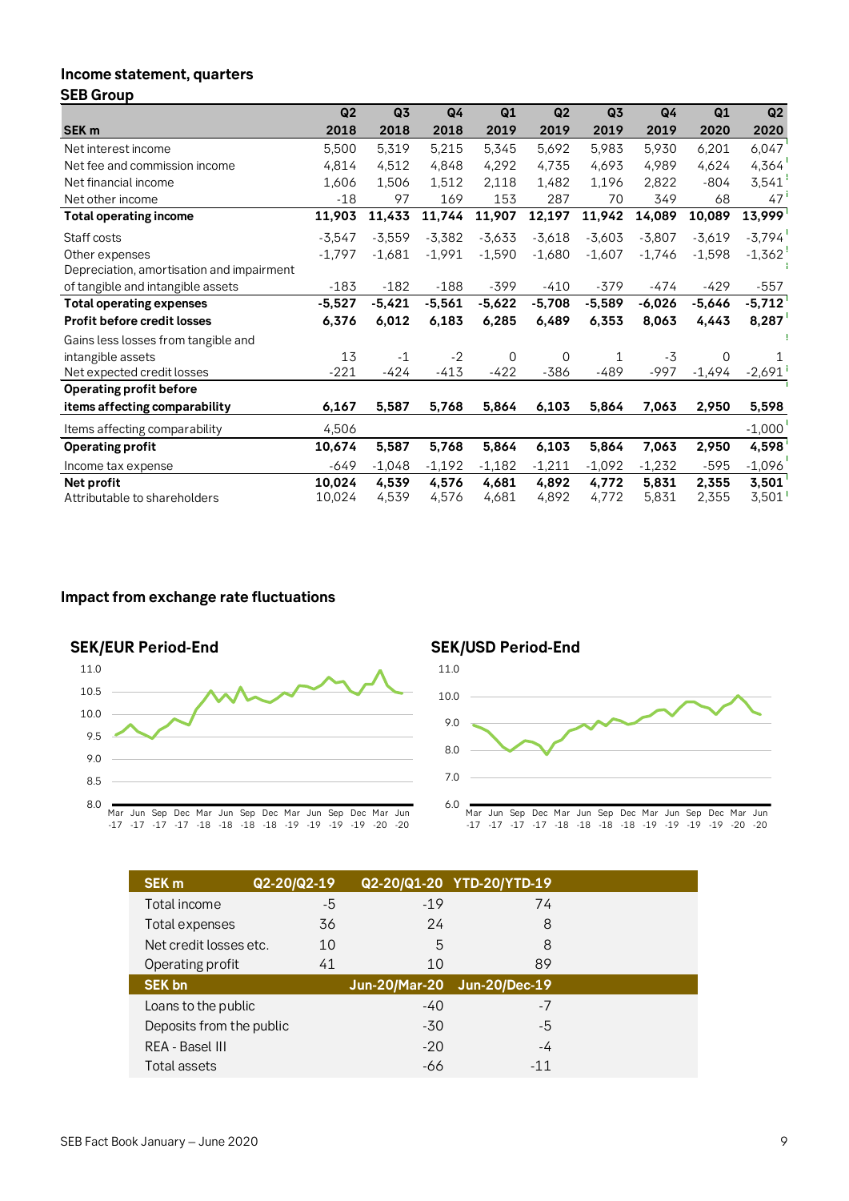## Income statement, quarters

### SEB Group

| SEK m | Q2 2018 | Q3 2018 | Q4 2018 | Q1 2019 | Q2 2019 | Q3 2019 | Q4 2019 | Q1 2020 | Q2 2020 |
|---|---|---|---|---|---|---|---|---|---|
| Net interest income | 5,500 | 5,319 | 5,215 | 5,345 | 5,692 | 5,983 | 5,930 | 6,201 | 6,047 |
| Net fee and commission income | 4,814 | 4,512 | 4,848 | 4,292 | 4,735 | 4,693 | 4,989 | 4,624 | 4,364 |
| Net financial income | 1,606 | 1,506 | 1,512 | 2,118 | 1,482 | 1,196 | 2,822 | -804 | 3,541 |
| Net other income | -18 | 97 | 169 | 153 | 287 | 70 | 349 | 68 | 47 |
| **Total operating income** | **11,903** | **11,433** | **11,744** | **11,907** | **12,197** | **11,942** | **14,089** | **10,089** | **13,999** |
| Staff costs | -3,547 | -3,559 | -3,382 | -3,633 | -3,618 | -3,603 | -3,807 | -3,619 | -3,794 |
| Other expenses | -1,797 | -1,681 | -1,991 | -1,590 | -1,680 | -1,607 | -1,746 | -1,598 | -1,362 |
| Depreciation, amortisation and impairment of tangible and intangible assets | -183 | -182 | -188 | -399 | -410 | -379 | -474 | -429 | -557 |
| **Total operating expenses** | **-5,527** | **-5,421** | **-5,561** | **-5,622** | **-5,708** | **-5,589** | **-6,026** | **-5,646** | **-5,712** |
| **Profit before credit losses** | **6,376** | **6,012** | **6,183** | **6,285** | **6,489** | **6,353** | **8,063** | **4,443** | **8,287** |
| Gains less losses from tangible and intangible assets | 13 | -1 | -2 | 0 | 0 | 1 | -3 | 0 | 1 |
| Net expected credit losses | -221 | -424 | -413 | -422 | -386 | -489 | -997 | -1,494 | -2,691 |
| **Operating profit before items affecting comparability** | **6,167** | **5,587** | **5,768** | **5,864** | **6,103** | **5,864** | **7,063** | **2,950** | **5,598** |
| Items affecting comparability | 4,506 | | | | | | | | -1,000 |
| **Operating profit** | **10,674** | **5,587** | **5,768** | **5,864** | **6,103** | **5,864** | **7,063** | **2,950** | **4,598** |
| Income tax expense | -649 | -1,048 | -1,192 | -1,182 | -1,211 | -1,092 | -1,232 | -595 | -1,096 |
| **Net profit** | **10,024** | **4,539** | **4,576** | **4,681** | **4,892** | **4,772** | **5,831** | **2,355** | **3,501** |
| Attributable to shareholders | 10,024 | 4,539 | 4,576 | 4,681 | 4,892 | 4,772 | 5,831 | 2,355 | 3,501 |

## Impact from exchange rate fluctuations

**SEK/EUR Period-End**

**SEK/USD Period-End**

| SEK m | Q2-20/Q2-19 | Q2-20/Q1-20 | YTD-20/YTD-19 |
|---|---|---|---|
| Total income | -5 | -19 | 74 |
| Total expenses | 36 | 24 | 8 |
| Net credit losses etc. | 10 | 5 | 8 |
| Operating profit | 41 | 10 | 89 |

| SEK bn | Jun-20/Mar-20 | Jun-20/Dec-19 |
|---|---|---|
| Loans to the public | -40 | -7 |
| Deposits from the public | -30 | -5 |
| REA - Basel III | -20 | -4 |
| Total assets | -66 | -11 |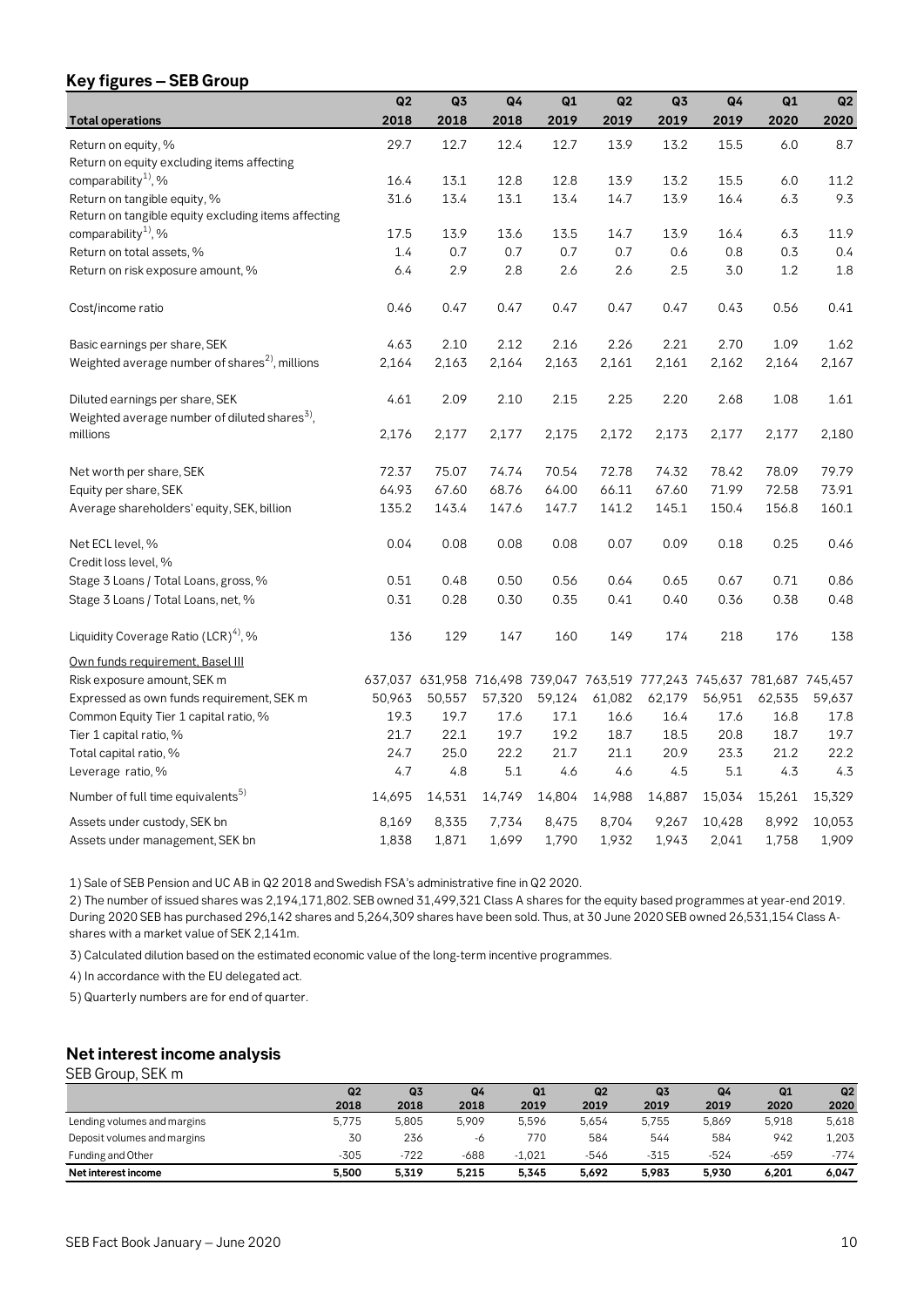## Key figures – SEB Group

| Total operations | Q2 2018 | Q3 2018 | Q4 2018 | Q1 2019 | Q2 2019 | Q3 2019 | Q4 2019 | Q1 2020 | Q2 2020 |
|---|---|---|---|---|---|---|---|---|---|
| Return on equity, % | 29.7 | 12.7 | 12.4 | 12.7 | 13.9 | 13.2 | 15.5 | 6.0 | 8.7 |
| Return on equity excluding items affecting comparability[1], % | 16.4 | 13.1 | 12.8 | 12.8 | 13.9 | 13.2 | 15.5 | 6.0 | 11.2 |
| Return on tangible equity, % | 31.6 | 13.4 | 13.1 | 13.4 | 14.7 | 13.9 | 16.4 | 6.3 | 9.3 |
| Return on tangible equity excluding items affecting comparability[1], % | 17.5 | 13.9 | 13.6 | 13.5 | 14.7 | 13.9 | 16.4 | 6.3 | 11.9 |
| Return on total assets, % | 1.4 | 0.7 | 0.7 | 0.7 | 0.7 | 0.6 | 0.8 | 0.3 | 0.4 |
| Return on risk exposure amount, % | 6.4 | 2.9 | 2.8 | 2.6 | 2.6 | 2.5 | 3.0 | 1.2 | 1.8 |
| Cost/income ratio | 0.46 | 0.47 | 0.47 | 0.47 | 0.47 | 0.47 | 0.43 | 0.56 | 0.41 |
| Basic earnings per share, SEK | 4.63 | 2.10 | 2.12 | 2.16 | 2.26 | 2.21 | 2.70 | 1.09 | 1.62 |
| Weighted average number of shares[2], millions | 2,164 | 2,163 | 2,164 | 2,163 | 2,161 | 2,161 | 2,162 | 2,164 | 2,167 |
| Diluted earnings per share, SEK | 4.61 | 2.09 | 2.10 | 2.15 | 2.25 | 2.20 | 2.68 | 1.08 | 1.61 |
| Weighted average number of diluted shares[3], millions | 2,176 | 2,177 | 2,177 | 2,175 | 2,172 | 2,173 | 2,177 | 2,177 | 2,180 |
| Net worth per share, SEK | 72.37 | 75.07 | 74.74 | 70.54 | 72.78 | 74.32 | 78.42 | 78.09 | 79.79 |
| Equity per share, SEK | 64.93 | 67.60 | 68.76 | 64.00 | 66.11 | 67.60 | 71.99 | 72.58 | 73.91 |
| Average shareholders' equity, SEK, billion | 135.2 | 143.4 | 147.6 | 147.7 | 141.2 | 145.1 | 150.4 | 156.8 | 160.1 |
| Net ECL level, % | 0.04 | 0.08 | 0.08 | 0.08 | 0.07 | 0.09 | 0.18 | 0.25 | 0.46 |
| Credit loss level, % | | | | | | | | | |
| Stage 3 Loans / Total Loans, gross, % | 0.51 | 0.48 | 0.50 | 0.56 | 0.64 | 0.65 | 0.67 | 0.71 | 0.86 |
| Stage 3 Loans / Total Loans, net, % | 0.31 | 0.28 | 0.30 | 0.35 | 0.41 | 0.40 | 0.36 | 0.38 | 0.48 |
| Liquidity Coverage Ratio (LCR)[4], % | 136 | 129 | 147 | 160 | 149 | 174 | 218 | 176 | 138 |
| Own funds requirement, Basel III | | | | | | | | | |
| Risk exposure amount, SEK m | 637,037 | 631,958 | 716,498 | 739,047 | 763,519 | 777,243 | 745,637 | 781,687 | 745,457 |
| Expressed as own funds requirement, SEK m | 50,963 | 50,557 | 57,320 | 59,124 | 61,082 | 62,179 | 56,951 | 62,535 | 59,637 |
| Common Equity Tier 1 capital ratio, % | 19.3 | 19.7 | 17.6 | 17.1 | 16.6 | 16.4 | 17.6 | 16.8 | 17.8 |
| Tier 1 capital ratio, % | 21.7 | 22.1 | 19.7 | 19.2 | 18.7 | 18.5 | 20.8 | 18.7 | 19.7 |
| Total capital ratio, % | 24.7 | 25.0 | 22.2 | 21.7 | 21.1 | 20.9 | 23.3 | 21.2 | 22.2 |
| Leverage ratio, % | 4.7 | 4.8 | 5.1 | 4.6 | 4.6 | 4.5 | 5.1 | 4.3 | 4.3 |
| Number of full time equivalents[5] | 14,695 | 14,531 | 14,749 | 14,804 | 14,988 | 14,887 | 15,034 | 15,261 | 15,329 |
| Assets under custody, SEK bn | 8,169 | 8,335 | 7,734 | 8,475 | 8,704 | 9,267 | 10,428 | 8,992 | 10,053 |
| Assets under management, SEK bn | 1,838 | 1,871 | 1,699 | 1,790 | 1,932 | 1,943 | 2,041 | 1,758 | 1,909 |

1) Sale of SEB Pension and UC AB in Q2 2018 and Swedish FSA's administrative fine in Q2 2020.

2) The number of issued shares was 2,194,171,802. SEB owned 31,499,321 Class A shares for the equity based programmes at year-end 2019. During 2020 SEB has purchased 296,142 shares and 5,264,309 shares have been sold. Thus, at 30 June 2020 SEB owned 26,531,154 Class A-shares with a market value of SEK 2,141m.

3) Calculated dilution based on the estimated economic value of the long-term incentive programmes.

4) In accordance with the EU delegated act.

5) Quarterly numbers are for end of quarter.

## Net interest income analysis

SEB Group, SEK m

| | Q2 2018 | Q3 2018 | Q4 2018 | Q1 2019 | Q2 2019 | Q3 2019 | Q4 2019 | Q1 2020 | Q2 2020 |
|---|---|---|---|---|---|---|---|---|---|
| Lending volumes and margins | 5,775 | 5,805 | 5,909 | 5,596 | 5,654 | 5,755 | 5,869 | 5,918 | 5,618 |
| Deposit volumes and margins | 30 | 236 | -6 | 770 | 584 | 544 | 584 | 942 | 1,203 |
| Funding and Other | -305 | -722 | -688 | -1,021 | -546 | -315 | -524 | -659 | -774 |
| **Net interest income** | **5,500** | **5,319** | **5,215** | **5,345** | **5,692** | **5,983** | **5,930** | **6,201** | **6,047** |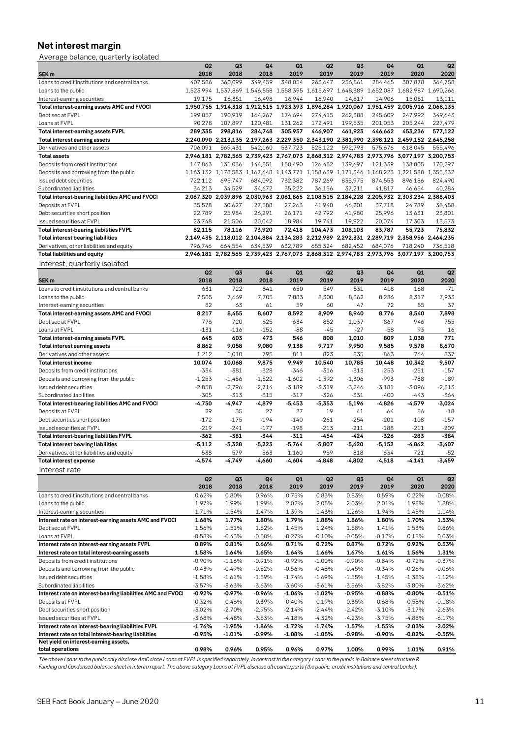## Net interest margin

Average balance, quarterly isolated

| SEK m | Q2 2018 | Q3 2018 | Q4 2018 | Q1 2019 | Q2 2019 | Q3 2019 | Q4 2019 | Q1 2020 | Q2 2020 |
|---|---|---|---|---|---|---|---|---|---|
| Loans to credit institutions and central banks | 407,586 | 360,099 | 349,459 | 348,054 | 263,647 | 256,861 | 284,465 | 307,878 | 364,758 |
| Loans to the public | 1,523,994 | 1,537,869 | 1,546,558 | 1,558,395 | 1,615,697 | 1,648,389 | 1,652,087 | 1,682,987 | 1,690,266 |
| Interest-earning securities | 19,175 | 16,351 | 16,498 | 16,944 | 16,940 | 14,817 | 14,906 | 15,051 | 13,111 |
| **Total interest-earning assets AMC and FVOCI** | **1,950,755** | **1,914,318** | **1,912,515** | **1,923,393** | **1,896,284** | **1,920,067** | **1,951,459** | **2,005,916** | **2,068,135** |
| Debt sec at FVPL | 199,057 | 190,919 | 164,267 | 174,694 | 274,415 | 262,388 | 245,609 | 247,992 | 349,643 |
| Loans at FVPL | 90,278 | 107,897 | 120,481 | 131,262 | 172,491 | 199,535 | 201,053 | 205,244 | 227,479 |
| **Total interest-earning assets FVPL** | **289,335** | **298,816** | **284,748** | **305,957** | **446,907** | **461,923** | **446,662** | **453,236** | **577,122** |
| **Total interest earning assets** | **2,240,090** | **2,213,135** | **2,197,263** | **2,229,350** | **2,343,190** | **2,381,990** | **2,398,121** | **2,459,152** | **2,645,258** |
| Derivatives and other assets | 706,091 | 569,431 | 542,160 | 537,723 | 525,122 | 592,793 | 575,676 | 618,045 | 555,496 |
| **Total assets** | **2,946,181** | **2,782,565** | **2,739,423** | **2,767,073** | **2,868,312** | **2,974,783** | **2,973,796** | **3,077,197** | **3,200,753** |
| Deposits from credit institutions | 147,863 | 131,036 | 144,551 | 150,490 | 126,452 | 139,697 | 121,339 | 138,805 | 170,297 |
| Deposits and borrowing from the public | 1,163,132 | 1,178,583 | 1,167,648 | 1,143,771 | 1,158,639 | 1,171,346 | 1,168,223 | 1,221,588 | 1,353,332 |
| Issued debt securities | 722,112 | 695,747 | 684,092 | 732,382 | 787,269 | 835,975 | 874,553 | 896,186 | 824,490 |
| Subordinated liabilities | 34,213 | 34,529 | 34,672 | 35,222 | 36,156 | 37,211 | 41,817 | 46,654 | 40,284 |
| **Total interest-bearing liabilities AMC and FVOCI** | **2,067,320** | **2,039,896** | **2,030,963** | **2,061,865** | **2,108,515** | **2,184,228** | **2,205,932** | **2,303,234** | **2,388,403** |
| Deposits at FVPL | 35,578 | 30,627 | 27,588 | 27,263 | 41,940 | 46,201 | 37,718 | 24,789 | 38,458 |
| Debt securities short position | 22,789 | 25,984 | 26,291 | 26,171 | 42,792 | 41,980 | 25,996 | 13,631 | 23,801 |
| Issued securities at FVPL | 23,748 | 21,506 | 20,042 | 18,984 | 19,741 | 19,922 | 20,074 | 17,303 | 13,573 |
| **Total interest-bearing liabilities FVPL** | **82,115** | **78,116** | **73,920** | **72,418** | **104,473** | **108,103** | **83,787** | **55,723** | **75,832** |
| **Total interest bearing liabilities** | **2,149,435** | **2,118,012** | **2,104,884** | **2,134,283** | **2,212,989** | **2,292,331** | **2,289,719** | **2,358,956** | **2,464,235** |
| Derivatives, other liabilities and equity | 796,746 | 664,554 | 634,539 | 632,789 | 655,324 | 682,452 | 684,076 | 718,240 | 736,518 |
| **Total liabilities and equity** | **2,946,181** | **2,782,565** | **2,739,423** | **2,767,073** | **2,868,312** | **2,974,783** | **2,973,796** | **3,077,197** | **3,200,753** |

Interest, quarterly isolated

| SEK m | Q2 2018 | Q3 2018 | Q4 2018 | Q1 2019 | Q2 2019 | Q3 2019 | Q4 2019 | Q1 2020 | Q2 2020 |
|---|---|---|---|---|---|---|---|---|---|
| Loans to credit institutions and central banks | 631 | 722 | 841 | 650 | 549 | 531 | 418 | 168 | -71 |
| Loans to the public | 7,505 | 7,669 | 7,705 | 7,883 | 8,300 | 8,362 | 8,286 | 8,317 | 7,933 |
| Interest-earning securities | 82 | 63 | 61 | 59 | 60 | 47 | 72 | 55 | 37 |
| **Total interest-earning assets AMC and FVOCI** | **8,217** | **8,455** | **8,607** | **8,592** | **8,909** | **8,940** | **8,776** | **8,540** | **7,898** |
| Debt sec at FVPL | 776 | 720 | 625 | 634 | 852 | 1,037 | 867 | 946 | 755 |
| Loans at FVPL | -131 | -116 | -152 | -88 | -45 | -27 | -58 | 93 | 16 |
| **Total interest-earning assets FVPL** | **645** | **603** | **473** | **546** | **808** | **1,010** | **809** | **1,038** | **771** |
| **Total interest earning assets** | **8,862** | **9,058** | **9,080** | **9,138** | **9,717** | **9,950** | **9,585** | **9,578** | **8,670** |
| Derivatives and other assets | 1,212 | 1,010 | 795 | 811 | 823 | 835 | 863 | 764 | 837 |
| **Total interest income** | **10,074** | **10,068** | **9,875** | **9,949** | **10,540** | **10,785** | **10,448** | **10,342** | **9,507** |
| Deposits from credit institutions | -334 | -381 | -328 | -346 | -316 | -313 | -253 | -251 | -157 |
| Deposits and borrowing from the public | -1,253 | -1,456 | -1,522 | -1,602 | -1,392 | -1,306 | -993 | -788 | -189 |
| Issued debt securities | -2,858 | -2,796 | -2,714 | -3,189 | -3,319 | -3,246 | -3,181 | -3,096 | -2,313 |
| Subordinated liabilities | -305 | -313 | -315 | -317 | -326 | -331 | -400 | -443 | -364 |
| **Total interest-bearing liabilities AMC and FVOCI** | **-4,750** | **-4,947** | **-4,879** | **-5,453** | **-5,353** | **-5,196** | **-4,826** | **-4,579** | **-3,024** |
| Deposits at FVPL | 29 | 35 | 27 | 27 | 19 | 41 | 64 | 36 | -18 |
| Debt securities short position | -172 | -175 | -194 | -140 | -261 | -254 | -201 | -108 | -157 |
| Issued securities at FVPL | -219 | -241 | -177 | -198 | -213 | -211 | -188 | -211 | -209 |
| **Total interest-bearing liabilities FVPL** | **-362** | **-381** | **-344** | **-311** | **-454** | **-424** | **-326** | **-283** | **-384** |
| **Total interest bearing liabilities** | **-5,112** | **-5,328** | **-5,223** | **-5,764** | **-5,807** | **-5,620** | **-5,152** | **-4,862** | **-3,407** |
| Derivatives, other liabilities and equity | 538 | 579 | 563 | 1,160 | 959 | 818 | 634 | 721 | -52 |
| **Total interest expense** | **-4,574** | **-4,749** | **-4,660** | **-4,604** | **-4,848** | **-4,802** | **-4,518** | **-4,141** | **-3,459** |

Interest rate

| | Q2 2018 | Q3 2018 | Q4 2018 | Q1 2019 | Q2 2019 | Q3 2019 | Q4 2019 | Q1 2020 | Q2 2020 |
|---|---|---|---|---|---|---|---|---|---|
| Loans to credit institutions and central banks | 0.62% | 0.80% | 0.96% | 0.75% | 0.83% | 0.83% | 0.59% | 0.22% | -0.08% |
| Loans to the public | 1.97% | 1.99% | 1.99% | 2.02% | 2.05% | 2.03% | 2.01% | 1.98% | 1.88% |
| Interest-earning securities | 1.71% | 1.54% | 1.47% | 1.39% | 1.43% | 1.26% | 1.94% | 1.45% | 1.14% |
| **Interest rate on interest-earning assets AMC and FVOCI** | **1.68%** | **1.77%** | **1.80%** | **1.79%** | **1.88%** | **1.86%** | **1.80%** | **1.70%** | **1.53%** |
| Debt sec at FVPL | 1.56% | 1.51% | 1.52% | 1.45% | 1.24% | 1.58% | 1.41% | 1.53% | 0.86% |
| Loans at FVPL | -0.58% | -0.43% | -0.50% | -0.27% | -0.10% | -0.05% | -0.12% | 0.18% | 0.03% |
| **Interest rate on interest-earning assets FVPL** | **0.89%** | **0.81%** | **0.66%** | **0.71%** | **0.72%** | **0.87%** | **0.72%** | **0.92%** | **0.53%** |
| **Interest rate on total interest-earning assets** | **1.58%** | **1.64%** | **1.65%** | **1.64%** | **1.66%** | **1.67%** | **1.61%** | **1.56%** | **1.31%** |
| Deposits from credit institutions | -0.90% | -1.16% | -0.91% | -0.92% | -1.00% | -0.90% | -0.84% | -0.72% | -0.37% |
| Deposits and borrowing from the public | -0.43% | -0.49% | -0.52% | -0.56% | -0.48% | -0.45% | -0.34% | -0.26% | -0.06% |
| Issued debt securities | -1.58% | -1.61% | -1.59% | -1.74% | -1.69% | -1.55% | -1.45% | -1.38% | -1.12% |
| Subordinated liabilities | -3.57% | -3.63% | -3.63% | -3.60% | -3.61% | -3.56% | -3.82% | -3.80% | -3.62% |
| **Interest rate on interest-bearing liabilities AMC and FVOCI** | **-0.92%** | **-0.97%** | **-0.96%** | **-1.06%** | **-1.02%** | **-0.95%** | **-0.88%** | **-0.80%** | **-0.51%** |
| Deposits at FVPL | 0.32% | 0.46% | 0.39% | 0.40% | 0.19% | 0.35% | 0.68% | 0.58% | -0.18% |
| Debt securities short position | -3.02% | -2.70% | -2.95% | -2.14% | -2.44% | -2.42% | -3.10% | -3.17% | -2.63% |
| Issued securities at FVPL | -3.68% | -4.48% | -3.53% | -4.18% | -4.32% | -4.23% | -3.75% | -4.88% | -6.17% |
| **Interest rate on interest-bearing liabilities FVPL** | **-1.76%** | **-1.95%** | **-1.86%** | **-1.72%** | **-1.74%** | **-1.57%** | **-1.55%** | **-2.03%** | **-2.02%** |
| **Interest rate on total interest-bearing liabilities** | **-0.95%** | **-1.01%** | **-0.99%** | **-1.08%** | **-1.05%** | **-0.98%** | **-0.90%** | **-0.82%** | **-0.55%** |
| **Net yield on interest-earning assets, total operations** | **0.98%** | **0.96%** | **0.95%** | **0.96%** | **0.97%** | **1.00%** | **0.99%** | **1.01%** | **0.91%** |

*The above Loans to the public only disclose AmC since Loans at FVPL is specified separately, in contrast to the category Loans to the public in Balance sheet structure & Funding and Condensed balance sheet in interim report. The above category Loans at FVPL disclose all counterparts (the public, credit institutions and central banks).*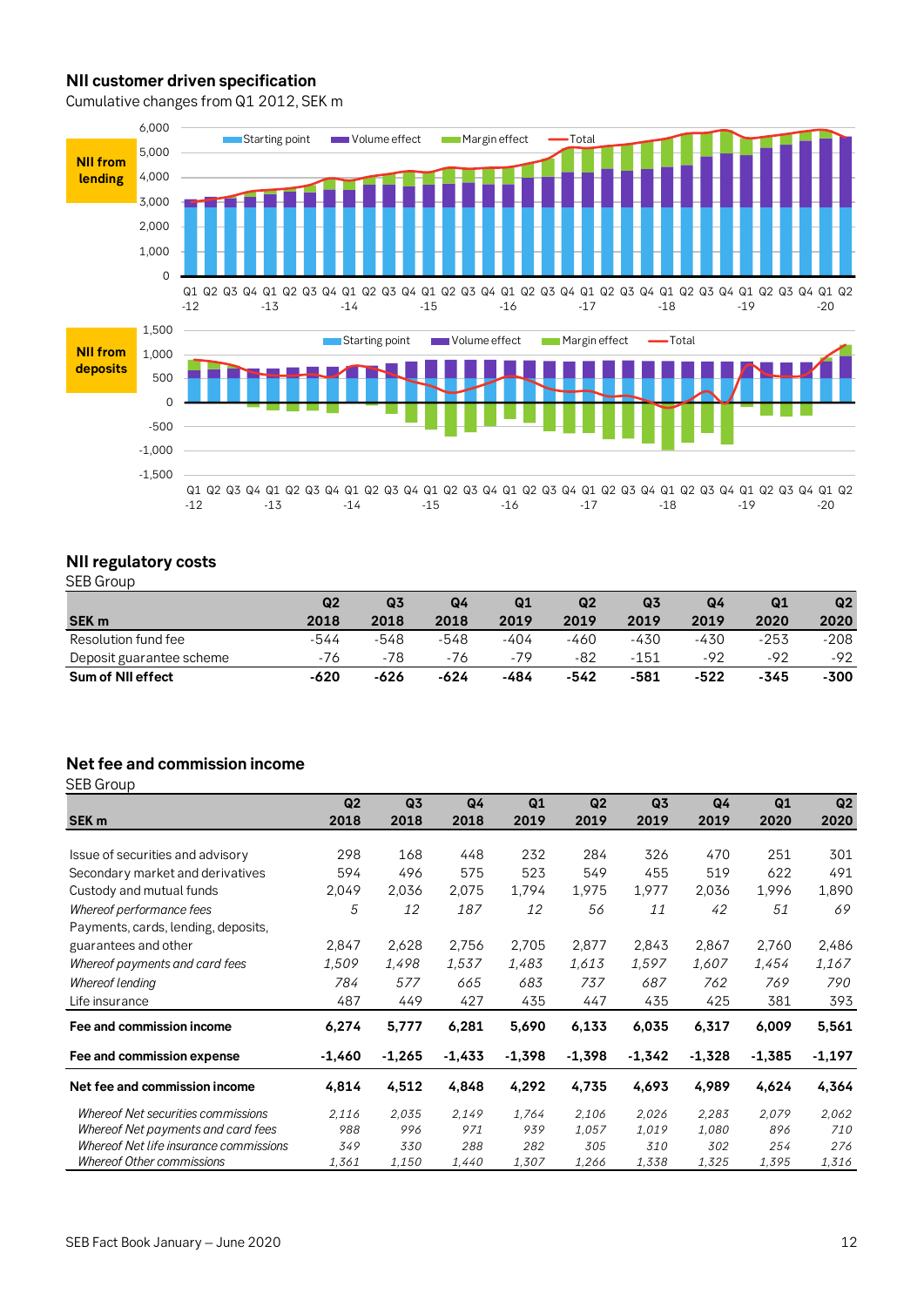## NII customer driven specification

Cumulative changes from Q1 2012, SEK m

## NII regulatory costs

SEB Group

| SEK m | Q2 2018 | Q3 2018 | Q4 2018 | Q1 2019 | Q2 2019 | Q3 2019 | Q4 2019 | Q1 2020 | Q2 2020 |
|---|---|---|---|---|---|---|---|---|---|
| Resolution fund fee | -544 | -548 | -548 | -404 | -460 | -430 | -430 | -253 | -208 |
| Deposit guarantee scheme | -76 | -78 | -76 | -79 | -82 | -151 | -92 | -92 | -92 |
| **Sum of NII effect** | **-620** | **-626** | **-624** | **-484** | **-542** | **-581** | **-522** | **-345** | **-300** |

## Net fee and commission income

SEB Group

| SEK m | Q2 2018 | Q3 2018 | Q4 2018 | Q1 2019 | Q2 2019 | Q3 2019 | Q4 2019 | Q1 2020 | Q2 2020 |
|---|---|---|---|---|---|---|---|---|---|
| Issue of securities and advisory | 298 | 168 | 448 | 232 | 284 | 326 | 470 | 251 | 301 |
| Secondary market and derivatives | 594 | 496 | 575 | 523 | 549 | 455 | 519 | 622 | 491 |
| Custody and mutual funds | 2,049 | 2,036 | 2,075 | 1,794 | 1,975 | 1,977 | 2,036 | 1,996 | 1,890 |
| *Whereof performance fees* | *5* | *12* | *187* | *12* | *56* | *11* | *42* | *51* | *69* |
| Payments, cards, lending, deposits, guarantees and other | 2,847 | 2,628 | 2,756 | 2,705 | 2,877 | 2,843 | 2,867 | 2,760 | 2,486 |
| *Whereof payments and card fees* | *1,509* | *1,498* | *1,537* | *1,483* | *1,613* | *1,597* | *1,607* | *1,454* | *1,167* |
| *Whereof lending* | *784* | *577* | *665* | *683* | *737* | *687* | *762* | *769* | *790* |
| Life insurance | 487 | 449 | 427 | 435 | 447 | 435 | 425 | 381 | 393 |
| **Fee and commission income** | **6,274** | **5,777** | **6,281** | **5,690** | **6,133** | **6,035** | **6,317** | **6,009** | **5,561** |
| **Fee and commission expense** | **-1,460** | **-1,265** | **-1,433** | **-1,398** | **-1,398** | **-1,342** | **-1,328** | **-1,385** | **-1,197** |
| **Net fee and commission income** | **4,814** | **4,512** | **4,848** | **4,292** | **4,735** | **4,693** | **4,989** | **4,624** | **4,364** |
| *Whereof Net securities commissions* | *2,116* | *2,035* | *2,149* | *1,764* | *2,106* | *2,026* | *2,283* | *2,079* | *2,062* |
| *Whereof Net payments and card fees* | *988* | *996* | *971* | *939* | *1,057* | *1,019* | *1,080* | *896* | *710* |
| *Whereof Net life insurance commissions* | *349* | *330* | *288* | *282* | *305* | *310* | *302* | *254* | *276* |
| *Whereof Other commissions* | *1,361* | *1,150* | *1,440* | *1,307* | *1,266* | *1,338* | *1,325* | *1,395* | *1,316* |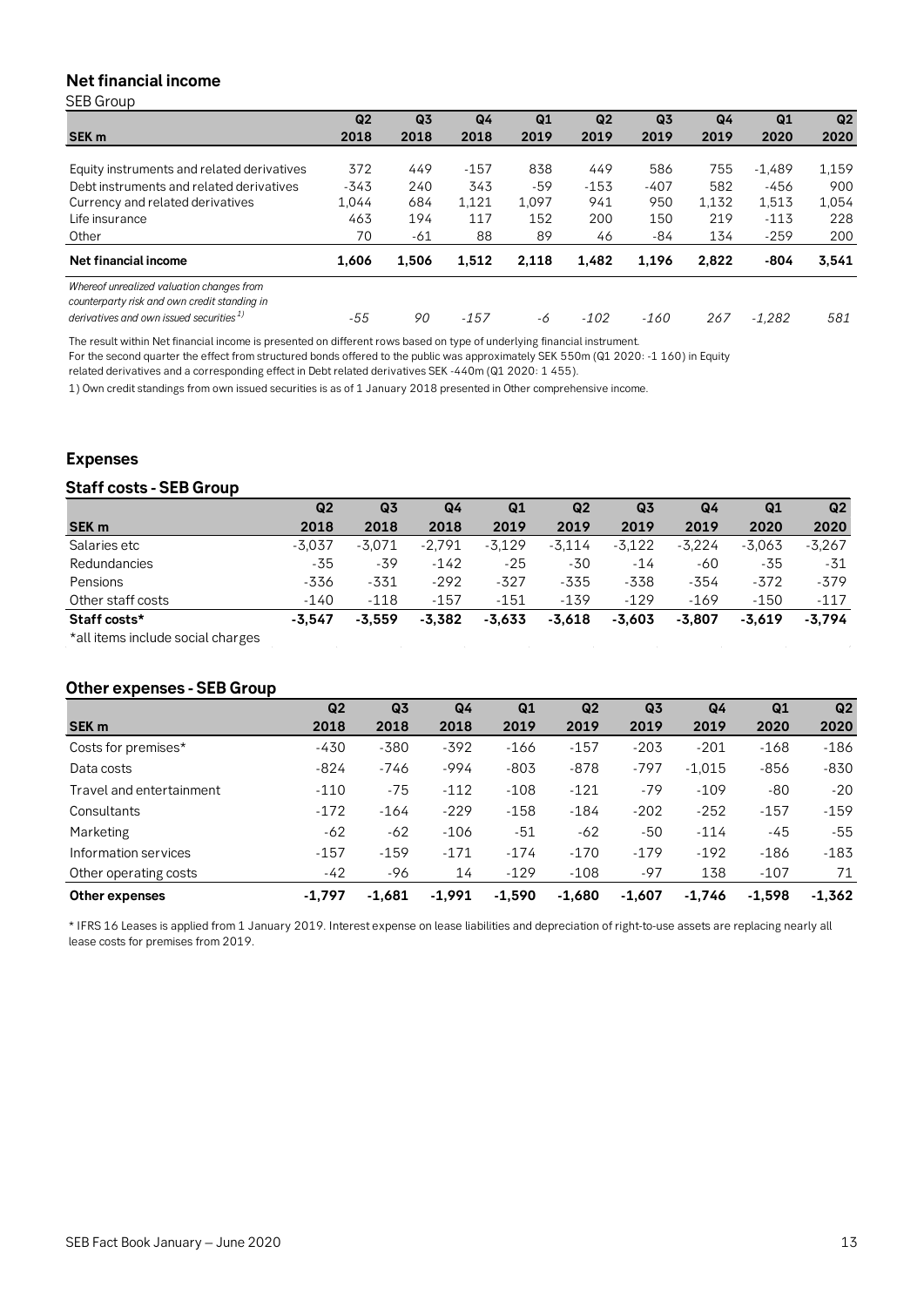## Net financial income

SEB Group

| SEK m | Q2 2018 | Q3 2018 | Q4 2018 | Q1 2019 | Q2 2019 | Q3 2019 | Q4 2019 | Q1 2020 | Q2 2020 |
|---|---|---|---|---|---|---|---|---|---|
| Equity instruments and related derivatives | 372 | 449 | -157 | 838 | 449 | 586 | 755 | -1,489 | 1,159 |
| Debt instruments and related derivatives | -343 | 240 | 343 | -59 | -153 | -407 | 582 | -456 | 900 |
| Currency and related derivatives | 1,044 | 684 | 1,121 | 1,097 | 941 | 950 | 1,132 | 1,513 | 1,054 |
| Life insurance | 463 | 194 | 117 | 152 | 200 | 150 | 219 | -113 | 228 |
| Other | 70 | -61 | 88 | 89 | 46 | -84 | 134 | -259 | 200 |
| **Net financial income** | **1,606** | **1,506** | **1,512** | **2,118** | **1,482** | **1,196** | **2,822** | **-804** | **3,541** |
| *Whereof unrealized valuation changes from counterparty risk and own credit standing in derivatives and own issued securities*[1] | *-55* | *90* | *-157* | *-6* | *-102* | *-160* | *267* | *-1,282* | *581* |

The result within Net financial income is presented on different rows based on type of underlying financial instrument.
For the second quarter the effect from structured bonds offered to the public was approximately SEK 550m (Q1 2020: -1 160) in Equity related derivatives and a corresponding effect in Debt related derivatives SEK -440m (Q1 2020: 1 455).

1) Own credit standings from own issued securities is as of 1 January 2018 presented in Other comprehensive income.

## Expenses

### Staff costs - SEB Group

| SEK m | Q2 2018 | Q3 2018 | Q4 2018 | Q1 2019 | Q2 2019 | Q3 2019 | Q4 2019 | Q1 2020 | Q2 2020 |
|---|---|---|---|---|---|---|---|---|---|
| Salaries etc | -3,037 | -3,071 | -2,791 | -3,129 | -3,114 | -3,122 | -3,224 | -3,063 | -3,267 |
| Redundancies | -35 | -39 | -142 | -25 | -30 | -14 | -60 | -35 | -31 |
| Pensions | -336 | -331 | -292 | -327 | -335 | -338 | -354 | -372 | -379 |
| Other staff costs | -140 | -118 | -157 | -151 | -139 | -129 | -169 | -150 | -117 |
| **Staff costs*** | **-3,547** | **-3,559** | **-3,382** | **-3,633** | **-3,618** | **-3,603** | **-3,807** | **-3,619** | **-3,794** |

*all items include social charges

### Other expenses - SEB Group

| SEK m | Q2 2018 | Q3 2018 | Q4 2018 | Q1 2019 | Q2 2019 | Q3 2019 | Q4 2019 | Q1 2020 | Q2 2020 |
|---|---|---|---|---|---|---|---|---|---|
| Costs for premises* | -430 | -380 | -392 | -166 | -157 | -203 | -201 | -168 | -186 |
| Data costs | -824 | -746 | -994 | -803 | -878 | -797 | -1,015 | -856 | -830 |
| Travel and entertainment | -110 | -75 | -112 | -108 | -121 | -79 | -109 | -80 | -20 |
| Consultants | -172 | -164 | -229 | -158 | -184 | -202 | -252 | -157 | -159 |
| Marketing | -62 | -62 | -106 | -51 | -62 | -50 | -114 | -45 | -55 |
| Information services | -157 | -159 | -171 | -174 | -170 | -179 | -192 | -186 | -183 |
| Other operating costs | -42 | -96 | 14 | -129 | -108 | -97 | 138 | -107 | 71 |
| **Other expenses** | **-1,797** | **-1,681** | **-1,991** | **-1,590** | **-1,680** | **-1,607** | **-1,746** | **-1,598** | **-1,362** |

* IFRS 16 Leases is applied from 1 January 2019. Interest expense on lease liabilities and depreciation of right-to-use assets are replacing nearly all lease costs for premises from 2019.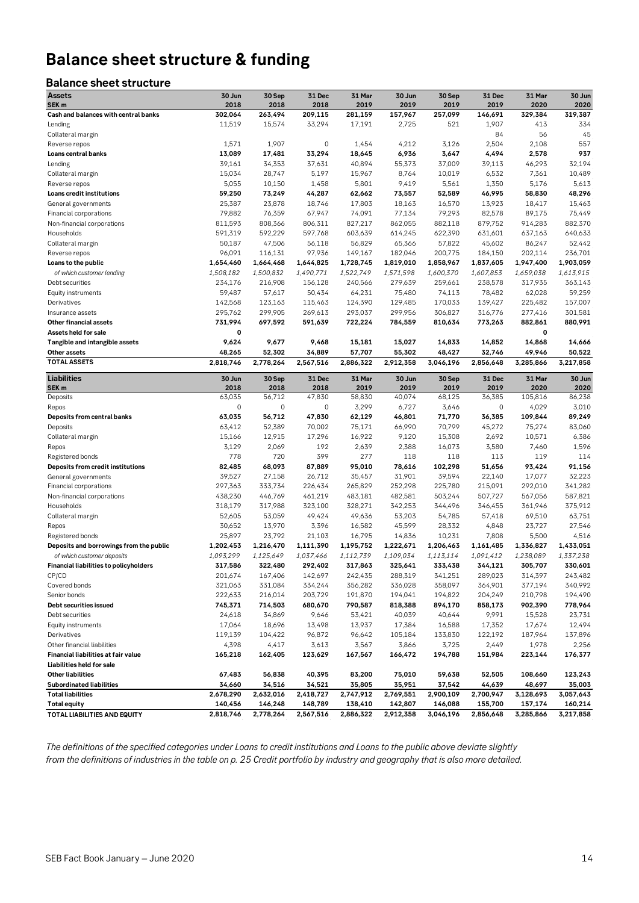# Balance sheet structure & funding

## Balance sheet structure

| Assets SEK m | 30 Jun 2018 | 30 Sep 2018 | 31 Dec 2018 | 31 Mar 2019 | 30 Jun 2019 | 30 Sep 2019 | 31 Dec 2019 | 31 Mar 2020 | 30 Jun 2020 |
|---|---|---|---|---|---|---|---|---|---|
| **Cash and balances with central banks** | **302,064** | **263,494** | **209,115** | **281,159** | **157,967** | **257,099** | **146,691** | **329,384** | **319,387** |
| Lending | 11,519 | 15,574 | 33,294 | 17,191 | 2,725 | 521 | 1,907 | 413 | 334 |
| Collateral margin | | | | | | | 84 | 56 | 45 |
| Reverse repos | 1,571 | 1,907 | 0 | 1,454 | 4,212 | 3,126 | 2,504 | 2,108 | 557 |
| **Loans central banks** | **13,089** | **17,481** | **33,294** | **18,645** | **6,936** | **3,647** | **4,494** | **2,578** | **937** |
| Lending | 39,161 | 34,353 | 37,631 | 40,894 | 55,373 | 37,009 | 39,113 | 46,293 | 32,194 |
| Collateral margin | 15,034 | 28,747 | 5,197 | 15,967 | 8,764 | 10,019 | 6,532 | 7,361 | 10,489 |
| Reverse repos | 5,055 | 10,150 | 1,458 | 5,801 | 9,419 | 5,561 | 1,350 | 5,176 | 5,613 |
| **Loans credit institutions** | **59,250** | **73,249** | **44,287** | **62,662** | **73,557** | **52,589** | **46,995** | **58,830** | **48,296** |
| General governments | 25,387 | 23,878 | 18,746 | 17,803 | 18,163 | 16,570 | 13,923 | 18,417 | 15,463 |
| Financial corporations | 79,882 | 76,359 | 67,947 | 74,091 | 77,134 | 79,293 | 82,578 | 89,175 | 75,449 |
| Non-financial corporations | 811,593 | 808,366 | 806,311 | 827,217 | 862,055 | 882,118 | 879,752 | 914,283 | 882,370 |
| Households | 591,319 | 592,229 | 597,768 | 603,639 | 614,245 | 622,390 | 631,601 | 637,163 | 640,633 |
| Collateral margin | 50,187 | 47,506 | 56,118 | 56,829 | 65,366 | 57,822 | 45,602 | 86,247 | 52,442 |
| Reverse repos | 96,091 | 116,131 | 97,936 | 149,167 | 182,046 | 200,775 | 184,150 | 202,114 | 236,701 |
| **Loans to the public** | **1,654,460** | **1,664,468** | **1,644,825** | **1,728,745** | **1,819,010** | **1,858,967** | **1,837,605** | **1,947,400** | **1,903,059** |
| *of which customer lending* | *1,508,182* | *1,500,832* | *1,490,771* | *1,522,749* | *1,571,598* | *1,600,370* | *1,607,853* | *1,659,038* | *1,613,915* |
| Debt securities | 234,176 | 216,908 | 156,128 | 240,566 | 279,639 | 259,661 | 238,578 | 317,935 | 363,143 |
| Equity instruments | 59,487 | 57,617 | 50,434 | 64,231 | 75,480 | 74,113 | 78,482 | 62,028 | 59,259 |
| Derivatives | 142,568 | 123,163 | 115,463 | 124,390 | 129,485 | 170,033 | 139,427 | 225,482 | 157,007 |
| Insurance assets | 295,762 | 299,905 | 269,613 | 293,037 | 299,956 | 306,827 | 316,776 | 277,416 | 301,581 |
| **Other financial assets** | **731,994** | **697,592** | **591,639** | **722,224** | **784,559** | **810,634** | **773,263** | **882,861** | **880,991** |
| **Assets held for sale** | **0** | | | | | | | **0** | |
| **Tangible and intangible assets** | **9,624** | **9,677** | **9,468** | **15,181** | **15,027** | **14,833** | **14,852** | **14,868** | **14,666** |
| **Other assets** | **48,265** | **52,302** | **34,889** | **57,707** | **55,302** | **48,427** | **32,746** | **49,946** | **50,522** |
| **TOTAL ASSETS** | **2,818,746** | **2,778,264** | **2,567,516** | **2,886,322** | **2,912,358** | **3,046,196** | **2,856,648** | **3,285,866** | **3,217,858** |

| Liabilities SEK m | 30 Jun 2018 | 30 Sep 2018 | 31 Dec 2018 | 31 Mar 2019 | 30 Jun 2019 | 30 Sep 2019 | 31 Dec 2019 | 31 Mar 2020 | 30 Jun 2020 |
|---|---|---|---|---|---|---|---|---|---|
| Deposits | 63,035 | 56,712 | 47,830 | 58,830 | 40,074 | 68,125 | 36,385 | 105,816 | 86,238 |
| Repos | 0 | 0 | 0 | 3,299 | 6,727 | 3,646 | 0 | 4,029 | 3,010 |
| **Deposits from central banks** | **63,035** | **56,712** | **47,830** | **62,129** | **46,801** | **71,770** | **36,385** | **109,844** | **89,249** |
| Deposits | 63,412 | 52,389 | 70,002 | 75,171 | 66,990 | 70,799 | 45,272 | 75,274 | 83,060 |
| Collateral margin | 15,166 | 12,915 | 17,296 | 16,922 | 9,120 | 15,308 | 2,692 | 10,571 | 6,386 |
| Repos | 3,129 | 2,069 | 192 | 2,639 | 2,388 | 16,073 | 3,580 | 7,460 | 1,596 |
| Registered bonds | 778 | 720 | 399 | 277 | 118 | 118 | 113 | 119 | 114 |
| **Deposits from credit institutions** | **82,485** | **68,093** | **87,889** | **95,010** | **78,616** | **102,298** | **51,656** | **93,424** | **91,156** |
| General governments | 39,527 | 27,158 | 26,712 | 35,457 | 31,901 | 39,594 | 22,140 | 17,077 | 32,223 |
| Financial corporations | 297,363 | 333,734 | 226,434 | 265,829 | 252,298 | 225,780 | 215,091 | 292,010 | 341,282 |
| Non-financial corporations | 438,230 | 446,769 | 461,219 | 483,181 | 482,581 | 503,244 | 507,727 | 567,056 | 587,821 |
| Households | 318,179 | 317,988 | 323,100 | 328,271 | 342,253 | 344,496 | 346,455 | 361,946 | 375,912 |
| Collateral margin | 52,605 | 53,059 | 49,424 | 49,636 | 53,203 | 54,785 | 57,418 | 69,510 | 63,751 |
| Repos | 30,652 | 13,970 | 3,396 | 16,582 | 45,599 | 28,332 | 4,848 | 23,727 | 27,546 |
| Registered bonds | 25,897 | 23,792 | 21,103 | 16,795 | 14,836 | 10,231 | 7,808 | 5,500 | 4,516 |
| **Deposits and borrowings from the public** | **1,202,453** | **1,216,470** | **1,111,390** | **1,195,752** | **1,222,671** | **1,206,463** | **1,161,485** | **1,336,827** | **1,433,051** |
| *of which customer deposits* | *1,093,299* | *1,125,649* | *1,037,466* | *1,112,739* | *1,109,034* | *1,113,114* | *1,091,412* | *1,238,089* | *1,337,238* |
| **Financial liabilities to policyholders** | **317,586** | **322,480** | **292,402** | **317,863** | **325,641** | **333,438** | **344,121** | **305,707** | **330,601** |
| CP/CD | 201,674 | 167,406 | 142,697 | 242,435 | 288,319 | 341,251 | 289,023 | 314,397 | 243,482 |
| Covered bonds | 321,063 | 331,084 | 334,244 | 356,282 | 336,028 | 358,097 | 364,901 | 377,194 | 340,992 |
| Senior bonds | 222,633 | 216,014 | 203,729 | 191,870 | 194,041 | 194,822 | 204,249 | 210,798 | 194,490 |
| **Debt securities issued** | **745,371** | **714,503** | **680,670** | **790,587** | **818,388** | **894,170** | **858,173** | **902,390** | **778,964** |
| Debt securities | 24,618 | 34,869 | 9,646 | 53,421 | 40,039 | 40,644 | 9,991 | 15,528 | 23,731 |
| Equity instruments | 17,064 | 18,696 | 13,498 | 13,937 | 17,384 | 16,588 | 17,352 | 17,674 | 12,494 |
| Derivatives | 119,139 | 104,422 | 96,872 | 96,642 | 105,184 | 133,830 | 122,192 | 187,964 | 137,896 |
| Other financial liabilities | 4,398 | 4,417 | 3,613 | 3,567 | 3,866 | 3,725 | 2,449 | 1,978 | 2,256 |
| **Financial liabilities at fair value** | **165,218** | **162,405** | **123,629** | **167,567** | **166,472** | **194,788** | **151,984** | **223,144** | **176,377** |
| **Liabilities held for sale** | | | | | | | | | |
| **Other liabilities** | **67,483** | **56,838** | **40,395** | **83,200** | **75,010** | **59,638** | **52,505** | **108,660** | **123,243** |
| **Subordinated liabilities** | **34,660** | **34,516** | **34,521** | **35,805** | **35,951** | **37,542** | **44,639** | **48,697** | **35,003** |
| **Total liabilities** | **2,678,290** | **2,632,016** | **2,418,727** | **2,747,912** | **2,769,551** | **2,900,109** | **2,700,947** | **3,128,693** | **3,057,643** |
| **Total equity** | **140,456** | **146,248** | **148,789** | **138,410** | **142,807** | **146,088** | **155,700** | **157,174** | **160,214** |
| **TOTAL LIABILITIES AND EQUITY** | **2,818,746** | **2,778,264** | **2,567,516** | **2,886,322** | **2,912,358** | **3,046,196** | **2,856,648** | **3,285,866** | **3,217,858** |

*The definitions of the specified categories under Loans to credit institutions and Loans to the public above deviate slightly from the definitions of industries in the table on p. 25 Credit portfolio by industry and geography that is also more detailed.*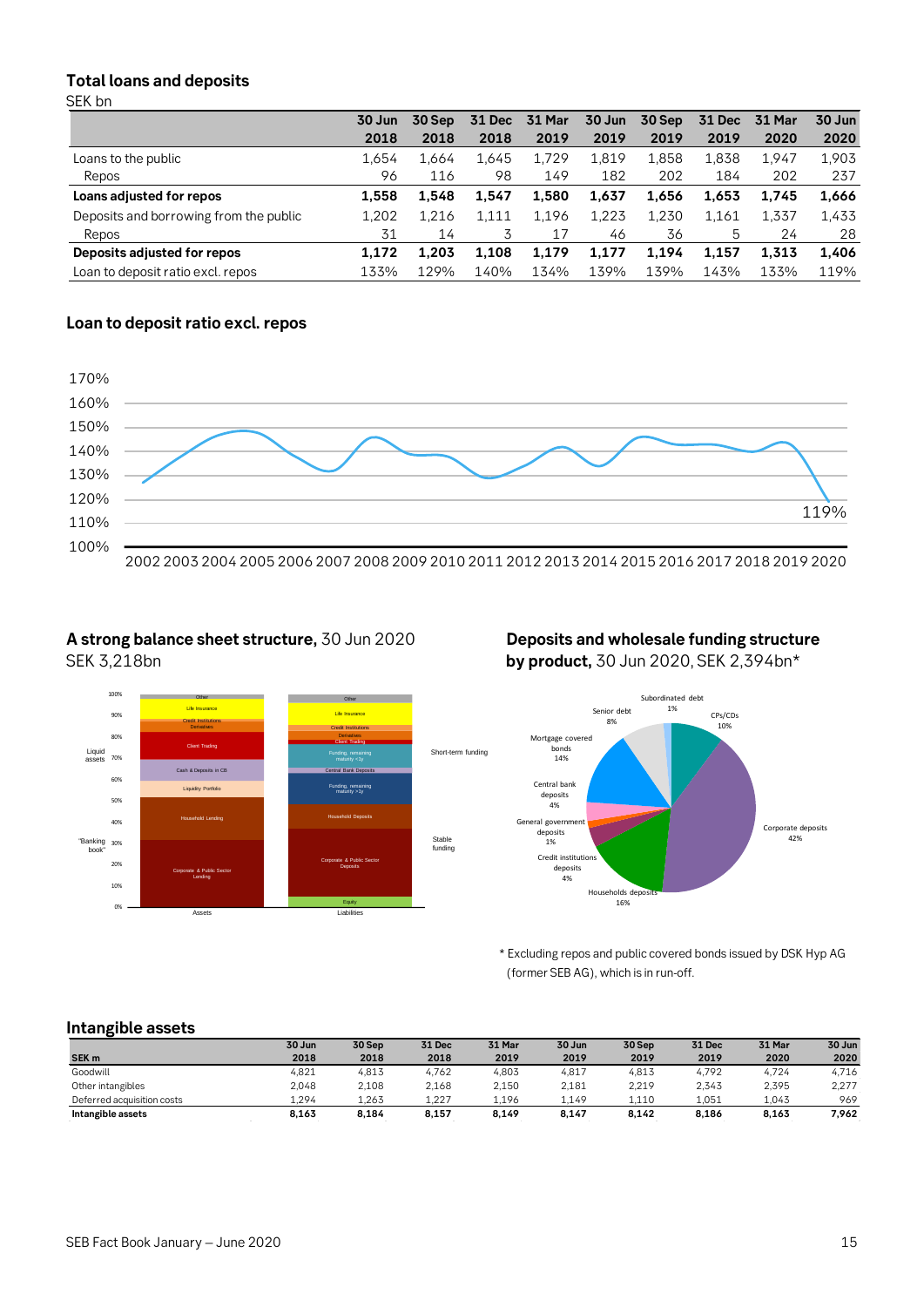## Total loans and deposits

SEK bn

| | 30 Jun 2018 | 30 Sep 2018 | 31 Dec 2018 | 31 Mar 2019 | 30 Jun 2019 | 30 Sep 2019 | 31 Dec 2019 | 31 Mar 2020 | 30 Jun 2020 |
|---|---|---|---|---|---|---|---|---|---|
| Loans to the public | 1,654 | 1,664 | 1,645 | 1,729 | 1,819 | 1,858 | 1,838 | 1,947 | 1,903 |
| Repos | 96 | 116 | 98 | 149 | 182 | 202 | 184 | 202 | 237 |
| **Loans adjusted for repos** | **1,558** | **1,548** | **1,547** | **1,580** | **1,637** | **1,656** | **1,653** | **1,745** | **1,666** |
| Deposits and borrowing from the public | 1,202 | 1,216 | 1,111 | 1,196 | 1,223 | 1,230 | 1,161 | 1,337 | 1,433 |
| Repos | 31 | 14 | 3 | 17 | 46 | 36 | 5 | 24 | 28 |
| **Deposits adjusted for repos** | **1,172** | **1,203** | **1,108** | **1,179** | **1,177** | **1,194** | **1,157** | **1,313** | **1,406** |
| Loan to deposit ratio excl. repos | 133% | 129% | 140% | 134% | 139% | 139% | 143% | 133% | 119% |

## Loan to deposit ratio excl. repos

## A strong balance sheet structure, 30 Jun 2020

SEK 3,218bn

## Deposits and wholesale funding structure by product, 30 Jun 2020, SEK 2,394bn*

\* Excluding repos and public covered bonds issued by DSK Hyp AG (former SEB AG), which is in run-off.

## Intangible assets

| SEK m | 30 Jun 2018 | 30 Sep 2018 | 31 Dec 2018 | 31 Mar 2019 | 30 Jun 2019 | 30 Sep 2019 | 31 Dec 2019 | 31 Mar 2020 | 30 Jun 2020 |
|---|---|---|---|---|---|---|---|---|---|
| Goodwill | 4,821 | 4,813 | 4,762 | 4,803 | 4,817 | 4,813 | 4,792 | 4,724 | 4,716 |
| Other intangibles | 2,048 | 2,108 | 2,168 | 2,150 | 2,181 | 2,219 | 2,343 | 2,395 | 2,277 |
| Deferred acquisition costs | 1,294 | 1,263 | 1,227 | 1,196 | 1,149 | 1,110 | 1,051 | 1,043 | 969 |
| **Intangible assets** | **8,163** | **8,184** | **8,157** | **8,149** | **8,147** | **8,142** | **8,186** | **8,163** | **7,962** |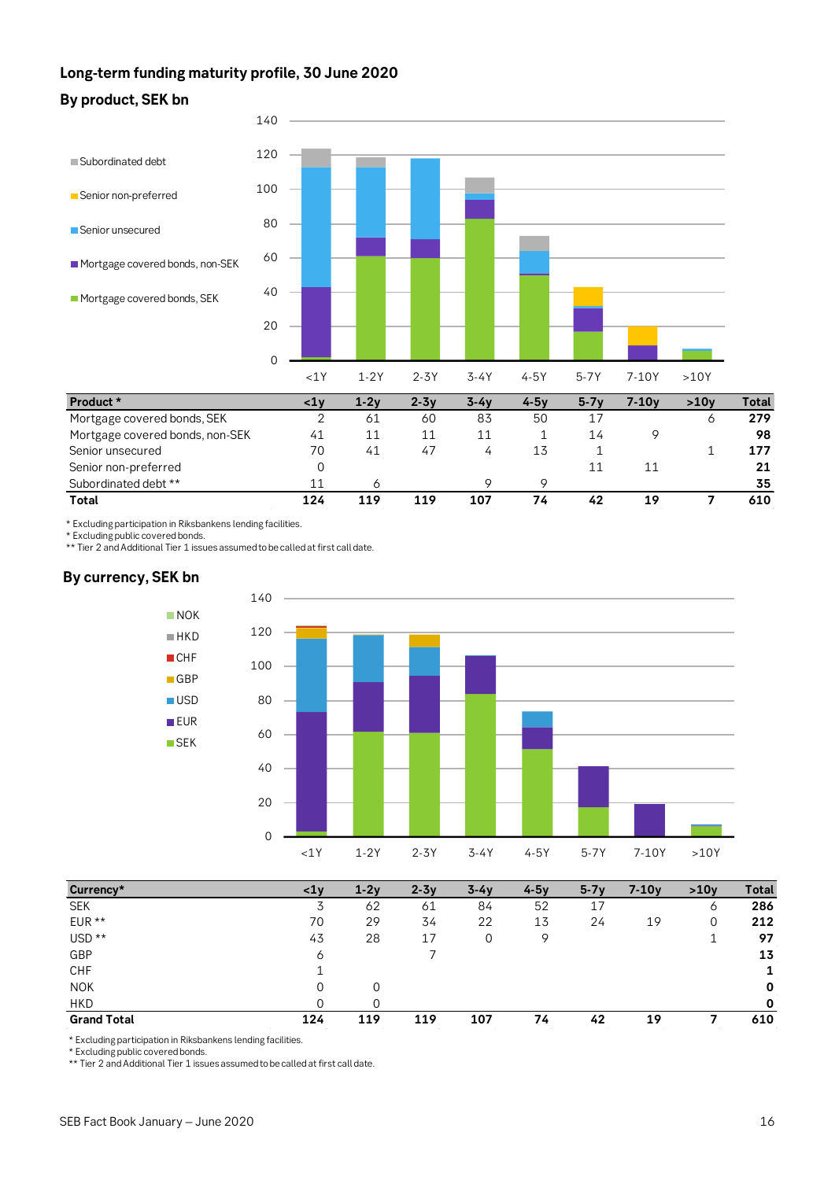## Long-term funding maturity profile, 30 June 2020

### By product, SEK bn

| Product * | <1y | 1-2y | 2-3y | 3-4y | 4-5y | 5-7y | 7-10y | >10y | Total |
|---|---|---|---|---|---|---|---|---|---|
| Mortgage covered bonds, SEK | 2 | 61 | 60 | 83 | 50 | 17 | | 6 | **279** |
| Mortgage covered bonds, non-SEK | 41 | 11 | 11 | 11 | 1 | 14 | 9 | | **98** |
| Senior unsecured | 70 | 41 | 47 | 4 | 13 | 1 | | 1 | **177** |
| Senior non-preferred | 0 | | | | | 11 | 11 | | **21** |
| Subordinated debt ** | 11 | 6 | | 9 | 9 | | | | **35** |
| **Total** | **124** | **119** | **119** | **107** | **74** | **42** | **19** | **7** | **610** |

\* Excluding participation in Riksbankens lending facilities.
\* Excluding public covered bonds.
\** Tier 2 and Additional Tier 1 issues assumed to be called at first call date.

### By currency, SEK bn

| Currency* | <1y | 1-2y | 2-3y | 3-4y | 4-5y | 5-7y | 7-10y | >10y | Total |
|---|---|---|---|---|---|---|---|---|---|
| SEK | 3 | 62 | 61 | 84 | 52 | 17 | | 6 | **286** |
| EUR ** | 70 | 29 | 34 | 22 | 13 | 24 | 19 | 0 | **212** |
| USD ** | 43 | 28 | 17 | 0 | 9 | | | 1 | **97** |
| GBP | 6 | | 7 | | | | | | **13** |
| CHF | 1 | | | | | | | | **1** |
| NOK | 0 | 0 | | | | | | | **0** |
| HKD | 0 | 0 | | | | | | | **0** |
| **Grand Total** | **124** | **119** | **119** | **107** | **74** | **42** | **19** | **7** | **610** |

\* Excluding participation in Riksbankens lending facilities.
\* Excluding public covered bonds.
\** Tier 2 and Additional Tier 1 issues assumed to be called at first call date.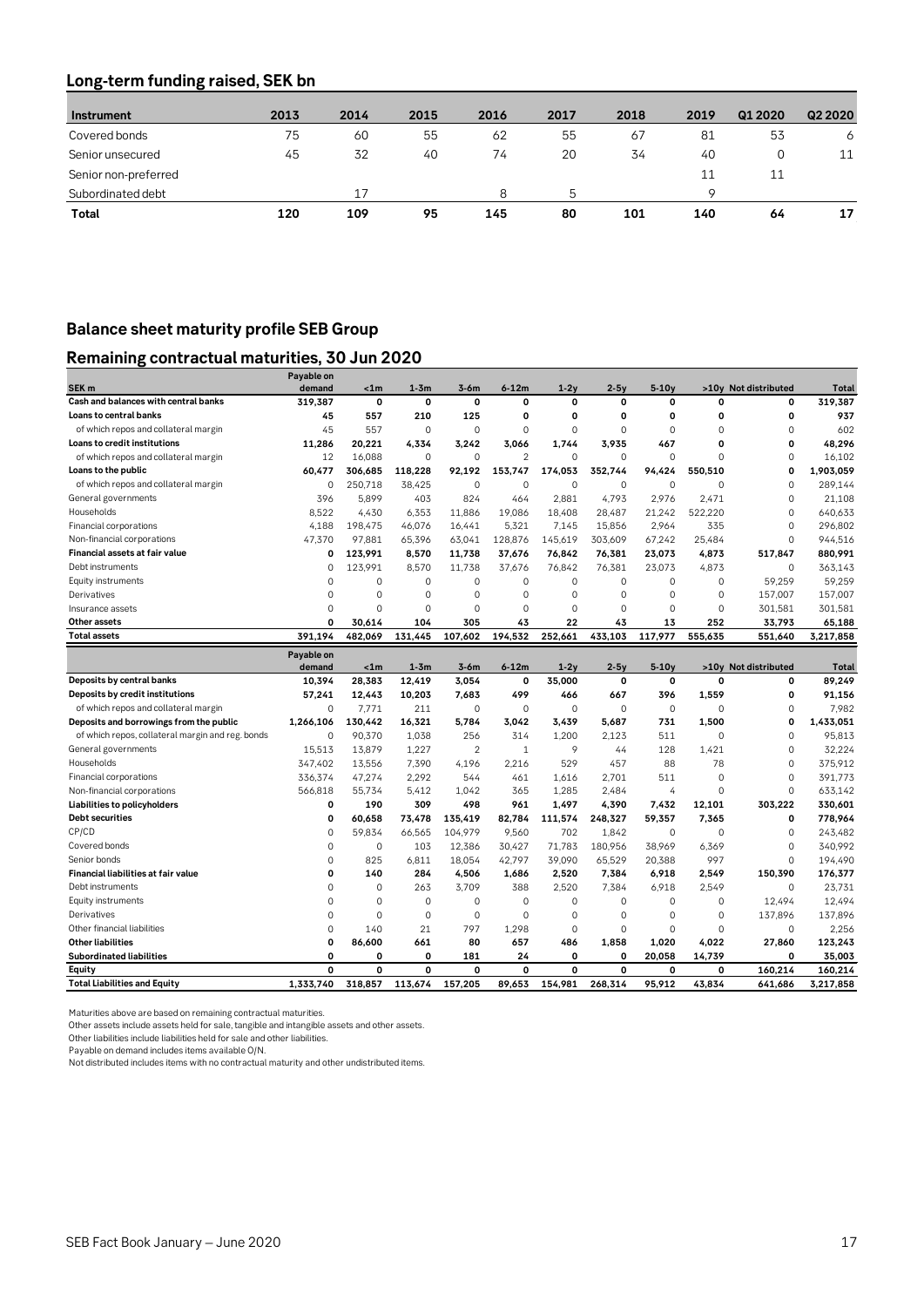## Long-term funding raised, SEK bn

| Instrument | 2013 | 2014 | 2015 | 2016 | 2017 | 2018 | 2019 | Q1 2020 | Q2 2020 |
|---|---|---|---|---|---|---|---|---|---|
| Covered bonds | 75 | 60 | 55 | 62 | 55 | 67 | 81 | 53 | 6 |
| Senior unsecured | 45 | 32 | 40 | 74 | 20 | 34 | 40 | 0 | 11 |
| Senior non-preferred | | | | | | | 11 | 11 | |
| Subordinated debt | | 17 | | 8 | 5 | | 9 | | |
| **Total** | **120** | **109** | **95** | **145** | **80** | **101** | **140** | **64** | **17** |

## Balance sheet maturity profile SEB Group

## Remaining contractual maturities, 30 Jun 2020

| SEK m | Payable on demand | <1m | 1-3m | 3-6m | 6-12m | 1-2y | 2-5y | 5-10y | >10y | Not distributed | Total |
|---|---|---|---|---|---|---|---|---|---|---|---|
| **Cash and balances with central banks** | **319,387** | **0** | **0** | **0** | **0** | **0** | **0** | **0** | **0** | **0** | **319,387** |
| **Loans to central banks** | **45** | **557** | **210** | **125** | **0** | **0** | **0** | **0** | **0** | **0** | **937** |
| of which repos and collateral margin | 45 | 557 | 0 | 0 | 0 | 0 | 0 | 0 | 0 | 0 | 602 |
| **Loans to credit institutions** | **11,286** | **20,221** | **4,334** | **3,242** | **3,066** | **1,744** | **3,935** | **467** | **0** | **0** | **48,296** |
| of which repos and collateral margin | 12 | 16,088 | 0 | 0 | 2 | 0 | 0 | 0 | 0 | 0 | 16,102 |
| **Loans to the public** | **60,477** | **306,685** | **118,228** | **92,192** | **153,747** | **174,053** | **352,744** | **94,424** | **550,510** | **0** | **1,903,059** |
| of which repos and collateral margin | 0 | 250,718 | 38,425 | 0 | 0 | 0 | 0 | 0 | 0 | 0 | 289,144 |
| General governments | 396 | 5,899 | 403 | 824 | 464 | 2,881 | 4,793 | 2,976 | 2,471 | 0 | 21,108 |
| Households | 8,522 | 4,430 | 6,353 | 11,886 | 19,086 | 18,408 | 28,487 | 21,242 | 522,220 | 0 | 640,633 |
| Financial corporations | 4,188 | 198,475 | 46,076 | 16,441 | 5,321 | 7,145 | 15,856 | 2,964 | 335 | 0 | 296,802 |
| Non-financial corporations | 47,370 | 97,881 | 65,396 | 63,041 | 128,876 | 145,619 | 303,609 | 67,242 | 25,484 | 0 | 944,516 |
| **Financial assets at fair value** | **0** | **123,991** | **8,570** | **11,738** | **37,676** | **76,842** | **76,381** | **23,073** | **4,873** | **517,847** | **880,991** |
| Debt instruments | 0 | 123,991 | 8,570 | 11,738 | 37,676 | 76,842 | 76,381 | 23,073 | 4,873 | 0 | 363,143 |
| Equity instruments | 0 | 0 | 0 | 0 | 0 | 0 | 0 | 0 | 0 | 59,259 | 59,259 |
| Derivatives | 0 | 0 | 0 | 0 | 0 | 0 | 0 | 0 | 0 | 157,007 | 157,007 |
| Insurance assets | 0 | 0 | 0 | 0 | 0 | 0 | 0 | 0 | 0 | 301,581 | 301,581 |
| **Other assets** | **0** | **30,614** | **104** | **305** | **43** | **22** | **43** | **13** | **252** | **33,793** | **65,188** |
| **Total assets** | **391,194** | **482,069** | **131,445** | **107,602** | **194,532** | **252,661** | **433,103** | **117,977** | **555,635** | **551,640** | **3,217,858** |

| | Payable on demand | <1m | 1-3m | 3-6m | 6-12m | 1-2y | 2-5y | 5-10y | >10y | Not distributed | Total |
|---|---|---|---|---|---|---|---|---|---|---|---|
| **Deposits by central banks** | **10,394** | **28,383** | **12,419** | **3,054** | **0** | **35,000** | **0** | **0** | **0** | **0** | **89,249** |
| **Deposits by credit institutions** | **57,241** | **12,443** | **10,203** | **7,683** | **499** | **466** | **667** | **396** | **1,559** | **0** | **91,156** |
| of which repos and collateral margin | 0 | 7,771 | 211 | 0 | 0 | 0 | 0 | 0 | 0 | 0 | 7,982 |
| **Deposits and borrowings from the public** | **1,266,106** | **130,442** | **16,321** | **5,784** | **3,042** | **3,439** | **5,687** | **731** | **1,500** | **0** | **1,433,051** |
| of which repos, collateral margin and reg. bonds | 0 | 90,370 | 1,038 | 256 | 314 | 1,200 | 2,123 | 511 | 0 | 0 | 95,813 |
| General governments | 15,513 | 13,879 | 1,227 | 2 | 1 | 9 | 44 | 128 | 1,421 | 0 | 32,224 |
| Households | 347,402 | 13,556 | 7,390 | 4,196 | 2,216 | 529 | 457 | 88 | 78 | 0 | 375,912 |
| Financial corporations | 336,374 | 47,274 | 2,292 | 544 | 461 | 1,616 | 2,701 | 511 | 0 | 0 | 391,773 |
| Non-financial corporations | 566,818 | 55,734 | 5,412 | 1,042 | 365 | 1,285 | 2,484 | 4 | 0 | 0 | 633,142 |
| **Liabilities to policyholders** | **0** | **190** | **309** | **498** | **961** | **1,497** | **4,390** | **7,432** | **12,101** | **303,222** | **330,601** |
| **Debt securities** | **0** | **60,658** | **73,478** | **135,419** | **82,784** | **111,574** | **248,327** | **59,357** | **7,365** | **0** | **778,964** |
| CP/CD | 0 | 59,834 | 66,565 | 104,979 | 9,560 | 702 | 1,842 | 0 | 0 | 0 | 243,482 |
| Covered bonds | 0 | 0 | 103 | 12,386 | 30,427 | 71,783 | 180,956 | 38,969 | 6,369 | 0 | 340,992 |
| Senior bonds | 0 | 825 | 6,811 | 18,054 | 42,797 | 39,090 | 65,529 | 20,388 | 997 | 0 | 194,490 |
| **Financial liabilities at fair value** | **0** | **140** | **284** | **4,506** | **1,686** | **2,520** | **7,384** | **6,918** | **2,549** | **150,390** | **176,377** |
| Debt instruments | 0 | 0 | 263 | 3,709 | 388 | 2,520 | 7,384 | 6,918 | 2,549 | 0 | 23,731 |
| Equity instruments | 0 | 0 | 0 | 0 | 0 | 0 | 0 | 0 | 0 | 12,494 | 12,494 |
| Derivatives | 0 | 0 | 0 | 0 | 0 | 0 | 0 | 0 | 0 | 137,896 | 137,896 |
| Other financial liabilities | 0 | 140 | 21 | 797 | 1,298 | 0 | 0 | 0 | 0 | 0 | 2,256 |
| **Other liabilities** | **0** | **86,600** | **661** | **80** | **657** | **486** | **1,858** | **1,020** | **4,022** | **27,860** | **123,243** |
| **Subordinated liabilities** | **0** | **0** | **0** | **181** | **24** | **0** | **0** | **20,058** | **14,739** | **0** | **35,003** |
| **Equity** | **0** | **0** | **0** | **0** | **0** | **0** | **0** | **0** | **0** | **160,214** | **160,214** |
| **Total Liabilities and Equity** | **1,333,740** | **318,857** | **113,674** | **157,205** | **89,653** | **154,981** | **268,314** | **95,912** | **43,834** | **641,686** | **3,217,858** |

Maturities above are based on remaining contractual maturities.
Other assets include assets held for sale, tangible and intangible assets and other assets.
Other liabilities include liabilities held for sale and other liabilities.
Payable on demand includes items available O/N.
Not distributed includes items with no contractual maturity and other undistributed items.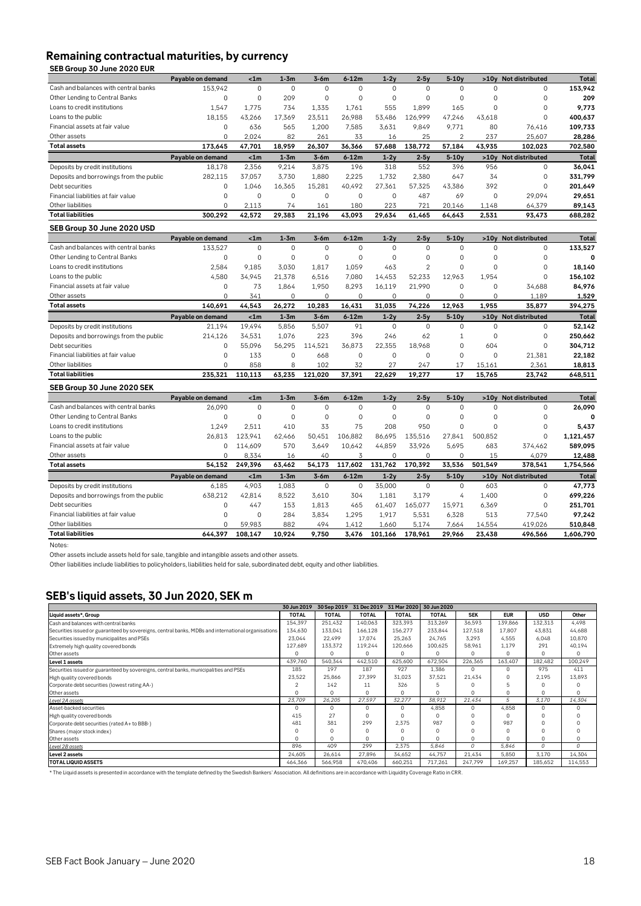## Remaining contractual maturities, by currency

### SEB Group 30 June 2020 EUR

| | Payable on demand | <1m | 1-3m | 3-6m | 6-12m | 1-2y | 2-5y | 5-10y | >10y | Not distributed | Total |
|---|---|---|---|---|---|---|---|---|---|---|---|
| Cash and balances with central banks | 153,942 | 0 | 0 | 0 | 0 | 0 | 0 | 0 | 0 | 0 | **153,942** |
| Other Lending to Central Banks | 0 | 0 | 209 | 0 | 0 | 0 | 0 | 0 | 0 | 0 | **209** |
| Loans to credit institutions | 1,547 | 1,775 | 734 | 1,335 | 1,761 | 555 | 1,899 | 165 | 0 | 0 | **9,773** |
| Loans to the public | 18,155 | 43,266 | 17,369 | 23,511 | 26,988 | 53,486 | 126,999 | 47,246 | 43,618 | 0 | **400,637** |
| Financial assets at fair value | 0 | 636 | 565 | 1,200 | 7,585 | 3,631 | 9,849 | 9,771 | 80 | 76,416 | **109,733** |
| Other assets | 0 | 2,024 | 82 | 261 | 33 | 16 | 25 | 2 | 237 | 25,607 | **28,286** |
| **Total assets** | **173,645** | **47,701** | **18,959** | **26,307** | **36,366** | **57,688** | **138,772** | **57,184** | **43,935** | **102,023** | **702,580** |
| | **Payable on demand** | **<1m** | **1-3m** | **3-6m** | **6-12m** | **1-2y** | **2-5y** | **5-10y** | **>10y** | **Not distributed** | **Total** |
| Deposits by credit institutions | 18,178 | 2,356 | 9,214 | 3,875 | 196 | 318 | 552 | 396 | 956 | 0 | **36,041** |
| Deposits and borrowings from the public | 282,115 | 37,057 | 3,730 | 1,880 | 2,225 | 1,732 | 2,380 | 647 | 34 | 0 | **331,799** |
| Debt securities | 0 | 1,046 | 16,365 | 15,281 | 40,492 | 27,361 | 57,325 | 43,386 | 392 | 0 | **201,649** |
| Financial liabilities at fair value | 0 | 0 | 0 | 0 | 0 | 0 | 487 | 69 | 0 | 29,094 | **29,651** |
| Other liabilities | 0 | 2,113 | 74 | 161 | 180 | 223 | 721 | 20,146 | 1,148 | 64,379 | **89,143** |
| **Total liabilities** | **300,292** | **42,572** | **29,383** | **21,196** | **43,093** | **29,634** | **61,465** | **64,643** | **2,531** | **93,473** | **688,282** |

### SEB Group 30 June 2020 USD

| | Payable on demand | <1m | 1-3m | 3-6m | 6-12m | 1-2y | 2-5y | 5-10y | >10y | Not distributed | Total |
|---|---|---|---|---|---|---|---|---|---|---|---|
| Cash and balances with central banks | 133,527 | 0 | 0 | 0 | 0 | 0 | 0 | 0 | 0 | 0 | **133,527** |
| Other Lending to Central Banks | 0 | 0 | 0 | 0 | 0 | 0 | 0 | 0 | 0 | 0 | **0** |
| Loans to credit institutions | 2,584 | 9,185 | 3,030 | 1,817 | 1,059 | 463 | 2 | 0 | 0 | 0 | **18,140** |
| Loans to the public | 4,580 | 34,945 | 21,378 | 6,516 | 7,080 | 14,453 | 52,233 | 12,963 | 1,954 | 0 | **156,102** |
| Financial assets at fair value | 0 | 73 | 1,864 | 1,950 | 8,293 | 16,119 | 21,990 | 0 | 0 | 34,688 | **84,976** |
| Other assets | 0 | 341 | 0 | 0 | 0 | 0 | 0 | 0 | 0 | 1,189 | **1,529** |
| **Total assets** | **140,691** | **44,543** | **26,272** | **10,283** | **16,431** | **31,035** | **74,226** | **12,963** | **1,955** | **35,877** | **394,275** |
| | **Payable on demand** | **<1m** | **1-3m** | **3-6m** | **6-12m** | **1-2y** | **2-5y** | **5-10y** | **>10y** | **Not distributed** | **Total** |
| Deposits by credit institutions | 21,194 | 19,494 | 5,856 | 5,507 | 91 | 0 | 0 | 0 | 0 | 0 | **52,142** |
| Deposits and borrowings from the public | 214,126 | 34,531 | 1,076 | 223 | 396 | 246 | 62 | 1 | 0 | 0 | **250,662** |
| Debt securities | 0 | 55,096 | 56,295 | 114,521 | 36,873 | 22,355 | 18,968 | 0 | 604 | 0 | **304,712** |
| Financial liabilities at fair value | 0 | 133 | 0 | 668 | 0 | 0 | 0 | 0 | 0 | 21,381 | **22,182** |
| Other liabilities | 0 | 858 | 8 | 102 | 32 | 27 | 247 | 17 | 15,161 | 2,361 | **18,813** |
| **Total liabilities** | **235,321** | **110,113** | **63,235** | **121,020** | **37,391** | **22,629** | **19,277** | **17** | **15,765** | **23,742** | **648,511** |

### SEB Group 30 June 2020 SEK

| | Payable on demand | <1m | 1-3m | 3-6m | 6-12m | 1-2y | 2-5y | 5-10y | >10y | Not distributed | Total |
|---|---|---|---|---|---|---|---|---|---|---|---|
| Cash and balances with central banks | 26,090 | 0 | 0 | 0 | 0 | 0 | 0 | 0 | 0 | 0 | **26,090** |
| Other Lending to Central Banks | 0 | 0 | 0 | 0 | 0 | 0 | 0 | 0 | 0 | 0 | **0** |
| Loans to credit institutions | 1,249 | 2,511 | 410 | 33 | 75 | 208 | 950 | 0 | 0 | 0 | **5,437** |
| Loans to the public | 26,813 | 123,941 | 62,466 | 50,451 | 106,882 | 86,695 | 135,516 | 27,841 | 500,852 | 0 | **1,121,457** |
| Financial assets at fair value | 0 | 114,609 | 570 | 3,649 | 10,642 | 44,859 | 33,926 | 5,695 | 683 | 374,462 | **589,095** |
| Other assets | 0 | 8,334 | 16 | 40 | 3 | 0 | 0 | 0 | 15 | 4,079 | **12,488** |
| **Total assets** | **54,152** | **249,396** | **63,462** | **54,173** | **117,602** | **131,762** | **170,392** | **33,536** | **501,549** | **378,541** | **1,754,566** |
| | **Payable on demand** | **<1m** | **1-3m** | **3-6m** | **6-12m** | **1-2y** | **2-5y** | **5-10y** | **>10y** | **Not distributed** | **Total** |
| Deposits by credit institutions | 6,185 | 4,903 | 1,083 | 0 | 0 | 35,000 | 0 | 0 | 603 | 0 | **47,773** |
| Deposits and borrowings from the public | 638,212 | 42,814 | 8,522 | 3,610 | 304 | 1,181 | 3,179 | 4 | 1,400 | 0 | **699,226** |
| Debt securities | 0 | 447 | 153 | 1,813 | 465 | 61,407 | 165,077 | 15,971 | 6,369 | 0 | **251,701** |
| Financial liabilities at fair value | 0 | 0 | 284 | 3,834 | 1,295 | 1,917 | 5,531 | 6,328 | 513 | 77,540 | **97,242** |
| Other liabilities | 0 | 59,983 | 882 | 494 | 1,412 | 1,660 | 5,174 | 7,664 | 14,554 | 419,026 | **510,848** |
| **Total liabilities** | **644,397** | **108,147** | **10,924** | **9,750** | **3,476** | **101,166** | **178,961** | **29,966** | **23,438** | **496,566** | **1,606,790** |

Notes:

Other assets include assets held for sale, tangible and intangible assets and other assets.

Other liabilities include liabilities to policyholders, liabilities held for sale, subordinated debt, equity and other liabilities.

## SEB's liquid assets, 30 Jun 2020, SEK m

| | 30 Jun 2019 | 30 Sep 2019 | 31 Dec 2019 | 31 Mar 2020 | 30 Jun 2020 | | | | |
|---|---|---|---|---|---|---|---|---|---|
| **Liquid assets\*, Group** | **TOTAL** | **TOTAL** | **TOTAL** | **TOTAL** | **TOTAL** | **SEK** | **EUR** | **USD** | **Other** |
| Cash and balances with central banks | 154,397 | 251,432 | 140,063 | 323,393 | 313,269 | 36,593 | 139,866 | 132,313 | 4,498 |
| Securities issued or guaranteed by sovereigns, central banks, MDBs and international organisations | 134,630 | 133,041 | 166,128 | 156,277 | 233,844 | 127,518 | 17,807 | 43,831 | 44,688 |
| Securities issued by municipalites and PSEs | 23,044 | 22,499 | 17,074 | 25,263 | 24,765 | 3,293 | 4,555 | 6,048 | 10,870 |
| Extremely high quality covered bonds | 127,689 | 133,372 | 119,244 | 120,666 | 100,625 | 58,961 | 1,179 | 291 | 40,194 |
| Other assets | 0 | 0 | 0 | 0 | 0 | 0 | 0 | 0 | 0 |
| **Level 1 assets** | **439,760** | **540,344** | **442,510** | **625,600** | **672,504** | **226,365** | **163,407** | **182,482** | **100,249** |
| Securities issued or guaranteed by sovereigns, central banks, municipalities and PSEs | 185 | 197 | 187 | 927 | 1,386 | 0 | 0 | 975 | 411 |
| High quality covered bonds | 23,522 | 25,866 | 27,399 | 31,023 | 37,521 | 21,434 | 0 | 2,195 | 13,893 |
| Corporate debt securities (lowest rating AA-) | 2 | 142 | 11 | 326 | 5 | 0 | 5 | 0 | 0 |
| Other assets | 0 | 0 | 0 | 0 | 0 | 0 | 0 | 0 | 0 |
| *Level 2A assets* | *23,709* | *26,205* | *27,597* | *32,277* | *38,912* | *21,434* | *5* | *3,170* | *14,304* |
| Asset-backed securities | 0 | 0 | 0 | 0 | 4,858 | 0 | 4,858 | 0 | 0 |
| High quality covered bonds | 415 | 27 | 0 | 0 | 0 | 0 | 0 | 0 | 0 |
| Corporate debt securities (rated A+ to BBB-) | 481 | 381 | 299 | 2,375 | 987 | 0 | 987 | 0 | 0 |
| Shares (major stock index) | 0 | 0 | 0 | 0 | 0 | 0 | 0 | 0 | 0 |
| Other assets | 0 | 0 | 0 | 0 | 0 | 0 | 0 | 0 | 0 |
| *Level 2B assets* | *896* | *409* | *299* | *2,375* | *5,846* | *0* | *5,846* | *0* | *0* |
| **Level 2 assets** | **24,605** | **26,614** | **27,896** | **34,652** | **44,757** | **21,434** | **5,850** | **3,170** | **14,304** |
| **TOTAL LIQUID ASSETS** | **464,366** | **566,958** | **470,406** | **660,251** | **717,261** | **247,799** | **169,257** | **185,652** | **114,553** |

\* The Liquid assets is presented in accordance with the template defined by the Swedish Bankers' Association. All definitions are in accordance with Liquidity Coverage Ratio in CRR.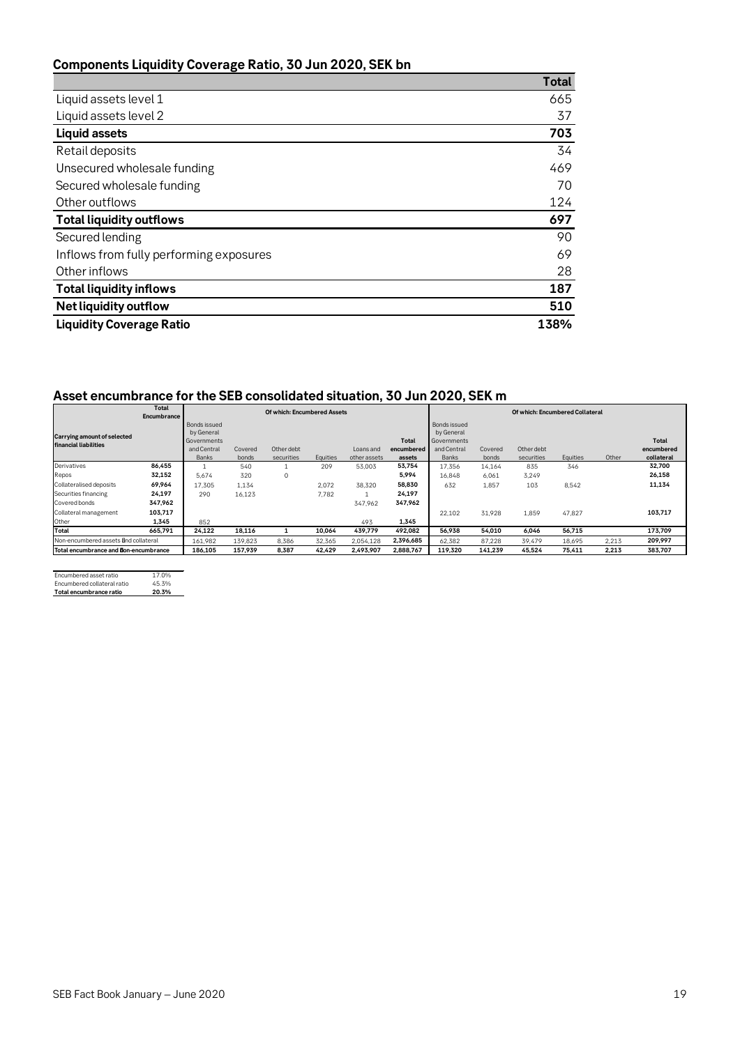## Components Liquidity Coverage Ratio, 30 Jun 2020, SEK bn

| | Total |
|---|---|
| Liquid assets level 1 | 665 |
| Liquid assets level 2 | 37 |
| **Liquid assets** | **703** |
| Retail deposits | 34 |
| Unsecured wholesale funding | 469 |
| Secured wholesale funding | 70 |
| Other outflows | 124 |
| **Total liquidity outflows** | **697** |
| Secured lending | 90 |
| Inflows from fully performing exposures | 69 |
| Other inflows | 28 |
| **Total liquidity inflows** | **187** |
| **Net liquidity outflow** | **510** |
| **Liquidity Coverage Ratio** | **138%** |

## Asset encumbrance for the SEB consolidated situation, 30 Jun 2020, SEK m

| | Total Encumbrance | Of which: Encumbered Assets | | | | | | Of which: Encumbered Collateral | | | | | |
|---|---|---|---|---|---|---|---|---|---|---|---|---|---|
| **Carrying amount of selected financial liabilities** | | Bonds issued by General Governments and Central Banks | Covered bonds | Other debt securities | Equities | Loans and other assets | Total encumbered assets | Bonds issued by General Governments and Central Banks | Covered bonds | Other debt securities | Equities | Other | Total encumbered collateral |
| Derivatives | 86,455 | 1 | 540 | 1 | 209 | 53,003 | 53,754 | 17,356 | 14,164 | 835 | 346 | | 32,700 |
| Repos | 32,152 | 5,674 | 320 | 0 | | | 5,994 | 16,848 | 6,061 | 3,249 | | | 26,158 |
| Collateralised deposits | 69,964 | 17,305 | 1,134 | | 2,072 | 38,320 | 58,830 | 632 | 1,857 | 103 | 8,542 | | 11,134 |
| Securities financing | 24,197 | 290 | 16,123 | | 7,782 | 1 | 24,197 | | | | | | |
| Covered bonds | 347,962 | | | | | 347,962 | 347,962 | | | | | | |
| Collateral management | 103,717 | | | | | | | 22,102 | 31,928 | 1,859 | 47,827 | | 103,717 |
| Other | 1,345 | 852 | | | | 493 | 1,345 | | | | | | |
| **Total** | **665,791** | **24,122** | **18,116** | **1** | **10,064** | **439,779** | **492,082** | **56,938** | **54,010** | **6,046** | **56,715** | | **173,709** |
| Non-encumbered assets and collateral | | 161,982 | 139,823 | 8,386 | 32,365 | 2,054,128 | 2,396,685 | 62,382 | 87,228 | 39,479 | 18,695 | 2,213 | 209,997 |
| **Total encumbrance and non-encumbrance** | | **186,105** | **157,939** | **8,387** | **42,429** | **2,493,907** | **2,888,767** | **119,320** | **141,239** | **45,524** | **75,411** | **2,213** | **383,707** |

| | |
|---|---|
| Encumbered asset ratio | 17.0% |
| Encumbered collateral ratio | 45.3% |
| **Total encumbrance ratio** | **20.3%** |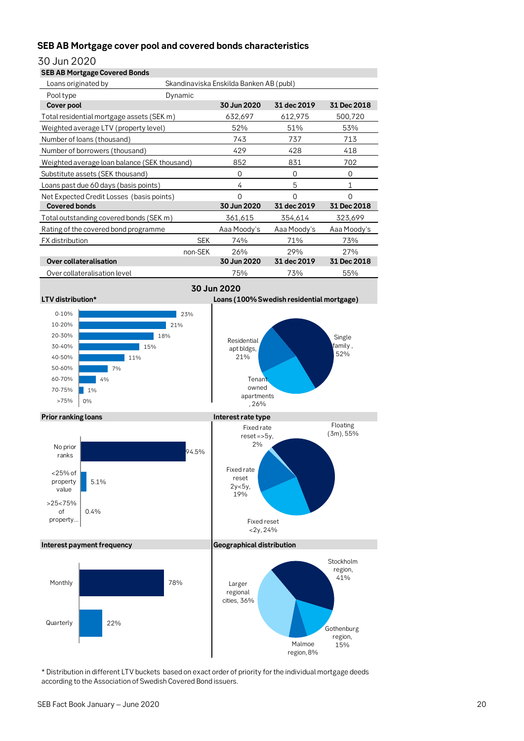## SEB AB Mortgage cover pool and covered bonds characteristics

30 Jun 2020

| SEB AB Mortgage Covered Bonds | | | | |
|---|---|---|---|---|
| Loans originated by | Skandinaviska Enskilda Banken AB (publ) | | | |
| Pool type | Dynamic | | | |
| **Cover pool** | | **30 Jun 2020** | **31 dec 2019** | **31 Dec 2018** |
| Total residential mortgage assets (SEK m) | | 632,697 | 612,975 | 500,720 |
| Weighted average LTV (property level) | | 52% | 51% | 53% |
| Number of loans (thousand) | | 743 | 737 | 713 |
| Number of borrowers (thousand) | | 429 | 428 | 418 |
| Weighted average loan balance (SEK thousand) | | 852 | 831 | 702 |
| Substitute assets (SEK thousand) | | 0 | 0 | 0 |
| Loans past due 60 days (basis points) | | 4 | 5 | 1 |
| Net Expected Credit Losses (basis points) | | 0 | 0 | 0 |
| **Covered bonds** | | **30 Jun 2020** | **31 dec 2019** | **31 Dec 2018** |
| Total outstanding covered bonds (SEK m) | | 361,615 | 354,614 | 323,699 |
| Rating of the covered bond programme | | Aaa Moody's | Aaa Moody's | Aaa Moody's |
| FX distribution | SEK | 74% | 71% | 73% |
| | non-SEK | 26% | 29% | 27% |
| **Over collateralisation** | | **30 Jun 2020** | **31 dec 2019** | **31 Dec 2018** |
| Over collateralisation level | | 75% | 73% | 55% |

### 30 Jun 2020

**LTV distribution***

| LTV bucket | Share |
|---|---|
| 0-10% | 23% |
| 10-20% | 21% |
| 20-30% | 18% |
| 30-40% | 15% |
| 40-50% | 11% |
| 50-60% | 7% |
| 60-70% | 4% |
| 70-75% | 1% |
| >75% | 0% |

**Loans (100% Swedish residential mortgage)**

| Type | Share |
|---|---|
| Single family | 52% |
| Tenant owned apartments | 26% |
| Residential apt bldgs | 21% |

**Prior ranking loans**

| Category | Share |
|---|---|
| No prior ranks | 94.5% |
| <25% of property value | 5.1% |
| >25<75% of property... | 0.4% |

**Interest rate type**

| Type | Share |
|---|---|
| Floating (3m) | 55% |
| Fixed reset <2y | 24% |
| Fixed rate reset 2y<5y | 19% |
| Fixed rate reset =>5y | 2% |

**Interest payment frequency**

| Frequency | Share |
|---|---|
| Monthly | 78% |
| Quarterly | 22% |

**Geographical distribution**

| Region | Share |
|---|---|
| Stockholm region | 41% |
| Larger regional cities | 36% |
| Gothenburg region | 15% |
| Malmoe region | 8% |

* Distribution in different LTV buckets based on exact order of priority for the individual mortgage deeds according to the Association of Swedish Covered Bond issuers.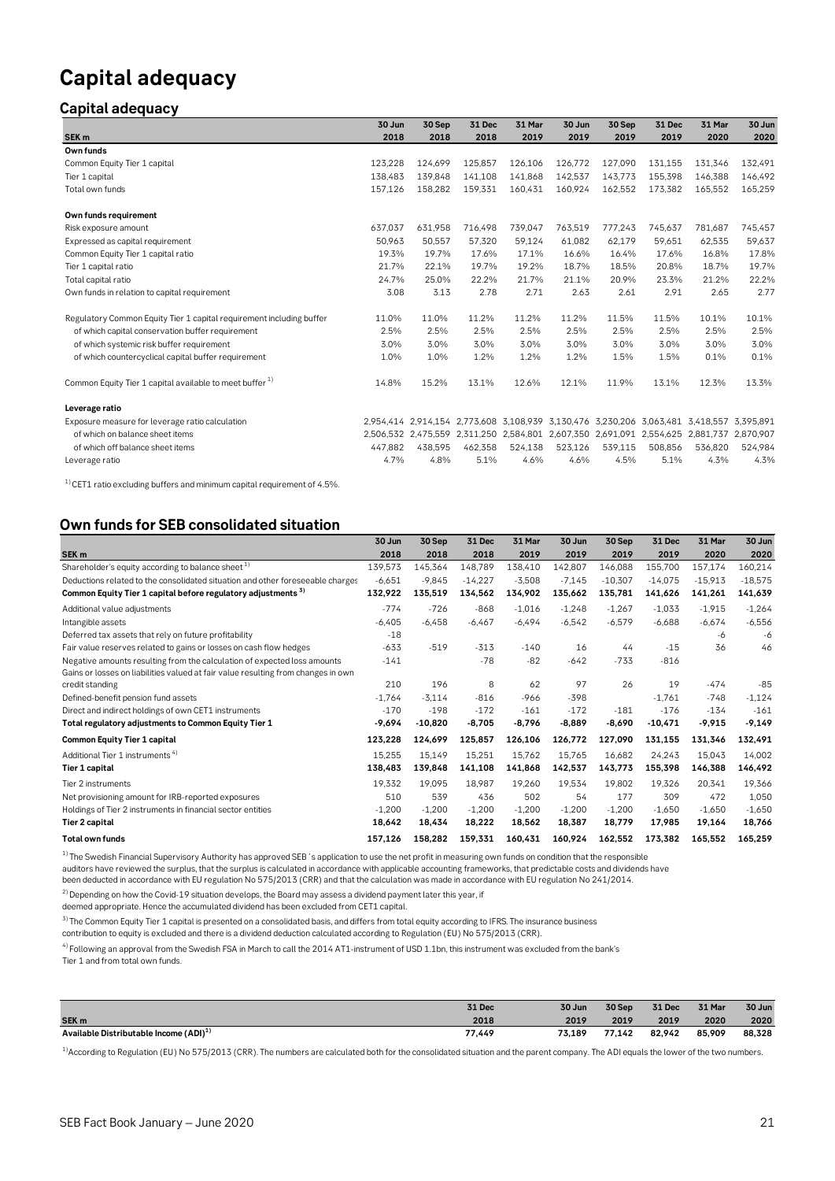# Capital adequacy

## Capital adequacy

| SEK m | 30 Jun 2018 | 30 Sep 2018 | 31 Dec 2018 | 31 Mar 2019 | 30 Jun 2019 | 30 Sep 2019 | 31 Dec 2019 | 31 Mar 2020 | 30 Jun 2020 |
|---|---|---|---|---|---|---|---|---|---|
| **Own funds** | | | | | | | | | |
| Common Equity Tier 1 capital | 123,228 | 124,699 | 125,857 | 126,106 | 126,772 | 127,090 | 131,155 | 131,346 | 132,491 |
| Tier 1 capital | 138,483 | 139,848 | 141,108 | 141,868 | 142,537 | 143,773 | 155,398 | 146,388 | 146,492 |
| Total own funds | 157,126 | 158,282 | 159,331 | 160,431 | 160,924 | 162,552 | 173,382 | 165,552 | 165,259 |
| | | | | | | | | | |
| **Own funds requirement** | | | | | | | | | |
| Risk exposure amount | 637,037 | 631,958 | 716,498 | 739,047 | 763,519 | 777,243 | 745,637 | 781,687 | 745,457 |
| Expressed as capital requirement | 50,963 | 50,557 | 57,320 | 59,124 | 61,082 | 62,179 | 59,651 | 62,535 | 59,637 |
| Common Equity Tier 1 capital ratio | 19.3% | 19.7% | 17.6% | 17.1% | 16.6% | 16.4% | 17.6% | 16.8% | 17.8% |
| Tier 1 capital ratio | 21.7% | 22.1% | 19.7% | 19.2% | 18.7% | 18.5% | 20.8% | 18.7% | 19.7% |
| Total capital ratio | 24.7% | 25.0% | 22.2% | 21.7% | 21.1% | 20.9% | 23.3% | 21.2% | 22.2% |
| Own funds in relation to capital requirement | 3.08 | 3.13 | 2.78 | 2.71 | 2.63 | 2.61 | 2.91 | 2.65 | 2.77 |
| | | | | | | | | | |
| Regulatory Common Equity Tier 1 capital requirement including buffer | 11.0% | 11.0% | 11.2% | 11.2% | 11.2% | 11.5% | 11.5% | 10.1% | 10.1% |
| of which capital conservation buffer requirement | 2.5% | 2.5% | 2.5% | 2.5% | 2.5% | 2.5% | 2.5% | 2.5% | 2.5% |
| of which systemic risk buffer requirement | 3.0% | 3.0% | 3.0% | 3.0% | 3.0% | 3.0% | 3.0% | 3.0% | 3.0% |
| of which countercyclical capital buffer requirement | 1.0% | 1.0% | 1.2% | 1.2% | 1.2% | 1.5% | 1.5% | 0.1% | 0.1% |
| | | | | | | | | | |
| Common Equity Tier 1 capital available to meet buffer [1] | 14.8% | 15.2% | 13.1% | 12.6% | 12.1% | 11.9% | 13.1% | 12.3% | 13.3% |
| | | | | | | | | | |
| **Leverage ratio** | | | | | | | | | |
| Exposure measure for leverage ratio calculation | 2,954,414 | 2,914,154 | 2,773,608 | 3,108,939 | 3,130,476 | 3,230,206 | 3,063,481 | 3,418,557 | 3,395,891 |
| of which on balance sheet items | 2,506,532 | 2,475,559 | 2,311,250 | 2,584,801 | 2,607,350 | 2,691,091 | 2,554,625 | 2,881,737 | 2,870,907 |
| of which off balance sheet items | 447,882 | 438,595 | 462,358 | 524,138 | 523,126 | 539,115 | 508,856 | 536,820 | 524,984 |
| Leverage ratio | 4.7% | 4.8% | 5.1% | 4.6% | 4.6% | 4.5% | 5.1% | 4.3% | 4.3% |

[1] CET1 ratio excluding buffers and minimum capital requirement of 4.5%.

## Own funds for SEB consolidated situation

| SEK m | 30 Jun 2018 | 30 Sep 2018 | 31 Dec 2018 | 31 Mar 2019 | 30 Jun 2019 | 30 Sep 2019 | 31 Dec 2019 | 31 Mar 2020 | 30 Jun 2020 |
|---|---|---|---|---|---|---|---|---|---|
| Shareholder's equity according to balance sheet [1] | 139,573 | 145,364 | 148,789 | 138,410 | 142,807 | 146,088 | 155,700 | 157,174 | 160,214 |
| Deductions related to the consolidated situation and other foreseeable charges | -6,651 | -9,845 | -14,227 | -3,508 | -7,145 | -10,307 | -14,075 | -15,913 | -18,575 |
| **Common Equity Tier 1 capital before regulatory adjustments [3]** | **132,922** | **135,519** | **134,562** | **134,902** | **135,662** | **135,781** | **141,626** | **141,261** | **141,639** |
| Additional value adjustments | -774 | -726 | -868 | -1,016 | -1,248 | -1,267 | -1,033 | -1,915 | -1,264 |
| Intangible assets | -6,405 | -6,458 | -6,467 | -6,494 | -6,542 | -6,579 | -6,688 | -6,674 | -6,556 |
| Deferred tax assets that rely on future profitability | -18 | | | | | | | -6 | -6 |
| Fair value reserves related to gains or losses on cash flow hedges | -633 | -519 | -313 | -140 | 16 | 44 | -15 | 36 | 46 |
| Negative amounts resulting from the calculation of expected loss amounts | -141 | | -78 | -82 | -642 | -733 | -816 | | |
| Gains or losses on liabilities valued at fair value resulting from changes in own credit standing | 210 | 196 | 8 | 62 | 97 | 26 | 19 | -474 | -85 |
| Defined-benefit pension fund assets | -1,764 | -3,114 | -816 | -966 | -398 | | -1,761 | -748 | -1,124 |
| Direct and indirect holdings of own CET1 instruments | -170 | -198 | -172 | -161 | -172 | -181 | -176 | -134 | -161 |
| **Total regulatory adjustments to Common Equity Tier 1** | **-9,694** | **-10,820** | **-8,705** | **-8,796** | **-8,889** | **-8,690** | **-10,471** | **-9,915** | **-9,149** |
| **Common Equity Tier 1 capital** | **123,228** | **124,699** | **125,857** | **126,106** | **126,772** | **127,090** | **131,155** | **131,346** | **132,491** |
| Additional Tier 1 instruments [4] | 15,255 | 15,149 | 15,251 | 15,762 | 15,765 | 16,682 | 24,243 | 15,043 | 14,002 |
| **Tier 1 capital** | **138,483** | **139,848** | **141,108** | **141,868** | **142,537** | **143,773** | **155,398** | **146,388** | **146,492** |
| Tier 2 instruments | 19,332 | 19,095 | 18,987 | 19,260 | 19,534 | 19,802 | 19,326 | 20,341 | 19,366 |
| Net provisioning amount for IRB-reported exposures | 510 | 539 | 436 | 502 | 54 | 177 | 309 | 472 | 1,050 |
| Holdings of Tier 2 instruments in financial sector entities | -1,200 | -1,200 | -1,200 | -1,200 | -1,200 | -1,200 | -1,650 | -1,650 | -1,650 |
| **Tier 2 capital** | **18,642** | **18,434** | **18,222** | **18,562** | **18,387** | **18,779** | **17,985** | **19,164** | **18,766** |
| **Total own funds** | **157,126** | **158,282** | **159,331** | **160,431** | **160,924** | **162,552** | **173,382** | **165,552** | **165,259** |

[1] The Swedish Financial Supervisory Authority has approved SEB´s application to use the net profit in measuring own funds on condition that the responsible auditors have reviewed the surplus, that the surplus is calculated in accordance with applicable accounting frameworks, that predictable costs and dividends have been deducted in accordance with EU regulation No 575/2013 (CRR) and that the calculation was made in accordance with EU regulation No 241/2014.

[2] Depending on how the Covid-19 situation develops, the Board may assess a dividend payment later this year, if deemed appropriate. Hence the accumulated dividend has been excluded from CET1 capital.

[3] The Common Equity Tier 1 capital is presented on a consolidated basis, and differs from total equity according to IFRS. The insurance business contribution to equity is excluded and there is a dividend deduction calculated according to Regulation (EU) No 575/2013 (CRR).

[4] Following an approval from the Swedish FSA in March to call the 2014 AT1-instrument of USD 1.1bn, this instrument was excluded from the bank's Tier 1 and from total own funds.

| SEK m | 31 Dec 2018 | 30 Jun 2019 | 30 Sep 2019 | 31 Dec 2019 | 31 Mar 2020 | 30 Jun 2020 |
|---|---|---|---|---|---|---|
| **Available Distributable Income (ADI)[1]** | **77,449** | **73,189** | **77,142** | **82,942** | **85,909** | **88,328** |

[1] According to Regulation (EU) No 575/2013 (CRR). The numbers are calculated both for the consolidated situation and the parent company. The ADI equals the lower of the two numbers.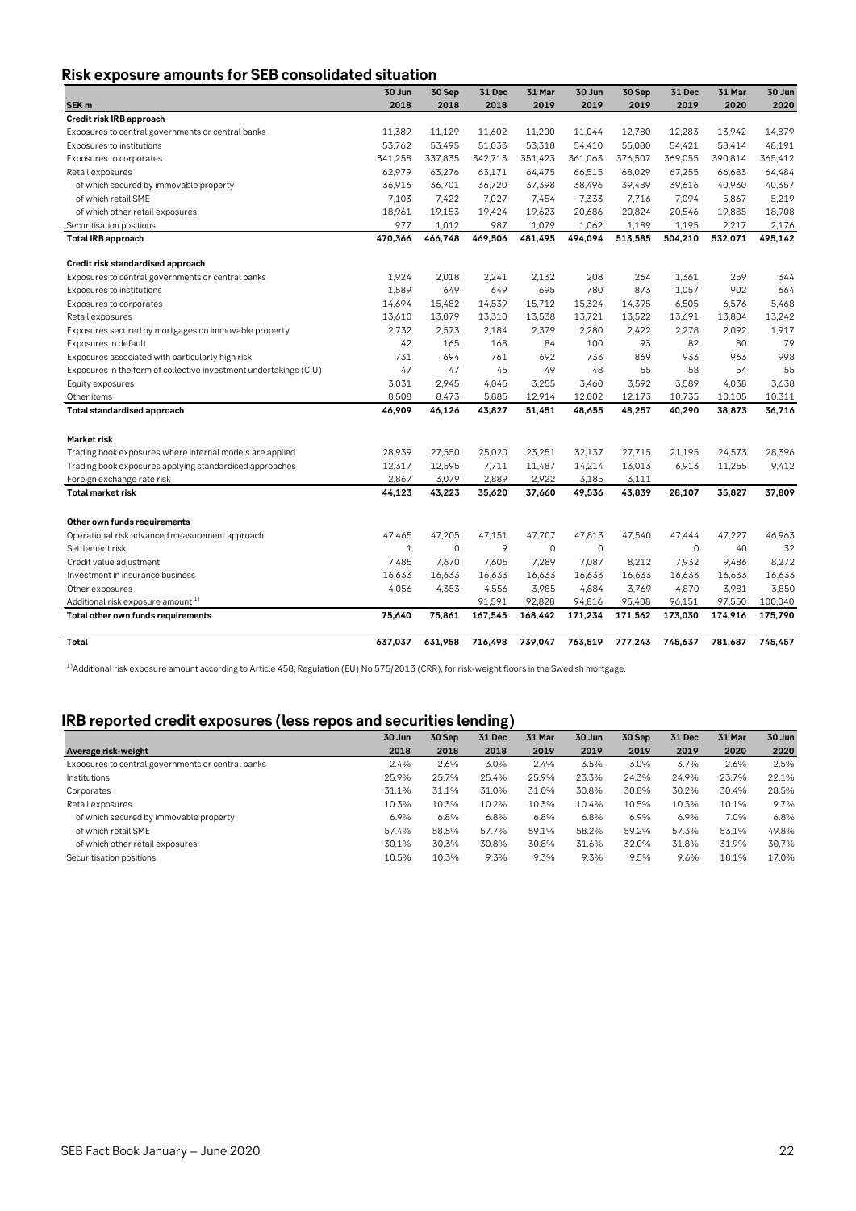## Risk exposure amounts for SEB consolidated situation

| SEK m | 30 Jun 2018 | 30 Sep 2018 | 31 Dec 2018 | 31 Mar 2019 | 30 Jun 2019 | 30 Sep 2019 | 31 Dec 2019 | 31 Mar 2020 | 30 Jun 2020 |
|---|---|---|---|---|---|---|---|---|---|
| **Credit risk IRB approach** | | | | | | | | | |
| Exposures to central governments or central banks | 11,389 | 11,129 | 11,602 | 11,200 | 11,044 | 12,780 | 12,283 | 13,942 | 14,879 |
| Exposures to institutions | 53,762 | 53,495 | 51,033 | 53,318 | 54,410 | 55,080 | 54,421 | 58,414 | 48,191 |
| Exposures to corporates | 341,258 | 337,835 | 342,713 | 351,423 | 361,063 | 376,507 | 369,055 | 390,814 | 365,412 |
| Retail exposures | 62,979 | 63,276 | 63,171 | 64,475 | 66,515 | 68,029 | 67,255 | 66,683 | 64,484 |
| of which secured by immovable property | 36,916 | 36,701 | 36,720 | 37,398 | 38,496 | 39,489 | 39,616 | 40,930 | 40,357 |
| of which retail SME | 7,103 | 7,422 | 7,027 | 7,454 | 7,333 | 7,716 | 7,094 | 5,867 | 5,219 |
| of which other retail exposures | 18,961 | 19,153 | 19,424 | 19,623 | 20,686 | 20,824 | 20,546 | 19,885 | 18,908 |
| Securitisation positions | 977 | 1,012 | 987 | 1,079 | 1,062 | 1,189 | 1,195 | 2,217 | 2,176 |
| **Total IRB approach** | **470,366** | **466,748** | **469,506** | **481,495** | **494,094** | **513,585** | **504,210** | **532,071** | **495,142** |
| | | | | | | | | | |
| **Credit risk standardised approach** | | | | | | | | | |
| Exposures to central governments or central banks | 1,924 | 2,018 | 2,241 | 2,132 | 208 | 264 | 1,361 | 259 | 344 |
| Exposures to institutions | 1,589 | 649 | 649 | 695 | 780 | 873 | 1,057 | 902 | 664 |
| Exposures to corporates | 14,694 | 15,482 | 14,539 | 15,712 | 15,324 | 14,395 | 6,505 | 6,576 | 5,468 |
| Retail exposures | 13,610 | 13,079 | 13,310 | 13,538 | 13,721 | 13,522 | 13,691 | 13,804 | 13,242 |
| Exposures secured by mortgages on immovable property | 2,732 | 2,573 | 2,184 | 2,379 | 2,280 | 2,422 | 2,278 | 2,092 | 1,917 |
| Exposures in default | 42 | 165 | 168 | 84 | 100 | 93 | 82 | 80 | 79 |
| Exposures associated with particularly high risk | 731 | 694 | 761 | 692 | 733 | 869 | 933 | 963 | 998 |
| Exposures in the form of collective investment undertakings (CIU) | 47 | 47 | 45 | 49 | 48 | 55 | 58 | 54 | 55 |
| Equity exposures | 3,031 | 2,945 | 4,045 | 3,255 | 3,460 | 3,592 | 3,589 | 4,038 | 3,638 |
| Other items | 8,508 | 8,473 | 5,885 | 12,914 | 12,002 | 12,173 | 10,735 | 10,105 | 10,311 |
| **Total standardised approach** | **46,909** | **46,126** | **43,827** | **51,451** | **48,655** | **48,257** | **40,290** | **38,873** | **36,716** |
| | | | | | | | | | |
| **Market risk** | | | | | | | | | |
| Trading book exposures where internal models are applied | 28,939 | 27,550 | 25,020 | 23,251 | 32,137 | 27,715 | 21,195 | 24,573 | 28,396 |
| Trading book exposures applying standardised approaches | 12,317 | 12,595 | 7,711 | 11,487 | 14,214 | 13,013 | 6,913 | 11,255 | 9,412 |
| Foreign exchange rate risk | 2,867 | 3,079 | 2,889 | 2,922 | 3,185 | 3,111 | | | |
| **Total market risk** | **44,123** | **43,223** | **35,620** | **37,660** | **49,536** | **43,839** | **28,107** | **35,827** | **37,809** |
| | | | | | | | | | |
| **Other own funds requirements** | | | | | | | | | |
| Operational risk advanced measurement approach | 47,465 | 47,205 | 47,151 | 47,707 | 47,813 | 47,540 | 47,444 | 47,227 | 46,963 |
| Settlement risk | 1 | 0 | 9 | 0 | 0 | | 0 | 40 | 32 |
| Credit value adjustment | 7,485 | 7,670 | 7,605 | 7,289 | 7,087 | 8,212 | 7,932 | 9,486 | 8,272 |
| Investment in insurance business | 16,633 | 16,633 | 16,633 | 16,633 | 16,633 | 16,633 | 16,633 | 16,633 | 16,633 |
| Other exposures | 4,056 | 4,353 | 4,556 | 3,985 | 4,884 | 3,769 | 4,870 | 3,981 | 3,850 |
| Additional risk exposure amount [1] | | | 91,591 | 92,828 | 94,816 | 95,408 | 96,151 | 97,550 | 100,040 |
| **Total other own funds requirements** | **75,640** | **75,861** | **167,545** | **168,442** | **171,234** | **171,562** | **173,030** | **174,916** | **175,790** |
| | | | | | | | | | |
| **Total** | **637,037** | **631,958** | **716,498** | **739,047** | **763,519** | **777,243** | **745,637** | **781,687** | **745,457** |

[1] Additional risk exposure amount according to Article 458, Regulation (EU) No 575/2013 (CRR), for risk-weight floors in the Swedish mortgage.

## IRB reported credit exposures (less repos and securities lending)

| Average risk-weight | 30 Jun 2018 | 30 Sep 2018 | 31 Dec 2018 | 31 Mar 2019 | 30 Jun 2019 | 30 Sep 2019 | 31 Dec 2019 | 31 Mar 2020 | 30 Jun 2020 |
|---|---|---|---|---|---|---|---|---|---|
| Exposures to central governments or central banks | 2.4% | 2.6% | 3.0% | 2.4% | 3.5% | 3.0% | 3.7% | 2.6% | 2.5% |
| Institutions | 25.9% | 25.7% | 25.4% | 25.9% | 23.3% | 24.3% | 24.9% | 23.7% | 22.1% |
| Corporates | 31.1% | 31.1% | 31.0% | 31.0% | 30.8% | 30.8% | 30.2% | 30.4% | 28.5% |
| Retail exposures | 10.3% | 10.3% | 10.2% | 10.3% | 10.4% | 10.5% | 10.3% | 10.1% | 9.7% |
| of which secured by immovable property | 6.9% | 6.8% | 6.8% | 6.8% | 6.8% | 6.9% | 6.9% | 7.0% | 6.8% |
| of which retail SME | 57.4% | 58.5% | 57.7% | 59.1% | 58.2% | 59.2% | 57.3% | 53.1% | 49.8% |
| of which other retail exposures | 30.1% | 30.3% | 30.8% | 30.8% | 31.6% | 32.0% | 31.8% | 31.9% | 30.7% |
| Securitisation positions | 10.5% | 10.3% | 9.3% | 9.3% | 9.3% | 9.5% | 9.6% | 18.1% | 17.0% |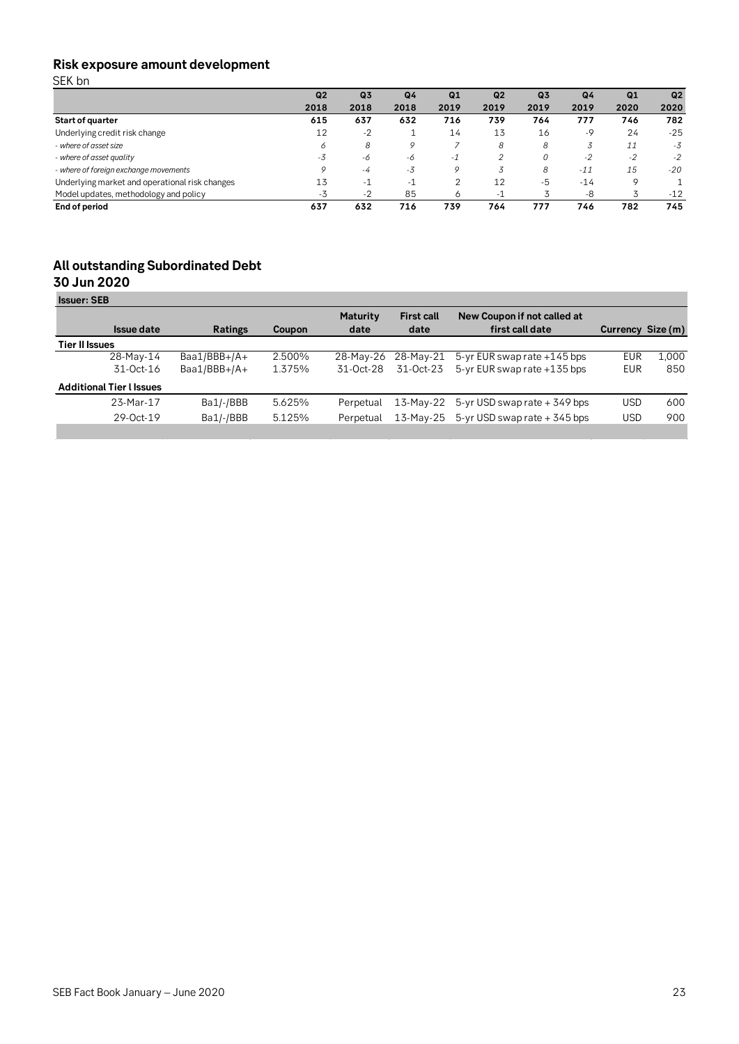## Risk exposure amount development

SEK bn

| | Q2 2018 | Q3 2018 | Q4 2018 | Q1 2019 | Q2 2019 | Q3 2019 | Q4 2019 | Q1 2020 | Q2 2020 |
|---|---|---|---|---|---|---|---|---|---|
| **Start of quarter** | **615** | **637** | **632** | **716** | **739** | **764** | **777** | **746** | **782** |
| Underlying credit risk change | 12 | -2 | 1 | 14 | 13 | 16 | -9 | 24 | -25 |
| *- where of asset size* | *6* | *8* | *9* | *7* | *8* | *8* | *3* | *11* | *-3* |
| *- where of asset quality* | *-3* | *-6* | *-6* | *-1* | *2* | *0* | *-2* | *-2* | *-2* |
| *- where of foreign exchange movements* | *9* | *-4* | *-3* | *9* | *3* | *8* | *-11* | *15* | *-20* |
| Underlying market and operational risk changes | 13 | -1 | -1 | 2 | 12 | -5 | -14 | 9 | 1 |
| Model updates, methodology and policy | -3 | -2 | 85 | 6 | -1 | 3 | -8 | 3 | -12 |
| **End of period** | **637** | **632** | **716** | **739** | **764** | **777** | **746** | **782** | **745** |

## All outstanding Subordinated Debt
### 30 Jun 2020

**Issuer: SEB**

| Issue date | Ratings | Coupon | Maturity date | First call date | New Coupon if not called at first call date | Currency | Size (m) |
|---|---|---|---|---|---|---|---|
| **Tier II Issues** | | | | | | | |
| 28-May-14 | Baa1/BBB+/A+ | 2.500% | 28-May-26 | 28-May-21 | 5-yr EUR swap rate +145 bps | EUR | 1,000 |
| 31-Oct-16 | Baa1/BBB+/A+ | 1.375% | 31-Oct-28 | 31-Oct-23 | 5-yr EUR swap rate +135 bps | EUR | 850 |
| **Additional Tier I Issues** | | | | | | | |
| 23-Mar-17 | Ba1/-/BBB | 5.625% | Perpetual | 13-May-22 | 5-yr USD swap rate + 349 bps | USD | 600 |
| 29-Oct-19 | Ba1/-/BBB | 5.125% | Perpetual | 13-May-25 | 5-yr USD swap rate + 345 bps | USD | 900 |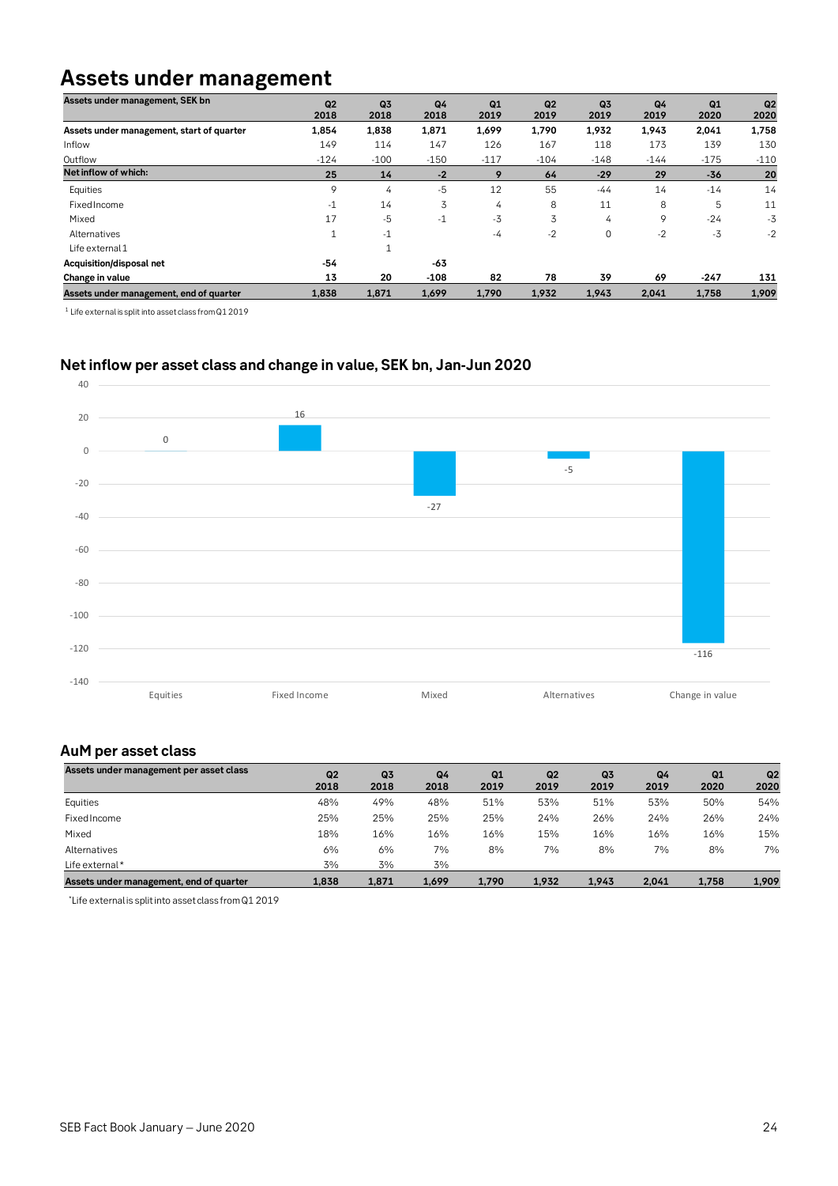# Assets under management

| Assets under management, SEK bn | Q2 2018 | Q3 2018 | Q4 2018 | Q1 2019 | Q2 2019 | Q3 2019 | Q4 2019 | Q1 2020 | Q2 2020 |
|---|---|---|---|---|---|---|---|---|---|
| **Assets under management, start of quarter** | **1,854** | **1,838** | **1,871** | **1,699** | **1,790** | **1,932** | **1,943** | **2,041** | **1,758** |
| Inflow | 149 | 114 | 147 | 126 | 167 | 118 | 173 | 139 | 130 |
| Outflow | -124 | -100 | -150 | -117 | -104 | -148 | -144 | -175 | -110 |
| **Net inflow of which:** | **25** | **14** | **-2** | **9** | **64** | **-29** | **29** | **-36** | **20** |
| Equities | 9 | 4 | -5 | 12 | 55 | -44 | 14 | -14 | 14 |
| Fixed Income | -1 | 14 | 3 | 4 | 8 | 11 | 8 | 5 | 11 |
| Mixed | 17 | -5 | -1 | -3 | 3 | 4 | 9 | -24 | -3 |
| Alternatives | 1 | -1 | | -4 | -2 | 0 | -2 | -3 | -2 |
| Life external 1 | | 1 | | | | | | | |
| **Acquisition/disposal net** | **-54** | | **-63** | | | | | | |
| **Change in value** | **13** | **20** | **-108** | **82** | **78** | **39** | **69** | **-247** | **131** |
| **Assets under management, end of quarter** | **1,838** | **1,871** | **1,699** | **1,790** | **1,932** | **1,943** | **2,041** | **1,758** | **1,909** |

1 Life external is split into asset class from Q1 2019

## Net inflow per asset class and change in value, SEK bn, Jan-Jun 2020

| Equities | Fixed Income | Mixed | Alternatives | Change in value |
|---|---|---|---|---|
| 0 | 16 | -27 | -5 | -116 |

## AuM per asset class

| Assets under management per asset class | Q2 2018 | Q3 2018 | Q4 2018 | Q1 2019 | Q2 2019 | Q3 2019 | Q4 2019 | Q1 2020 | Q2 2020 |
|---|---|---|---|---|---|---|---|---|---|
| Equities | 48% | 49% | 48% | 51% | 53% | 51% | 53% | 50% | 54% |
| Fixed Income | 25% | 25% | 25% | 25% | 24% | 26% | 24% | 26% | 24% |
| Mixed | 18% | 16% | 16% | 16% | 15% | 16% | 16% | 16% | 15% |
| Alternatives | 6% | 6% | 7% | 8% | 7% | 8% | 7% | 8% | 7% |
| Life external* | 3% | 3% | 3% | | | | | | |
| **Assets under management, end of quarter** | **1,838** | **1,871** | **1,699** | **1,790** | **1,932** | **1,943** | **2,041** | **1,758** | **1,909** |

*Life external is split into asset class from Q1 2019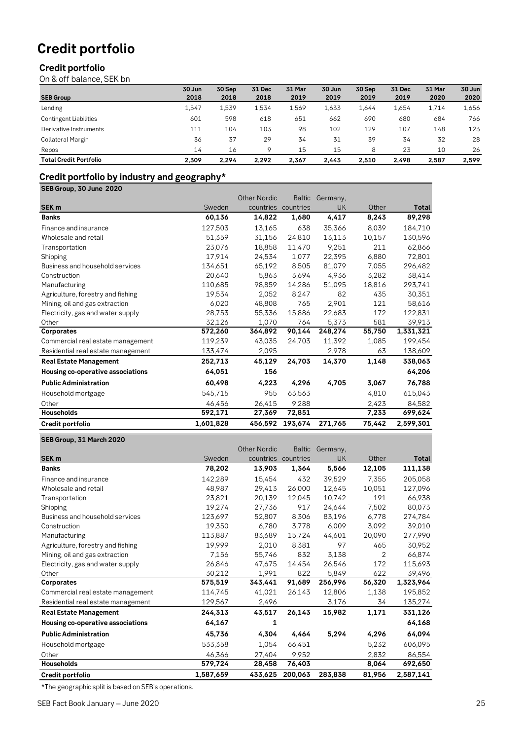# Credit portfolio

## Credit portfolio

On & off balance, SEK bn

| SEB Group | 30 Jun 2018 | 30 Sep 2018 | 31 Dec 2018 | 31 Mar 2019 | 30 Jun 2019 | 30 Sep 2019 | 31 Dec 2019 | 31 Mar 2020 | 30 Jun 2020 |
|---|---|---|---|---|---|---|---|---|---|
| Lending | 1,547 | 1,539 | 1,534 | 1,569 | 1,633 | 1,644 | 1,654 | 1,714 | 1,656 |
| Contingent Liabilities | 601 | 598 | 618 | 651 | 662 | 690 | 680 | 684 | 766 |
| Derivative Instruments | 111 | 104 | 103 | 98 | 102 | 129 | 107 | 148 | 123 |
| Collateral Margin | 36 | 37 | 29 | 34 | 31 | 39 | 34 | 32 | 28 |
| Repos | 14 | 16 | 9 | 15 | 15 | 8 | 23 | 10 | 26 |
| **Total Credit Portfolio** | **2,309** | **2,294** | **2,292** | **2,367** | **2,443** | **2,510** | **2,498** | **2,587** | **2,599** |

## Credit portfolio by industry and geography*

**SEB Group, 30 June 2020**

| SEK m | Sweden | Other Nordic countries | Baltic countries | Germany, UK | Other | Total |
|---|---|---|---|---|---|---|
| **Banks** | **60,136** | **14,822** | **1,680** | **4,417** | **8,243** | **89,298** |
| Finance and insurance | 127,503 | 13,165 | 638 | 35,366 | 8,039 | 184,710 |
| Wholesale and retail | 51,359 | 31,156 | 24,810 | 13,113 | 10,157 | 130,596 |
| Transportation | 23,076 | 18,858 | 11,470 | 9,251 | 211 | 62,866 |
| Shipping | 17,914 | 24,534 | 1,077 | 22,395 | 6,880 | 72,801 |
| Business and household services | 134,651 | 65,192 | 8,505 | 81,079 | 7,055 | 296,482 |
| Construction | 20,640 | 5,863 | 3,694 | 4,936 | 3,282 | 38,414 |
| Manufacturing | 110,685 | 98,859 | 14,286 | 51,095 | 18,816 | 293,741 |
| Agriculture, forestry and fishing | 19,534 | 2,052 | 8,247 | 82 | 435 | 30,351 |
| Mining, oil and gas extraction | 6,020 | 48,808 | 765 | 2,901 | 121 | 58,616 |
| Electricity, gas and water supply | 28,753 | 55,336 | 15,886 | 22,683 | 172 | 122,831 |
| Other | 32,126 | 1,070 | 764 | 5,373 | 581 | 39,913 |
| **Corporates** | **572,260** | **364,892** | **90,144** | **248,274** | **55,750** | **1,331,321** |
| Commercial real estate management | 119,239 | 43,035 | 24,703 | 11,392 | 1,085 | 199,454 |
| Residential real estate management | 133,474 | 2,095 | | 2,978 | 63 | 138,609 |
| **Real Estate Management** | **252,713** | **45,129** | **24,703** | **14,370** | **1,148** | **338,063** |
| **Housing co-operative associations** | **64,051** | **156** | | | | **64,206** |
| **Public Administration** | **60,498** | **4,223** | **4,296** | **4,705** | **3,067** | **76,788** |
| Household mortgage | 545,715 | 955 | 63,563 | | 4,810 | 615,043 |
| Other | 46,456 | 26,415 | 9,288 | | 2,423 | 84,582 |
| **Households** | **592,171** | **27,369** | **72,851** | | **7,233** | **699,624** |
| **Credit portfolio** | **1,601,828** | **456,592** | **193,674** | **271,765** | **75,442** | **2,599,301** |

**SEB Group, 31 March 2020**

| SEK m | Sweden | Other Nordic countries | Baltic countries | Germany, UK | Other | Total |
|---|---|---|---|---|---|---|
| **Banks** | **78,202** | **13,903** | **1,364** | **5,566** | **12,105** | **111,138** |
| Finance and insurance | 142,289 | 15,454 | 432 | 39,529 | 7,355 | 205,058 |
| Wholesale and retail | 48,987 | 29,413 | 26,000 | 12,645 | 10,051 | 127,096 |
| Transportation | 23,821 | 20,139 | 12,045 | 10,742 | 191 | 66,938 |
| Shipping | 19,274 | 27,736 | 917 | 24,644 | 7,502 | 80,073 |
| Business and household services | 123,697 | 52,807 | 8,306 | 83,196 | 6,778 | 274,784 |
| Construction | 19,350 | 6,780 | 3,778 | 6,009 | 3,092 | 39,010 |
| Manufacturing | 113,887 | 83,689 | 15,724 | 44,601 | 20,090 | 277,990 |
| Agriculture, forestry and fishing | 19,999 | 2,010 | 8,381 | 97 | 465 | 30,952 |
| Mining, oil and gas extraction | 7,156 | 55,746 | 832 | 3,138 | 2 | 66,874 |
| Electricity, gas and water supply | 26,846 | 47,675 | 14,454 | 26,546 | 172 | 115,693 |
| Other | 30,212 | 1,991 | 822 | 5,849 | 622 | 39,496 |
| **Corporates** | **575,519** | **343,441** | **91,689** | **256,996** | **56,320** | **1,323,964** |
| Commercial real estate management | 114,745 | 41,021 | 26,143 | 12,806 | 1,138 | 195,852 |
| Residential real estate management | 129,567 | 2,496 | | 3,176 | 34 | 135,274 |
| **Real Estate Management** | **244,313** | **43,517** | **26,143** | **15,982** | **1,171** | **331,126** |
| **Housing co-operative associations** | **64,167** | **1** | | | | **64,168** |
| **Public Administration** | **45,736** | **4,304** | **4,464** | **5,294** | **4,296** | **64,094** |
| Household mortgage | 533,358 | 1,054 | 66,451 | | 5,232 | 606,095 |
| Other | 46,366 | 27,404 | 9,952 | | 2,832 | 86,554 |
| **Households** | **579,724** | **28,458** | **76,403** | | **8,064** | **692,650** |
| **Credit portfolio** | **1,587,659** | **433,625** | **200,063** | **283,838** | **81,956** | **2,587,141** |

*The geographic split is based on SEB's operations.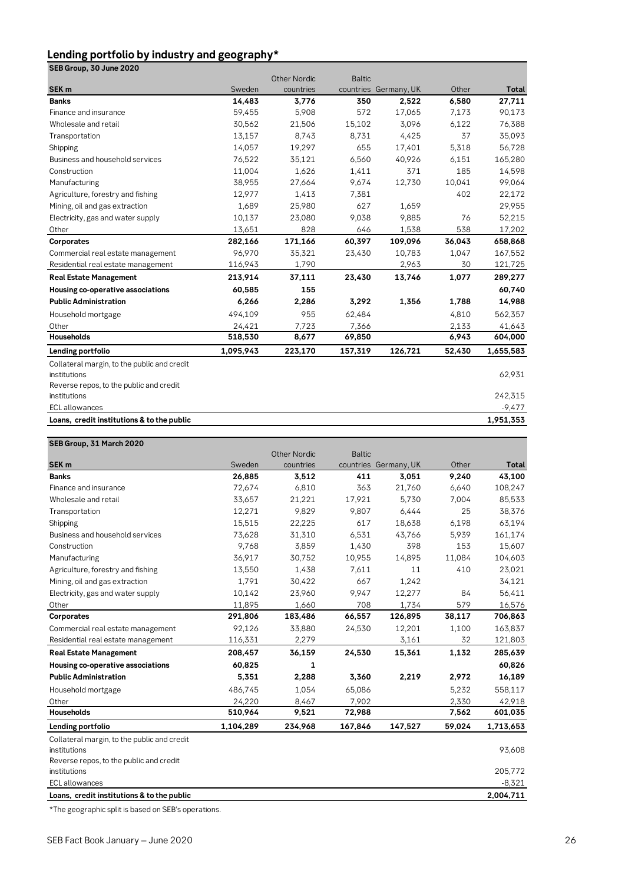## Lending portfolio by industry and geography*

| SEB Group, 30 June 2020 | | | | | | |
|---|---|---|---|---|---|---|
| **SEK m** | Sweden | Other Nordic countries | Baltic countries | Germany, UK | Other | **Total** |
| **Banks** | **14,483** | **3,776** | **350** | **2,522** | **6,580** | **27,711** |
| Finance and insurance | 59,455 | 5,908 | 572 | 17,065 | 7,173 | 90,173 |
| Wholesale and retail | 30,562 | 21,506 | 15,102 | 3,096 | 6,122 | 76,388 |
| Transportation | 13,157 | 8,743 | 8,731 | 4,425 | 37 | 35,093 |
| Shipping | 14,057 | 19,297 | 655 | 17,401 | 5,318 | 56,728 |
| Business and household services | 76,522 | 35,121 | 6,560 | 40,926 | 6,151 | 165,280 |
| Construction | 11,004 | 1,626 | 1,411 | 371 | 185 | 14,598 |
| Manufacturing | 38,955 | 27,664 | 9,674 | 12,730 | 10,041 | 99,064 |
| Agriculture, forestry and fishing | 12,977 | 1,413 | 7,381 | | 402 | 22,172 |
| Mining, oil and gas extraction | 1,689 | 25,980 | 627 | 1,659 | | 29,955 |
| Electricity, gas and water supply | 10,137 | 23,080 | 9,038 | 9,885 | 76 | 52,215 |
| Other | 13,651 | 828 | 646 | 1,538 | 538 | 17,202 |
| **Corporates** | **282,166** | **171,166** | **60,397** | **109,096** | **36,043** | **658,868** |
| Commercial real estate management | 96,970 | 35,321 | 23,430 | 10,783 | 1,047 | 167,552 |
| Residential real estate management | 116,943 | 1,790 | | 2,963 | 30 | 121,725 |
| **Real Estate Management** | **213,914** | **37,111** | **23,430** | **13,746** | **1,077** | **289,277** |
| **Housing co-operative associations** | **60,585** | **155** | | | | **60,740** |
| **Public Administration** | **6,266** | **2,286** | **3,292** | **1,356** | **1,788** | **14,988** |
| Household mortgage | 494,109 | 955 | 62,484 | | 4,810 | 562,357 |
| Other | 24,421 | 7,723 | 7,366 | | 2,133 | 41,643 |
| **Households** | **518,530** | **8,677** | **69,850** | | **6,943** | **604,000** |
| **Lending portfolio** | **1,095,943** | **223,170** | **157,319** | **126,721** | **52,430** | **1,655,583** |
| Collateral margin, to the public and credit institutions | | | | | | 62,931 |
| Reverse repos, to the public and credit institutions | | | | | | 242,315 |
| ECL allowances | | | | | | -9,477 |
| **Loans, credit institutions & to the public** | | | | | | **1,951,353** |

| SEB Group, 31 March 2020 | | | | | | |
|---|---|---|---|---|---|---|
| **SEK m** | Sweden | Other Nordic countries | Baltic countries | Germany, UK | Other | **Total** |
| **Banks** | **26,885** | **3,512** | **411** | **3,051** | **9,240** | **43,100** |
| Finance and insurance | 72,674 | 6,810 | 363 | 21,760 | 6,640 | 108,247 |
| Wholesale and retail | 33,657 | 21,221 | 17,921 | 5,730 | 7,004 | 85,533 |
| Transportation | 12,271 | 9,829 | 9,807 | 6,444 | 25 | 38,376 |
| Shipping | 15,515 | 22,225 | 617 | 18,638 | 6,198 | 63,194 |
| Business and household services | 73,628 | 31,310 | 6,531 | 43,766 | 5,939 | 161,174 |
| Construction | 9,768 | 3,859 | 1,430 | 398 | 153 | 15,607 |
| Manufacturing | 36,917 | 30,752 | 10,955 | 14,895 | 11,084 | 104,603 |
| Agriculture, forestry and fishing | 13,550 | 1,438 | 7,611 | 11 | 410 | 23,021 |
| Mining, oil and gas extraction | 1,791 | 30,422 | 667 | 1,242 | | 34,121 |
| Electricity, gas and water supply | 10,142 | 23,960 | 9,947 | 12,277 | 84 | 56,411 |
| Other | 11,895 | 1,660 | 708 | 1,734 | 579 | 16,576 |
| **Corporates** | **291,806** | **183,486** | **66,557** | **126,895** | **38,117** | **706,863** |
| Commercial real estate management | 92,126 | 33,880 | 24,530 | 12,201 | 1,100 | 163,837 |
| Residential real estate management | 116,331 | 2,279 | | 3,161 | 32 | 121,803 |
| **Real Estate Management** | **208,457** | **36,159** | **24,530** | **15,361** | **1,132** | **285,639** |
| **Housing co-operative associations** | **60,825** | **1** | | | | **60,826** |
| **Public Administration** | **5,351** | **2,288** | **3,360** | **2,219** | **2,972** | **16,189** |
| Household mortgage | 486,745 | 1,054 | 65,086 | | 5,232 | 558,117 |
| Other | 24,220 | 8,467 | 7,902 | | 2,330 | 42,918 |
| **Households** | **510,964** | **9,521** | **72,988** | | **7,562** | **601,035** |
| **Lending portfolio** | **1,104,289** | **234,968** | **167,846** | **147,527** | **59,024** | **1,713,653** |
| Collateral margin, to the public and credit institutions | | | | | | 93,608 |
| Reverse repos, to the public and credit institutions | | | | | | 205,772 |
| ECL allowances | | | | | | -8,321 |
| **Loans, credit institutions & to the public** | | | | | | **2,004,711** |

*The geographic split is based on SEB's operations.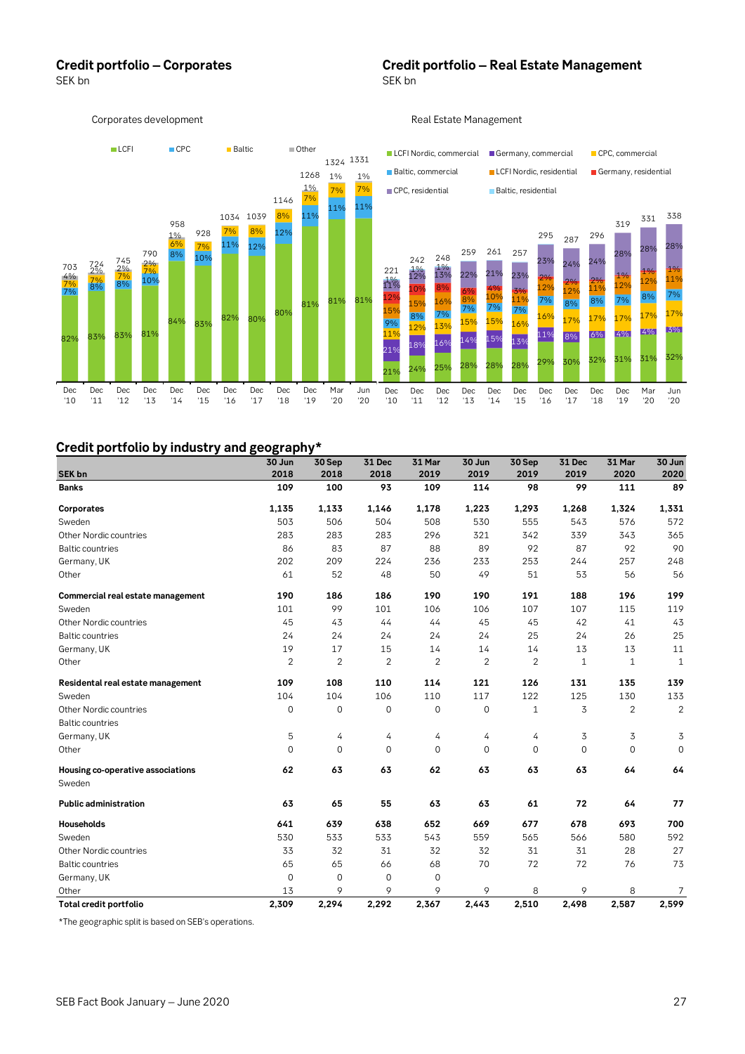## Credit portfolio – Corporates

SEK bn

Corporates development

| | Dec '10 | Dec '11 | Dec '12 | Dec '13 | Dec '14 | Dec '15 | Dec '16 | Dec '17 | Dec '18 | Dec '19 | Mar '20 | Jun '20 |
|---|---|---|---|---|---|---|---|---|---|---|---|---|
| Total | 703 | 724 | 745 | 790 | 958 | 928 | 1034 | 1039 | 1146 | 1268 | 1324 | 1331 |
| LCFI | 82% | 83% | 83% | 81% | 84% | 83% | 82% | 80% | 80% | 81% | 81% | 81% |
| CPC | 7% | 8% | 8% | 10% | 8% | 10% | 11% | 12% | 12% | 11% | 11% | 11% |
| Baltic | 7% | 7% | 7% | 7% | 6% | 7% | 7% | 8% | 8% | 7% | 7% | 7% |
| Other | 4% | 2% | 2% | 2% | 1% | | | | | 1% | 1% | 1% |

## Credit portfolio – Real Estate Management

SEK bn

Real Estate Management

| | Dec '10 | Dec '11 | Dec '12 | Dec '13 | Dec '14 | Dec '15 | Dec '16 | Dec '17 | Dec '18 | Dec '19 | Mar '20 | Jun '20 |
|---|---|---|---|---|---|---|---|---|---|---|---|---|
| Total | 221 | 242 | 248 | 259 | 261 | 257 | 295 | 287 | 296 | 319 | 331 | 338 |
| LCFI Nordic, commercial | 21% | 24% | 25% | 28% | 28% | 28% | 29% | 30% | 32% | 31% | 31% | 32% |
| Germany, commercial | 21% | 18% | 16% | 14% | 15% | 13% | 11% | 8% | 6% | 4% | 4% | 3% |
| CPC, commercial | 11% | 12% | 13% | 15% | 15% | 16% | 16% | 17% | 17% | 17% | 17% | 17% |
| Baltic, commercial | 9% | 8% | 7% | 7% | 7% | 7% | 7% | 8% | 8% | 7% | 8% | 7% |
| LCFI Nordic, residential | 15% | 15% | 16% | 8% | 10% | 11% | 12% | 12% | 11% | 12% | 12% | 11% |
| Germany, residential | 12% | 10% | 8% | 6% | 4% | 3% | 2% | 2% | 2% | 1% | 1% | 1% |
| CPC, residential | 11% | 12% | 13% | 22% | 21% | 23% | 23% | 24% | 24% | 28% | 28% | 28% |
| Baltic, residential | 1% | 1% | 1% | | | | | | | | | |

## Credit portfolio by industry and geography*

| SEK bn | 30 Jun 2018 | 30 Sep 2018 | 31 Dec 2018 | 31 Mar 2019 | 30 Jun 2019 | 30 Sep 2019 | 31 Dec 2019 | 31 Mar 2020 | 30 Jun 2020 |
|---|---|---|---|---|---|---|---|---|---|
| **Banks** | **109** | **100** | **93** | **109** | **114** | **98** | **99** | **111** | **89** |
| | | | | | | | | | |
| **Corporates** | **1,135** | **1,133** | **1,146** | **1,178** | **1,223** | **1,293** | **1,268** | **1,324** | **1,331** |
| Sweden | 503 | 506 | 504 | 508 | 530 | 555 | 543 | 576 | 572 |
| Other Nordic countries | 283 | 283 | 283 | 296 | 321 | 342 | 339 | 343 | 365 |
| Baltic countries | 86 | 83 | 87 | 88 | 89 | 92 | 87 | 92 | 90 |
| Germany, UK | 202 | 209 | 224 | 236 | 233 | 253 | 244 | 257 | 248 |
| Other | 61 | 52 | 48 | 50 | 49 | 51 | 53 | 56 | 56 |
| | | | | | | | | | |
| **Commercial real estate management** | **190** | **186** | **186** | **190** | **190** | **191** | **188** | **196** | **199** |
| Sweden | 101 | 99 | 101 | 106 | 106 | 107 | 107 | 115 | 119 |
| Other Nordic countries | 45 | 43 | 44 | 44 | 45 | 45 | 42 | 41 | 43 |
| Baltic countries | 24 | 24 | 24 | 24 | 24 | 25 | 24 | 26 | 25 |
| Germany, UK | 19 | 17 | 15 | 14 | 14 | 14 | 13 | 13 | 11 |
| Other | 2 | 2 | 2 | 2 | 2 | 2 | 1 | 1 | 1 |
| | | | | | | | | | |
| **Residental real estate management** | **109** | **108** | **110** | **114** | **121** | **126** | **131** | **135** | **139** |
| Sweden | 104 | 104 | 106 | 110 | 117 | 122 | 125 | 130 | 133 |
| Other Nordic countries | 0 | 0 | 0 | 0 | 0 | 1 | 3 | 2 | 2 |
| Baltic countries | | | | | | | | | |
| Germany, UK | 5 | 4 | 4 | 4 | 4 | 4 | 3 | 3 | 3 |
| Other | 0 | 0 | 0 | 0 | 0 | 0 | 0 | 0 | 0 |
| | | | | | | | | | |
| **Housing co-operative associations** | **62** | **63** | **63** | **62** | **63** | **63** | **63** | **64** | **64** |
| Sweden | | | | | | | | | |
| | | | | | | | | | |
| **Public administration** | **63** | **65** | **55** | **63** | **63** | **61** | **72** | **64** | **77** |
| | | | | | | | | | |
| **Households** | **641** | **639** | **638** | **652** | **669** | **677** | **678** | **693** | **700** |
| Sweden | 530 | 533 | 533 | 543 | 559 | 565 | 566 | 580 | 592 |
| Other Nordic countries | 33 | 32 | 31 | 32 | 32 | 31 | 31 | 28 | 27 |
| Baltic countries | 65 | 65 | 66 | 68 | 70 | 72 | 72 | 76 | 73 |
| Germany, UK | 0 | 0 | 0 | 0 | | | | | |
| Other | 13 | 9 | 9 | 9 | 9 | 8 | 9 | 8 | 7 |
| **Total credit portfolio** | **2,309** | **2,294** | **2,292** | **2,367** | **2,443** | **2,510** | **2,498** | **2,587** | **2,599** |

*The geographic split is based on SEB's operations.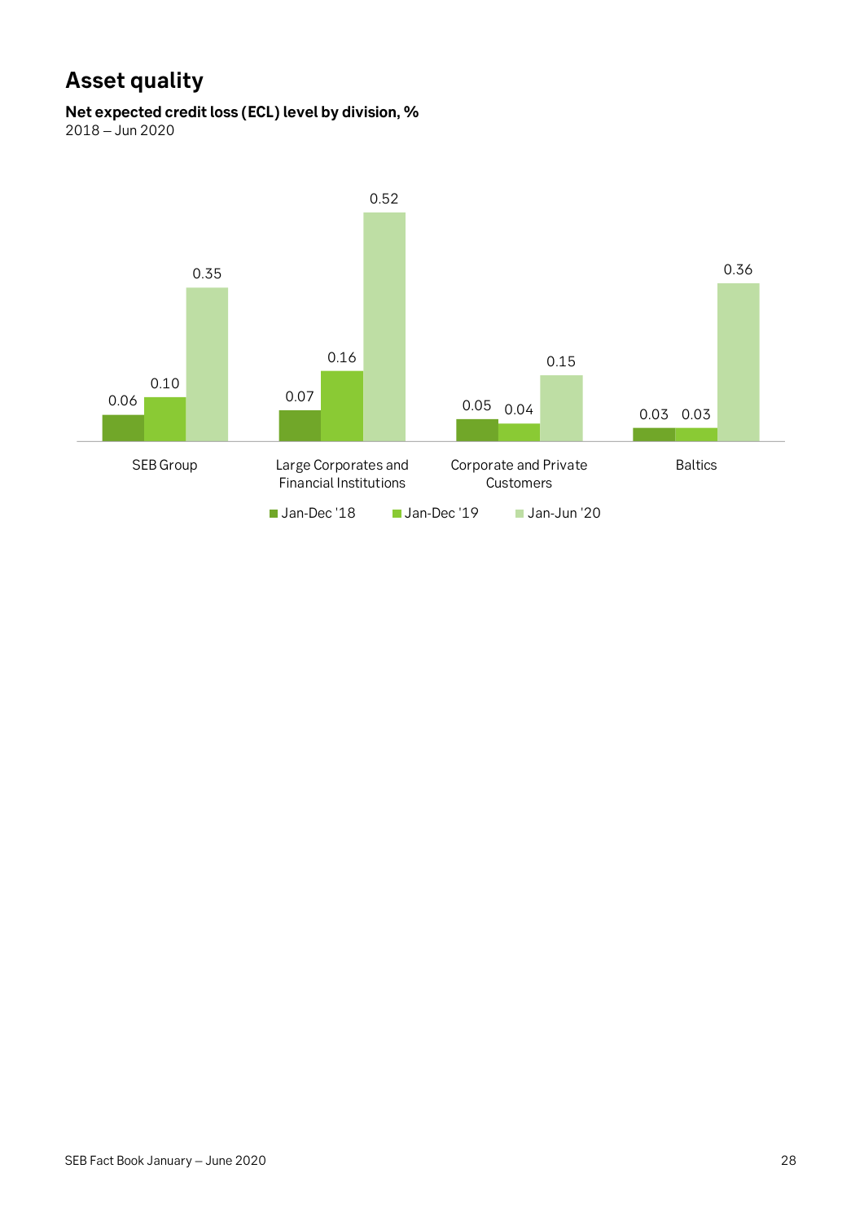# Asset quality

**Net expected credit loss (ECL) level by division, %**

2018 – Jun 2020

| | Jan-Dec '18 | Jan-Dec '19 | Jan-Jun '20 |
|---|---|---|---|
| SEB Group | 0.06 | 0.10 | 0.35 |
| Large Corporates and Financial Institutions | 0.07 | 0.16 | 0.52 |
| Corporate and Private Customers | 0.05 | 0.04 | 0.15 |
| Baltics | 0.03 | 0.03 | 0.36 |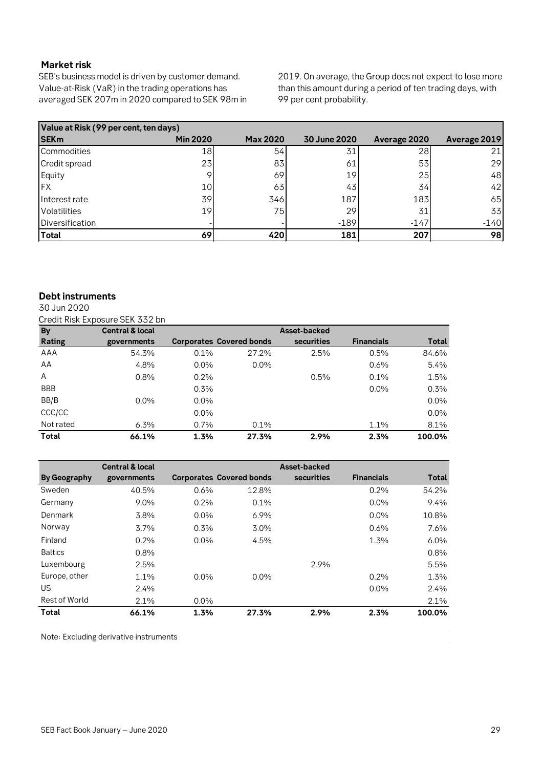## Market risk

SEB's business model is driven by customer demand. Value-at-Risk (VaR) in the trading operations has averaged SEK 207m in 2020 compared to SEK 98m in 2019. On average, the Group does not expect to lose more than this amount during a period of ten trading days, with 99 per cent probability.

| Value at Risk (99 per cent, ten days) | | | | | |
|---|---|---|---|---|---|
| **SEKm** | **Min 2020** | **Max 2020** | **30 June 2020** | **Average 2020** | **Average 2019** |
| Commodities | 18 | 54 | 31 | 28 | 21 |
| Credit spread | 23 | 83 | 61 | 53 | 29 |
| Equity | 9 | 69 | 19 | 25 | 48 |
| FX | 10 | 63 | 43 | 34 | 42 |
| Interest rate | 39 | 346 | 187 | 183 | 65 |
| Volatilities | 19 | 75 | 29 | 31 | 33 |
| Diversification | - | - | -189 | -147 | -140 |
| **Total** | **69** | **420** | **181** | **207** | **98** |

## Debt instruments

30 Jun 2020

Credit Risk Exposure SEK 332 bn

| By Rating | Central & local governments | Corporates | Covered bonds | Asset-backed securities | Financials | Total |
|---|---|---|---|---|---|---|
| AAA | 54.3% | 0.1% | 27.2% | 2.5% | 0.5% | 84.6% |
| AA | 4.8% | 0.0% | 0.0% | | 0.6% | 5.4% |
| A | 0.8% | 0.2% | | 0.5% | 0.1% | 1.5% |
| BBB | | 0.3% | | | 0.0% | 0.3% |
| BB/B | 0.0% | 0.0% | | | | 0.0% |
| CCC/CC | | 0.0% | | | | 0.0% |
| Not rated | 6.3% | 0.7% | 0.1% | | 1.1% | 8.1% |
| **Total** | **66.1%** | **1.3%** | **27.3%** | **2.9%** | **2.3%** | **100.0%** |

| By Geography | Central & local governments | Corporates | Covered bonds | Asset-backed securities | Financials | Total |
|---|---|---|---|---|---|---|
| Sweden | 40.5% | 0.6% | 12.8% | | 0.2% | 54.2% |
| Germany | 9.0% | 0.2% | 0.1% | | 0.0% | 9.4% |
| Denmark | 3.8% | 0.0% | 6.9% | | 0.0% | 10.8% |
| Norway | 3.7% | 0.3% | 3.0% | | 0.6% | 7.6% |
| Finland | 0.2% | 0.0% | 4.5% | | 1.3% | 6.0% |
| Baltics | 0.8% | | | | | 0.8% |
| Luxembourg | 2.5% | | | 2.9% | | 5.5% |
| Europe, other | 1.1% | 0.0% | 0.0% | | 0.2% | 1.3% |
| US | 2.4% | | | | 0.0% | 2.4% |
| Rest of World | 2.1% | 0.0% | | | | 2.1% |
| **Total** | **66.1%** | **1.3%** | **27.3%** | **2.9%** | **2.3%** | **100.0%** |

Note: Excluding derivative instruments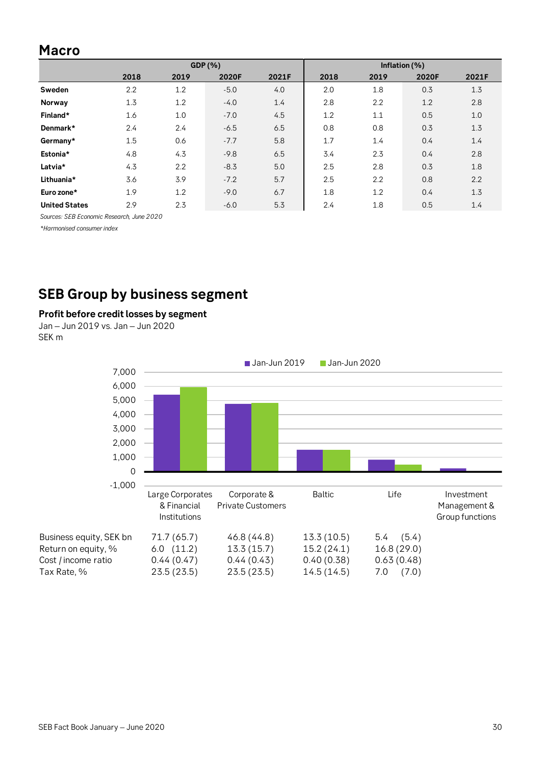## Macro

| | GDP (%) | | | | Inflation (%) | | | |
|---|---|---|---|---|---|---|---|---|
| | 2018 | 2019 | 2020F | 2021F | 2018 | 2019 | 2020F | 2021F |
| **Sweden** | 2.2 | 1.2 | -5.0 | 4.0 | 2.0 | 1.8 | 0.3 | 1.3 |
| **Norway** | 1.3 | 1.2 | -4.0 | 1.4 | 2.8 | 2.2 | 1.2 | 2.8 |
| **Finland*** | 1.6 | 1.0 | -7.0 | 4.5 | 1.2 | 1.1 | 0.5 | 1.0 |
| **Denmark*** | 2.4 | 2.4 | -6.5 | 6.5 | 0.8 | 0.8 | 0.3 | 1.3 |
| **Germany*** | 1.5 | 0.6 | -7.7 | 5.8 | 1.7 | 1.4 | 0.4 | 1.4 |
| **Estonia*** | 4.8 | 4.3 | -9.8 | 6.5 | 3.4 | 2.3 | 0.4 | 2.8 |
| **Latvia*** | 4.3 | 2.2 | -8.3 | 5.0 | 2.5 | 2.8 | 0.3 | 1.8 |
| **Lithuania*** | 3.6 | 3.9 | -7.2 | 5.7 | 2.5 | 2.2 | 0.8 | 2.2 |
| **Euro zone*** | 1.9 | 1.2 | -9.0 | 6.7 | 1.8 | 1.2 | 0.4 | 1.3 |
| **United States** | 2.9 | 2.3 | -6.0 | 5.3 | 2.4 | 1.8 | 0.5 | 1.4 |

*Sources: SEB Economic Research, June 2020*

*\*Harmonised consumer index*

## SEB Group by business segment

### Profit before credit losses by segment

Jan – Jun 2019 vs. Jan – Jun 2020

SEK m

| | Large Corporates & Financial Institutions | Corporate & Private Customers | Baltic | Life | Investment Management & Group functions |
|---|---|---|---|---|---|
| Business equity, SEK bn | 71.7 (65.7) | 46.8 (44.8) | 13.3 (10.5) | 5.4 (5.4) | |
| Return on equity, % | 6.0 (11.2) | 13.3 (15.7) | 15.2 (24.1) | 16.8 (29.0) | |
| Cost / income ratio | 0.44 (0.47) | 0.44 (0.43) | 0.40 (0.38) | 0.63 (0.48) | |
| Tax Rate, % | 23.5 (23.5) | 23.5 (23.5) | 14.5 (14.5) | 7.0 (7.0) | |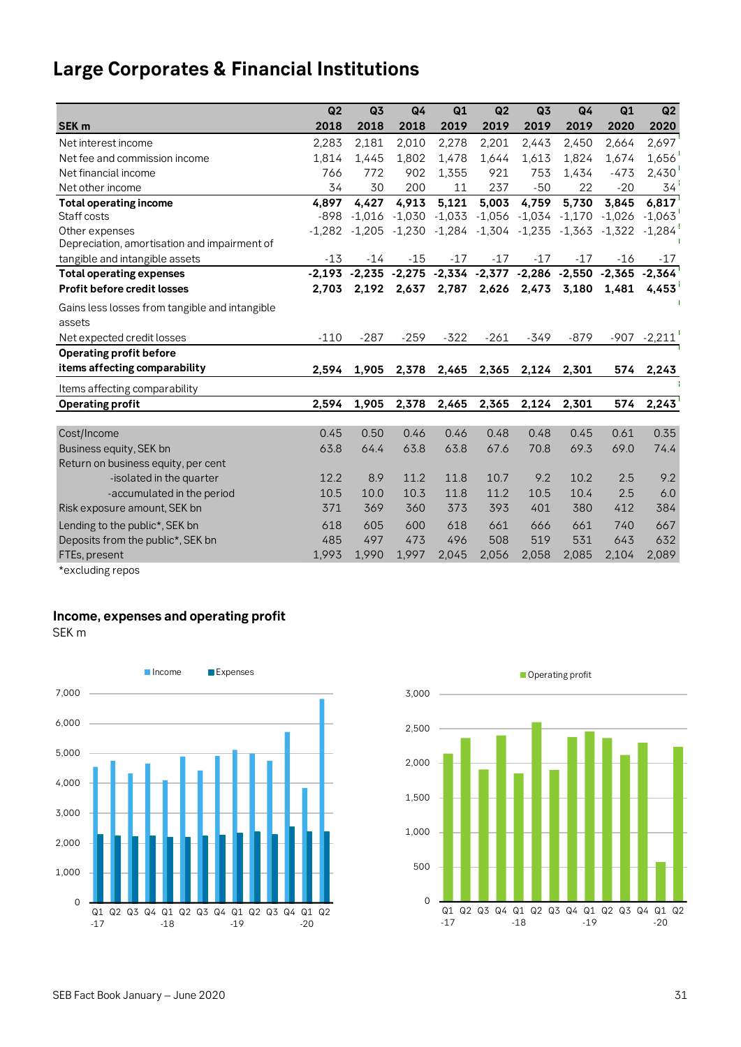# Large Corporates & Financial Institutions

| SEK m | Q2 2018 | Q3 2018 | Q4 2018 | Q1 2019 | Q2 2019 | Q3 2019 | Q4 2019 | Q1 2020 | Q2 2020 |
|---|---|---|---|---|---|---|---|---|---|
| Net interest income | 2,283 | 2,181 | 2,010 | 2,278 | 2,201 | 2,443 | 2,450 | 2,664 | 2,697 |
| Net fee and commission income | 1,814 | 1,445 | 1,802 | 1,478 | 1,644 | 1,613 | 1,824 | 1,674 | 1,656 |
| Net financial income | 766 | 772 | 902 | 1,355 | 921 | 753 | 1,434 | -473 | 2,430 |
| Net other income | 34 | 30 | 200 | 11 | 237 | -50 | 22 | -20 | 34 |
| **Total operating income** | **4,897** | **4,427** | **4,913** | **5,121** | **5,003** | **4,759** | **5,730** | **3,845** | **6,817** |
| Staff costs | -898 | -1,016 | -1,030 | -1,033 | -1,056 | -1,034 | -1,170 | -1,026 | -1,063 |
| Other expenses | -1,282 | -1,205 | -1,230 | -1,284 | -1,304 | -1,235 | -1,363 | -1,322 | -1,284 |
| Depreciation, amortisation and impairment of tangible and intangible assets | -13 | -14 | -15 | -17 | -17 | -17 | -17 | -16 | -17 |
| **Total operating expenses** | **-2,193** | **-2,235** | **-2,275** | **-2,334** | **-2,377** | **-2,286** | **-2,550** | **-2,365** | **-2,364** |
| **Profit before credit losses** | **2,703** | **2,192** | **2,637** | **2,787** | **2,626** | **2,473** | **3,180** | **1,481** | **4,453** |
| Gains less losses from tangible and intangible assets | | | | | | | | | |
| Net expected credit losses | -110 | -287 | -259 | -322 | -261 | -349 | -879 | -907 | -2,211 |
| **Operating profit before items affecting comparability** | **2,594** | **1,905** | **2,378** | **2,465** | **2,365** | **2,124** | **2,301** | **574** | **2,243** |
| Items affecting comparability | | | | | | | | | |
| **Operating profit** | **2,594** | **1,905** | **2,378** | **2,465** | **2,365** | **2,124** | **2,301** | **574** | **2,243** |
| Cost/Income | 0.45 | 0.50 | 0.46 | 0.46 | 0.48 | 0.48 | 0.45 | 0.61 | 0.35 |
| Business equity, SEK bn | 63.8 | 64.4 | 63.8 | 63.8 | 67.6 | 70.8 | 69.3 | 69.0 | 74.4 |
| Return on business equity, per cent | | | | | | | | | |
| -isolated in the quarter | 12.2 | 8.9 | 11.2 | 11.8 | 10.7 | 9.2 | 10.2 | 2.5 | 9.2 |
| -accumulated in the period | 10.5 | 10.0 | 10.3 | 11.8 | 11.2 | 10.5 | 10.4 | 2.5 | 6.0 |
| Risk exposure amount, SEK bn | 371 | 369 | 360 | 373 | 393 | 401 | 380 | 412 | 384 |
| Lending to the public*, SEK bn | 618 | 605 | 600 | 618 | 661 | 666 | 661 | 740 | 667 |
| Deposits from the public*, SEK bn | 485 | 497 | 473 | 496 | 508 | 519 | 531 | 643 | 632 |
| FTEs, present | 1,993 | 1,990 | 1,997 | 2,045 | 2,056 | 2,058 | 2,085 | 2,104 | 2,089 |

*excluding repos

## Income, expenses and operating profit

SEK m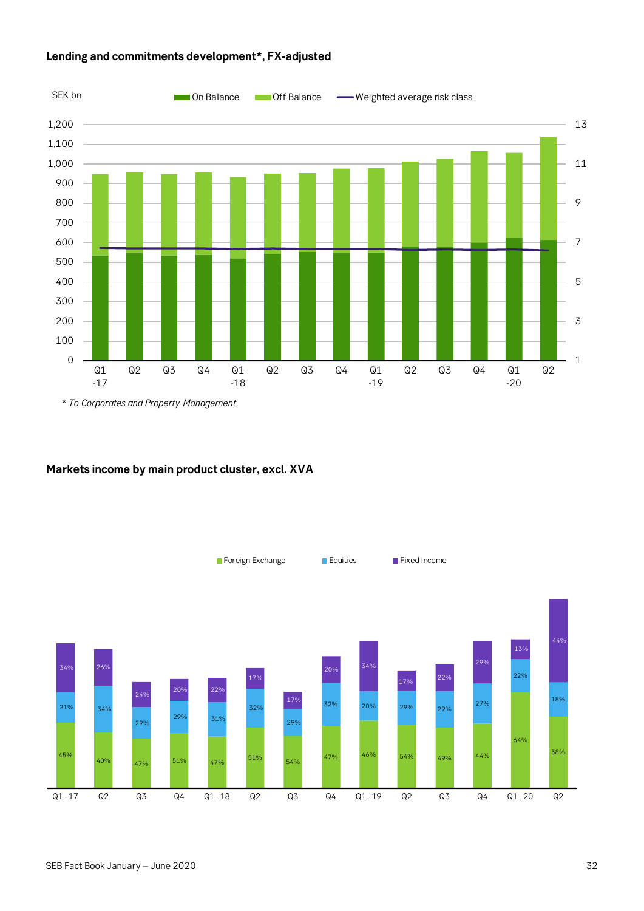## Lending and commitments development*, FX-adjusted

SEK bn

On Balance | Off Balance | Weighted average risk class

*\* To Corporates and Property Management*

## Markets income by main product cluster, excl. XVA

| | Q1 - 17 | Q2 | Q3 | Q4 | Q1 - 18 | Q2 | Q3 | Q4 | Q1 - 19 | Q2 | Q3 | Q4 | Q1 - 20 | Q2 |
|---|---|---|---|---|---|---|---|---|---|---|---|---|---|---|
| Foreign Exchange | 45% | 40% | 47% | 51% | 47% | 51% | 54% | 47% | 46% | 54% | 49% | 44% | 64% | 38% |
| Equities | 21% | 34% | 29% | 29% | 31% | 32% | 29% | 32% | 20% | 29% | 29% | 27% | 22% | 18% |
| Fixed Income | 34% | 26% | 24% | 20% | 22% | 17% | 17% | 20% | 34% | 17% | 22% | 29% | 13% | 44% |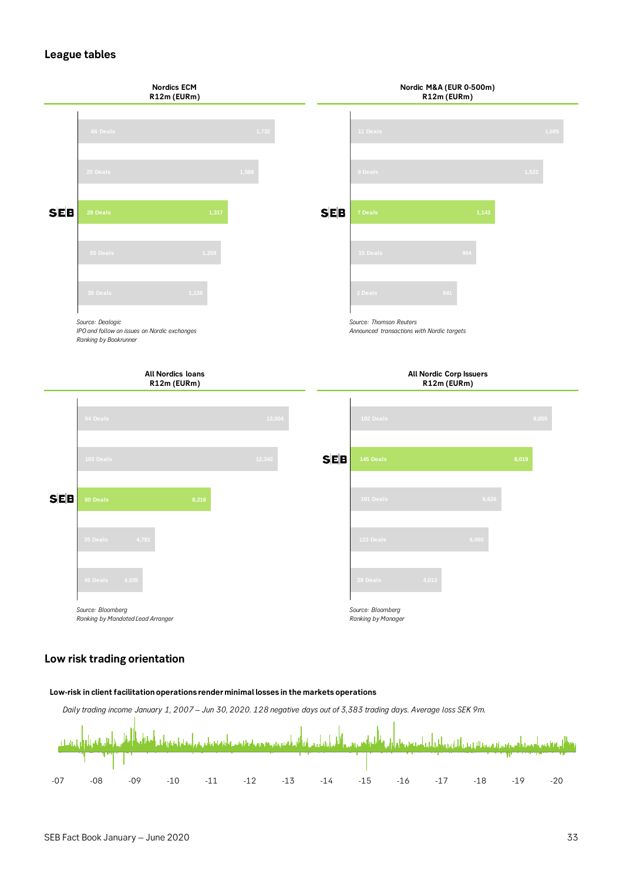## League tables

**Nordics ECM**
**R12m (EURm)**

| | Deals | EURm |
|---|---|---|
| | 66 Deals | 1,732 |
| | 25 Deals | 1,588 |
| SEB | 28 Deals | 1,317 |
| | 55 Deals | 1,259 |
| | 35 Deals | 1,139 |

*Source: Dealogic*
*IPO and follow on issues on Nordic exchanges*
*Ranking by Bookrunner*

**Nordic M&A (EUR 0-500m)**
**R12m (EURm)**

| | Deals | EURm |
|---|---|---|
| | 11 Deals | 1,685 |
| | 9 Deals | 1,522 |
| SEB | 7 Deals | 1,143 |
| | 15 Deals | 994 |
| | 2 Deals | 841 |

*Source: Thomson Reuters*
*Announced transactions with Nordic targets*

**All Nordics loans**
**R12m (EURm)**

| | Deals | EURm |
|---|---|---|
| | 94 Deals | 13,004 |
| | 103 Deals | 12,342 |
| SEB | 80 Deals | 8,216 |
| | 35 Deals | 4,781 |
| | 45 Deals | 4,035 |

*Source: Bloomberg*
*Ranking by Mandated Lead Arranger*

**All Nordic Corp Issuers**
**R12m (EURm)**

| | Deals | EURm |
|---|---|---|
| | 192 Deals | 8,859 |
| SEB | 145 Deals | 8,019 |
| | 191 Deals | 6,626 |
| | 123 Deals | 6,060 |
| | 29 Deals | 4,013 |

*Source: Bloomberg*
*Ranking by Manager*

## Low risk trading orientation

**Low-risk in client facilitation operations render minimal losses in the markets operations**

*Daily trading income January 1, 2007 – Jun 30, 2020. 128 negative days out of 3,383 trading days. Average loss SEK 9m.*

-07 -08 -09 -10 -11 -12 -13 -14 -15 -16 -17 -18 -19 -20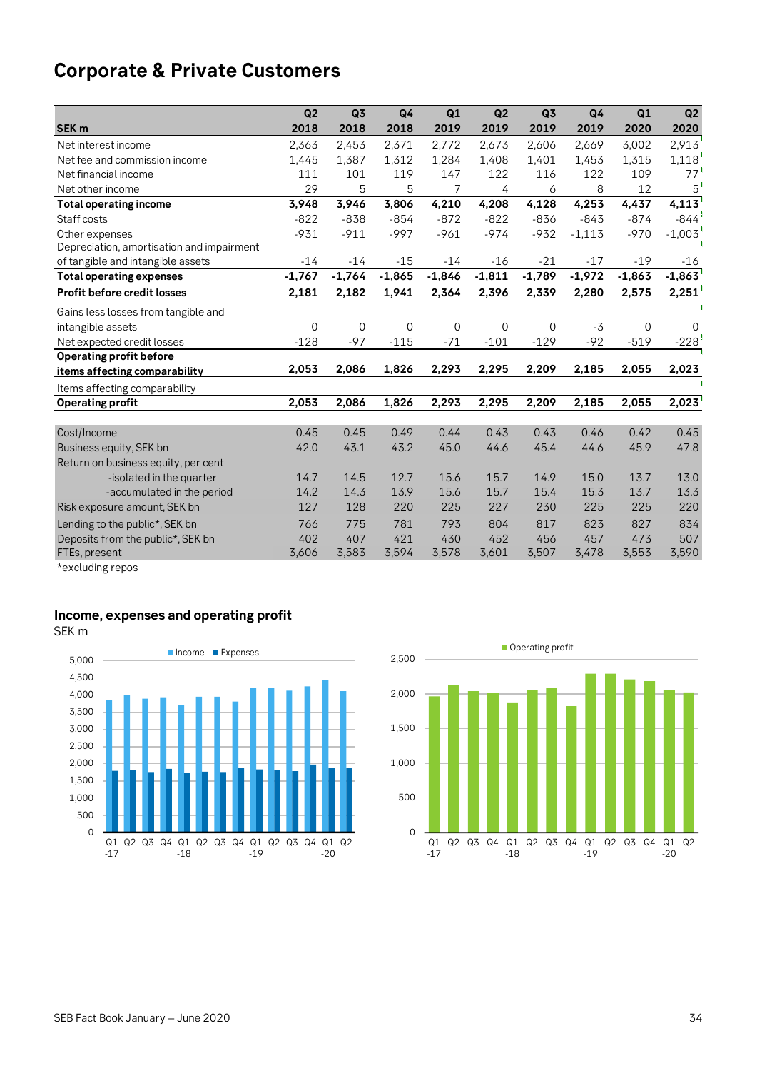# Corporate & Private Customers

| SEK m | Q2 2018 | Q3 2018 | Q4 2018 | Q1 2019 | Q2 2019 | Q3 2019 | Q4 2019 | Q1 2020 | Q2 2020 |
|---|---|---|---|---|---|---|---|---|---|
| Net interest income | 2,363 | 2,453 | 2,371 | 2,772 | 2,673 | 2,606 | 2,669 | 3,002 | 2,913 |
| Net fee and commission income | 1,445 | 1,387 | 1,312 | 1,284 | 1,408 | 1,401 | 1,453 | 1,315 | 1,118 |
| Net financial income | 111 | 101 | 119 | 147 | 122 | 116 | 122 | 109 | 77 |
| Net other income | 29 | 5 | 5 | 7 | 4 | 6 | 8 | 12 | 5 |
| **Total operating income** | **3,948** | **3,946** | **3,806** | **4,210** | **4,208** | **4,128** | **4,253** | **4,437** | **4,113** |
| Staff costs | -822 | -838 | -854 | -872 | -822 | -836 | -843 | -874 | -844 |
| Other expenses | -931 | -911 | -997 | -961 | -974 | -932 | -1,113 | -970 | -1,003 |
| Depreciation, amortisation and impairment of tangible and intangible assets | -14 | -14 | -15 | -14 | -16 | -21 | -17 | -19 | -16 |
| **Total operating expenses** | **-1,767** | **-1,764** | **-1,865** | **-1,846** | **-1,811** | **-1,789** | **-1,972** | **-1,863** | **-1,863** |
| **Profit before credit losses** | **2,181** | **2,182** | **1,941** | **2,364** | **2,396** | **2,339** | **2,280** | **2,575** | **2,251** |
| Gains less losses from tangible and intangible assets | 0 | 0 | 0 | 0 | 0 | 0 | -3 | 0 | 0 |
| Net expected credit losses | -128 | -97 | -115 | -71 | -101 | -129 | -92 | -519 | -228 |
| **Operating profit before items affecting comparability** | **2,053** | **2,086** | **1,826** | **2,293** | **2,295** | **2,209** | **2,185** | **2,055** | **2,023** |
| Items affecting comparability | | | | | | | | | |
| **Operating profit** | **2,053** | **2,086** | **1,826** | **2,293** | **2,295** | **2,209** | **2,185** | **2,055** | **2,023** |
| | | | | | | | | | |
| Cost/Income | 0.45 | 0.45 | 0.49 | 0.44 | 0.43 | 0.43 | 0.46 | 0.42 | 0.45 |
| Business equity, SEK bn | 42.0 | 43.1 | 43.2 | 45.0 | 44.6 | 45.4 | 44.6 | 45.9 | 47.8 |
| Return on business equity, per cent | | | | | | | | | |
| -isolated in the quarter | 14.7 | 14.5 | 12.7 | 15.6 | 15.7 | 14.9 | 15.0 | 13.7 | 13.0 |
| -accumulated in the period | 14.2 | 14.3 | 13.9 | 15.6 | 15.7 | 15.4 | 15.3 | 13.7 | 13.3 |
| Risk exposure amount, SEK bn | 127 | 128 | 220 | 225 | 227 | 230 | 225 | 225 | 220 |
| Lending to the public*, SEK bn | 766 | 775 | 781 | 793 | 804 | 817 | 823 | 827 | 834 |
| Deposits from the public*, SEK bn | 402 | 407 | 421 | 430 | 452 | 456 | 457 | 473 | 507 |
| FTEs, present | 3,606 | 3,583 | 3,594 | 3,578 | 3,601 | 3,507 | 3,478 | 3,553 | 3,590 |

*excluding repos

### Income, expenses and operating profit

SEK m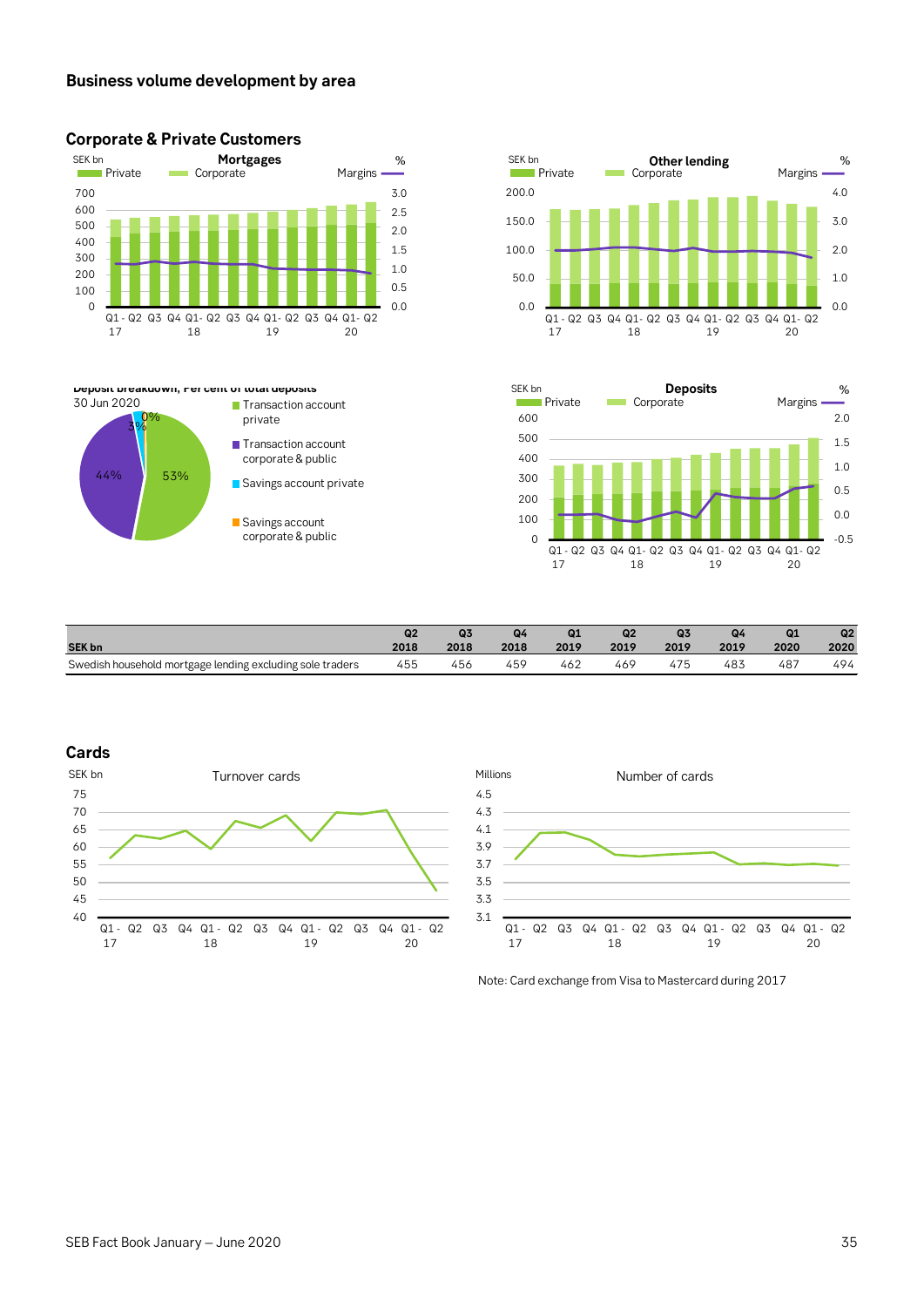## Business volume development by area

### Corporate & Private Customers

**Mortgages**

SEK bn — Private, Corporate; Margins %

**Other lending**

SEK bn — Private, Corporate; Margins %

**Deposit breakdown, Per cent of total deposits**

30 Jun 2020

- Transaction account private: 53%
- Transaction account corporate & public: 44%
- Savings account private: 3%
- Savings account corporate & public: 0%

**Deposits**

SEK bn — Private, Corporate; Margins %

| SEK bn | Q2 2018 | Q3 2018 | Q4 2018 | Q1 2019 | Q2 2019 | Q3 2019 | Q4 2019 | Q1 2020 | Q2 2020 |
|---|---|---|---|---|---|---|---|---|---|
| Swedish household mortgage lending excluding sole traders | 455 | 456 | 459 | 462 | 469 | 475 | 483 | 487 | 494 |

### Cards

**Turnover cards** (SEK bn)

**Number of cards** (Millions)

Note: Card exchange from Visa to Mastercard during 2017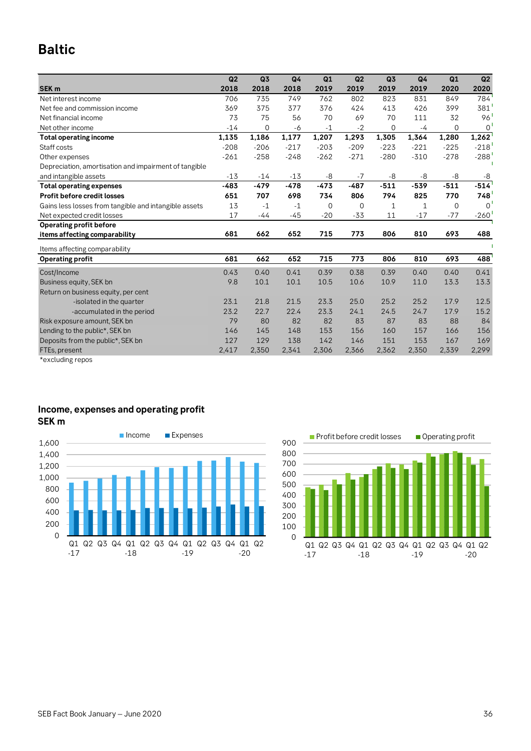# Baltic

| SEK m | Q2 2018 | Q3 2018 | Q4 2018 | Q1 2019 | Q2 2019 | Q3 2019 | Q4 2019 | Q1 2020 | Q2 2020 |
|---|---|---|---|---|---|---|---|---|---|
| Net interest income | 706 | 735 | 749 | 762 | 802 | 823 | 831 | 849 | 784 |
| Net fee and commission income | 369 | 375 | 377 | 376 | 424 | 413 | 426 | 399 | 381 |
| Net financial income | 73 | 75 | 56 | 70 | 69 | 70 | 111 | 32 | 96 |
| Net other income | -14 | 0 | -6 | -1 | -2 | 0 | -4 | 0 | 0 |
| **Total operating income** | **1,135** | **1,186** | **1,177** | **1,207** | **1,293** | **1,305** | **1,364** | **1,280** | **1,262** |
| Staff costs | -208 | -206 | -217 | -203 | -209 | -223 | -221 | -225 | -218 |
| Other expenses | -261 | -258 | -248 | -262 | -271 | -280 | -310 | -278 | -288 |
| Depreciation, amortisation and impairment of tangible and intangible assets | -13 | -14 | -13 | -8 | -7 | -8 | -8 | -8 | -8 |
| **Total operating expenses** | **-483** | **-479** | **-478** | **-473** | **-487** | **-511** | **-539** | **-511** | **-514** |
| **Profit before credit losses** | **651** | **707** | **698** | **734** | **806** | **794** | **825** | **770** | **748** |
| Gains less losses from tangible and intangible assets | 13 | -1 | -1 | 0 | 0 | 1 | 1 | 0 | 0 |
| Net expected credit losses | 17 | -44 | -45 | -20 | -33 | 11 | -17 | -77 | -260 |
| **Operating profit before items affecting comparability** | **681** | **662** | **652** | **715** | **773** | **806** | **810** | **693** | **488** |
| Items affecting comparability | | | | | | | | | |
| **Operating profit** | **681** | **662** | **652** | **715** | **773** | **806** | **810** | **693** | **488** |
| Cost/Income | 0.43 | 0.40 | 0.41 | 0.39 | 0.38 | 0.39 | 0.40 | 0.40 | 0.41 |
| Business equity, SEK bn | 9.8 | 10.1 | 10.1 | 10.5 | 10.6 | 10.9 | 11.0 | 13.3 | 13.3 |
| Return on business equity, per cent | | | | | | | | | |
| -isolated in the quarter | 23.1 | 21.8 | 21.5 | 23.3 | 25.0 | 25.2 | 25.2 | 17.9 | 12.5 |
| -accumulated in the period | 23.2 | 22.7 | 22.4 | 23.3 | 24.1 | 24.5 | 24.7 | 17.9 | 15.2 |
| Risk exposure amount, SEK bn | 79 | 80 | 82 | 82 | 83 | 87 | 83 | 88 | 84 |
| Lending to the public*, SEK bn | 146 | 145 | 148 | 153 | 156 | 160 | 157 | 166 | 156 |
| Deposits from the public*, SEK bn | 127 | 129 | 138 | 142 | 146 | 151 | 153 | 167 | 169 |
| FTEs, present | 2,417 | 2,350 | 2,341 | 2,306 | 2,366 | 2,362 | 2,350 | 2,339 | 2,299 |

*excluding repos

## Income, expenses and operating profit
## SEK m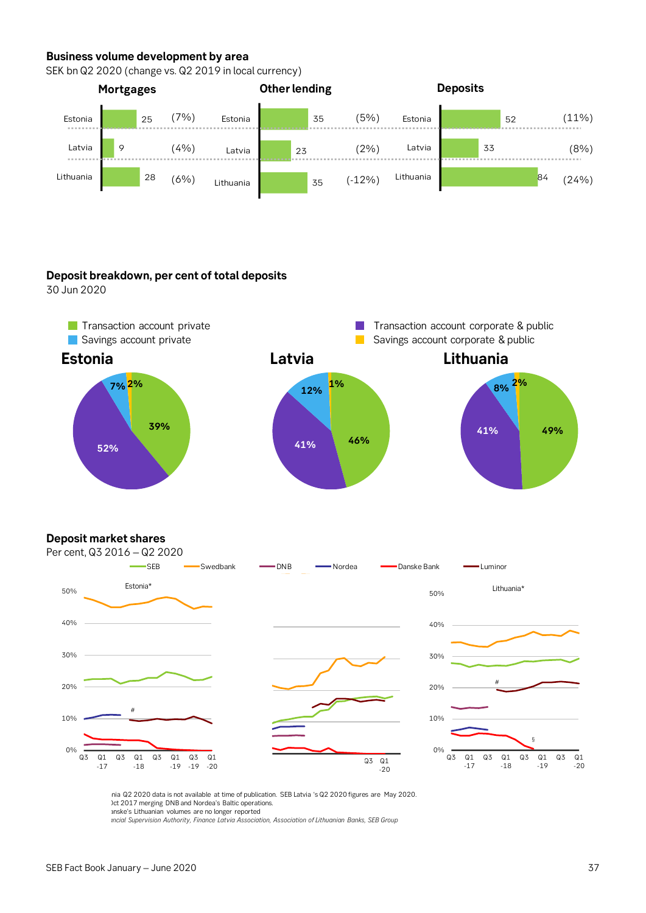## Business volume development by area

SEK bn Q2 2020 (change vs. Q2 2019 in local currency)

| | Mortgages | | Other lending | | Deposits | |
|---|---|---|---|---|---|---|
| Estonia | 25 | (7%) | 35 | (5%) | 52 | (11%) |
| Latvia | 9 | (4%) | 23 | (2%) | 33 | (8%) |
| Lithuania | 28 | (6%) | 35 | (-12%) | 84 | (24%) |

## Deposit breakdown, per cent of total deposits

30 Jun 2020

| | Transaction account private | Savings account private | Transaction account corporate & public | Savings account corporate & public |
|---|---|---|---|---|
| Estonia | 39% | 7% | 52% | 2% |
| Latvia | 46% | 12% | 41% | 1% |
| Lithuania | 49% | 8% | 41% | 2% |

## Deposit market shares

Per cent, Q3 2016 – Q2 2020

SEB, Swedbank, DNB, Nordea, Danske Bank, Luminor

Estonia*

Lithuania*

ɪnia Q2 2020 data is not available at time of publication. SEB Latvia 's Q2 2020 figures are May 2020.
ɔct 2017 merging DNB and Nordea's Baltic operations.
ɪnske's Lithuanian volumes are no longer reported
*ɪncial Supervision Authority, Finance Latvia Association, Association of Lithuanian Banks, SEB Group*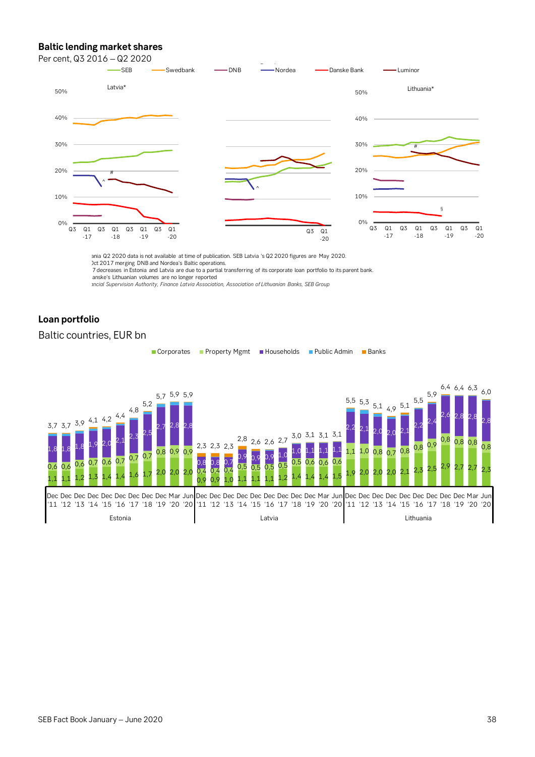## Baltic lending market shares

Per cent, Q3 2016 – Q2 2020

SEB | Swedbank | DNB | Nordea | Danske Bank | Luminor

Latvia* | Estonia | Lithuania*

ania Q2 2020 data is not available at time of publication. SEB Latvia 's Q2 2020 figures are May 2020.
Oct 2017 merging DNB and Nordea's Baltic operations.
7 decreases in Estonia and Latvia are due to a partial transferring of its corporate loan portfolio to its parent bank.
anske's Lithuanian volumes are no longer reported
*ncial Supervision Authority, Finance Latvia Association, Association of Lithuanian Banks, SEB Group*

## Loan portfolio

Baltic countries, EUR bn

Corporates | Property Mgmt | Households | Public Admin | Banks

| Country | Period | Total | Corporates | Property Mgmt | Households |
|---|---|---|---|---|---|
| Estonia | Dec '11 | 3,7 | 1,1 | 0,6 | 1,8 |
| Estonia | Dec '12 | 3,7 | 1,1 | 0,6 | 1,8 |
| Estonia | Dec '13 | 3,9 | 1,2 | 0,6 | 1,8 |
| Estonia | Dec '14 | 4,1 | 1,3 | 0,7 | 1,9 |
| Estonia | Dec '15 | 4,2 | 1,4 | 0,6 | 2,0 |
| Estonia | Dec '16 | 4,4 | 1,4 | 0,7 | 2,1 |
| Estonia | Dec '17 | 4,8 | 1,6 | 0,7 | 2,3 |
| Estonia | Dec '18 | 5,2 | 1,7 | 0,7 | 2,5 |
| Estonia | Dec '19 | 5,7 | 2,0 | 0,8 | 2,7 |
| Estonia | Mar '20 | 5,9 | 2,0 | 0,9 | 2,8 |
| Estonia | Jun '20 | 5,9 | 2,0 | 0,9 | 2,8 |
| Latvia | Dec '11 | 2,3 | 0,9 | 0,4 | 0,8 |
| Latvia | Dec '12 | 2,3 | 0,9 | 0,4 | 0,8 |
| Latvia | Dec '13 | 2,3 | 1,0 | 0,4 | 0,7 |
| Latvia | Dec '14 | 2,8 | 1,1 | 0,5 | 0,9 |
| Latvia | Dec '15 | 2,6 | 1,1 | 0,5 | 0,9 |
| Latvia | Dec '16 | 2,6 | 1,1 | 0,5 | 0,9 |
| Latvia | Dec '17 | 2,7 | 1,2 | 0,5 | 1,0 |
| Latvia | Dec '18 | 3,0 | 1,4 | 0,5 | 1,0 |
| Latvia | Dec '19 | 3,1 | 1,4 | 0,6 | 1,1 |
| Latvia | Mar '20 | 3,1 | 1,4 | 0,6 | 1,1 |
| Latvia | Jun '20 | 3,1 | 1,5 | 0,6 | 1,1 |
| Lithuania | Dec '11 | 5,5 | 1,9 | 1,1 | 2,2 |
| Lithuania | Dec '12 | 5,3 | 2,0 | 1,0 | 2,1 |
| Lithuania | Dec '13 | 5,1 | 2,0 | 0,8 | 2,0 |
| Lithuania | Dec '14 | 4,9 | 2,0 | 0,7 | 2,0 |
| Lithuania | Dec '15 | 5,1 | 2,1 | 0,8 | 2,1 |
| Lithuania | Dec '16 | 5,5 | 2,3 | 0,8 | 2,2 |
| Lithuania | Dec '17 | 5,9 | 2,5 | 0,9 | 2,4 |
| Lithuania | Dec '18 | 6,4 | 2,9 | 0,8 | 2,6 |
| Lithuania | Dec '19 | 6,4 | 2,7 | 0,8 | 2,8 |
| Lithuania | Mar '20 | 6,3 | 2,7 | 0,8 | 2,8 |
| Lithuania | Jun '20 | 6,0 | 2,3 | 0,8 | 2,8 |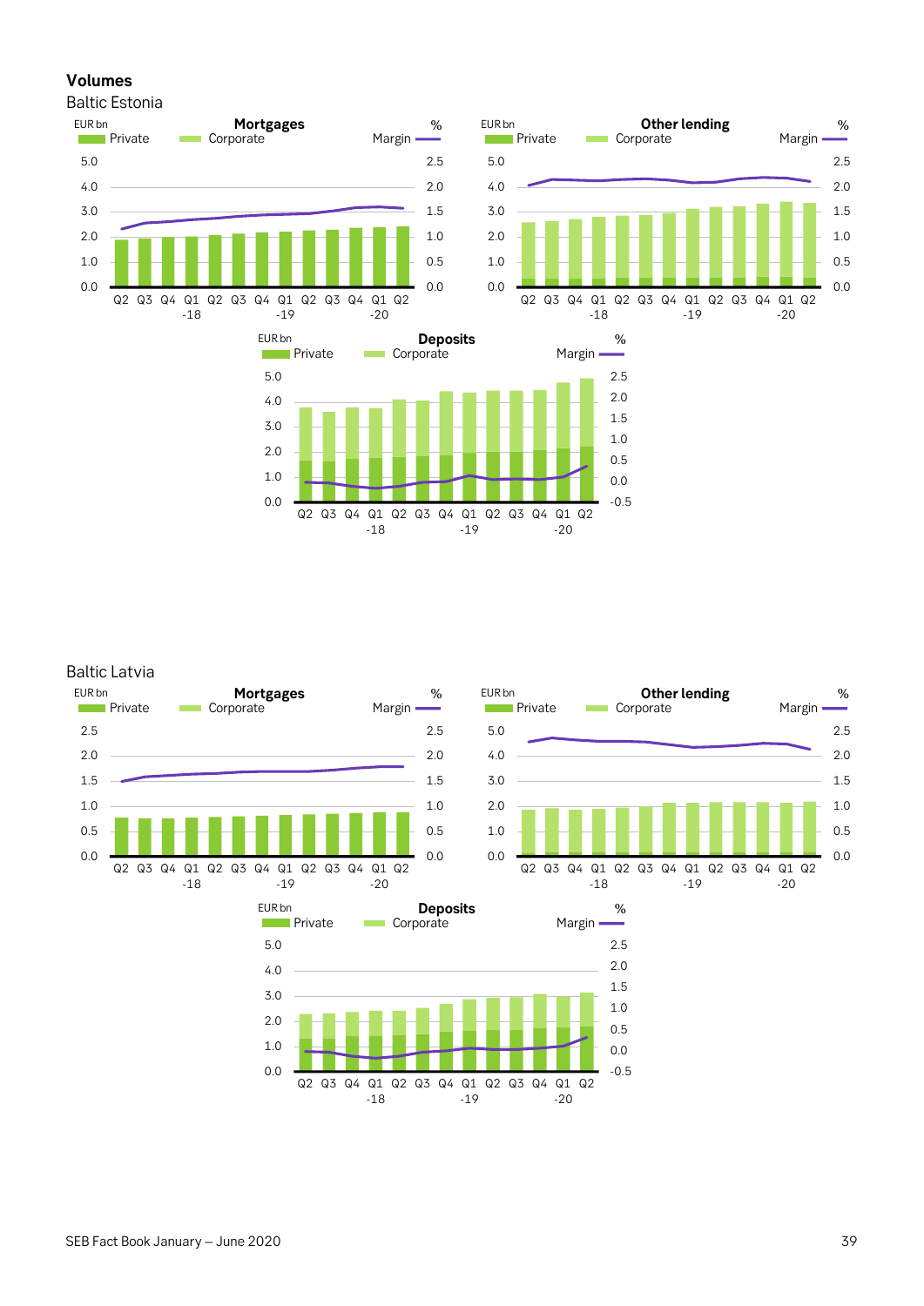# Volumes

## Baltic Estonia

**Mortgages**

EUR bn — Private, Corporate; Margin %

Q2 -18 … Q2 -20

**Other lending**

EUR bn — Private, Corporate; Margin %

**Deposits**

EUR bn — Private, Corporate; Margin %

## Baltic Latvia

**Mortgages**

EUR bn — Private, Corporate; Margin %

**Other lending**

EUR bn — Private, Corporate; Margin %

**Deposits**

EUR bn — Private, Corporate; Margin %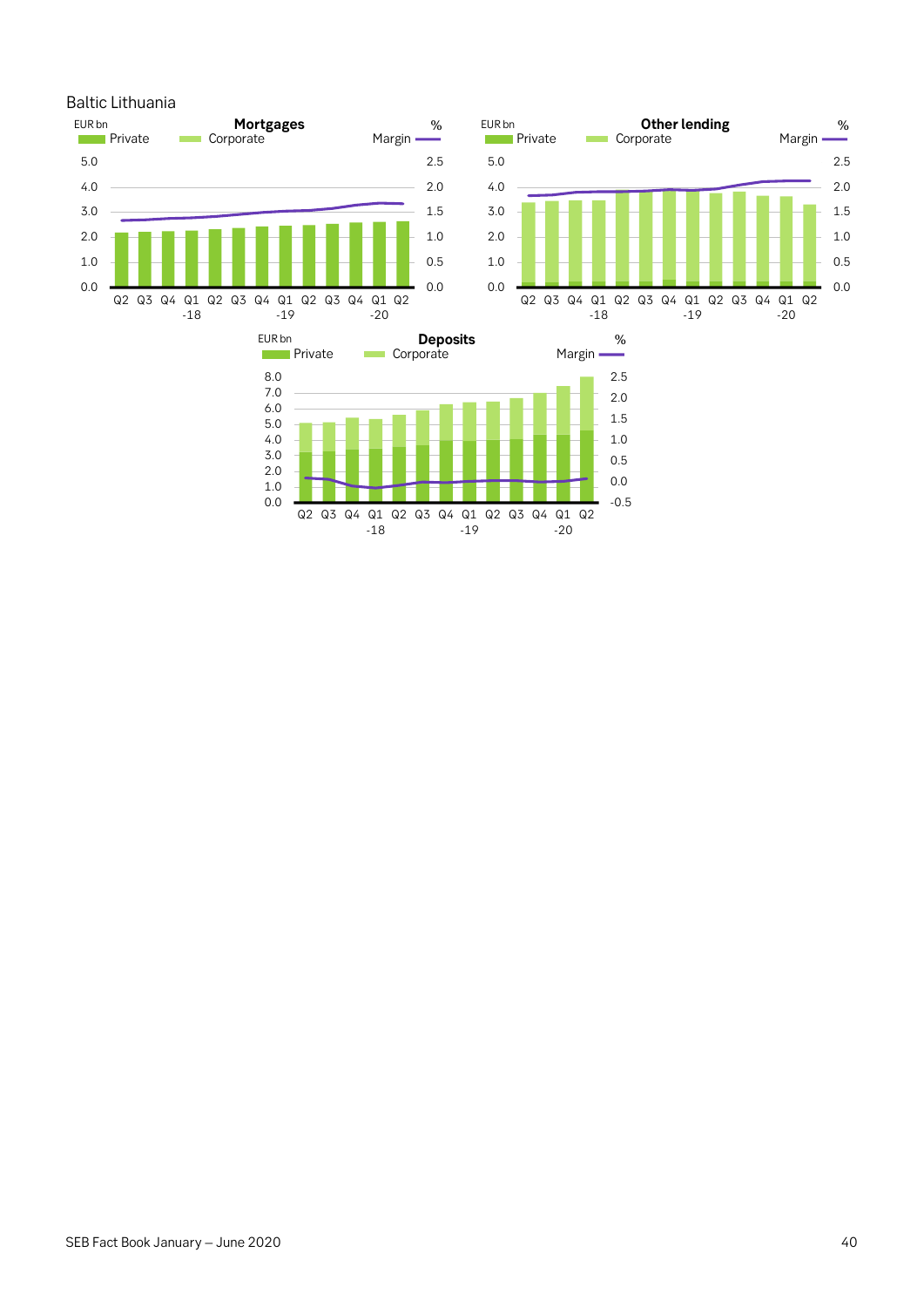Baltic Lithuania

**Mortgages**

EUR bn — Private, Corporate; Margin (%)

**Other lending**

EUR bn — Private, Corporate; Margin (%)

**Deposits**

EUR bn — Private, Corporate; Margin (%)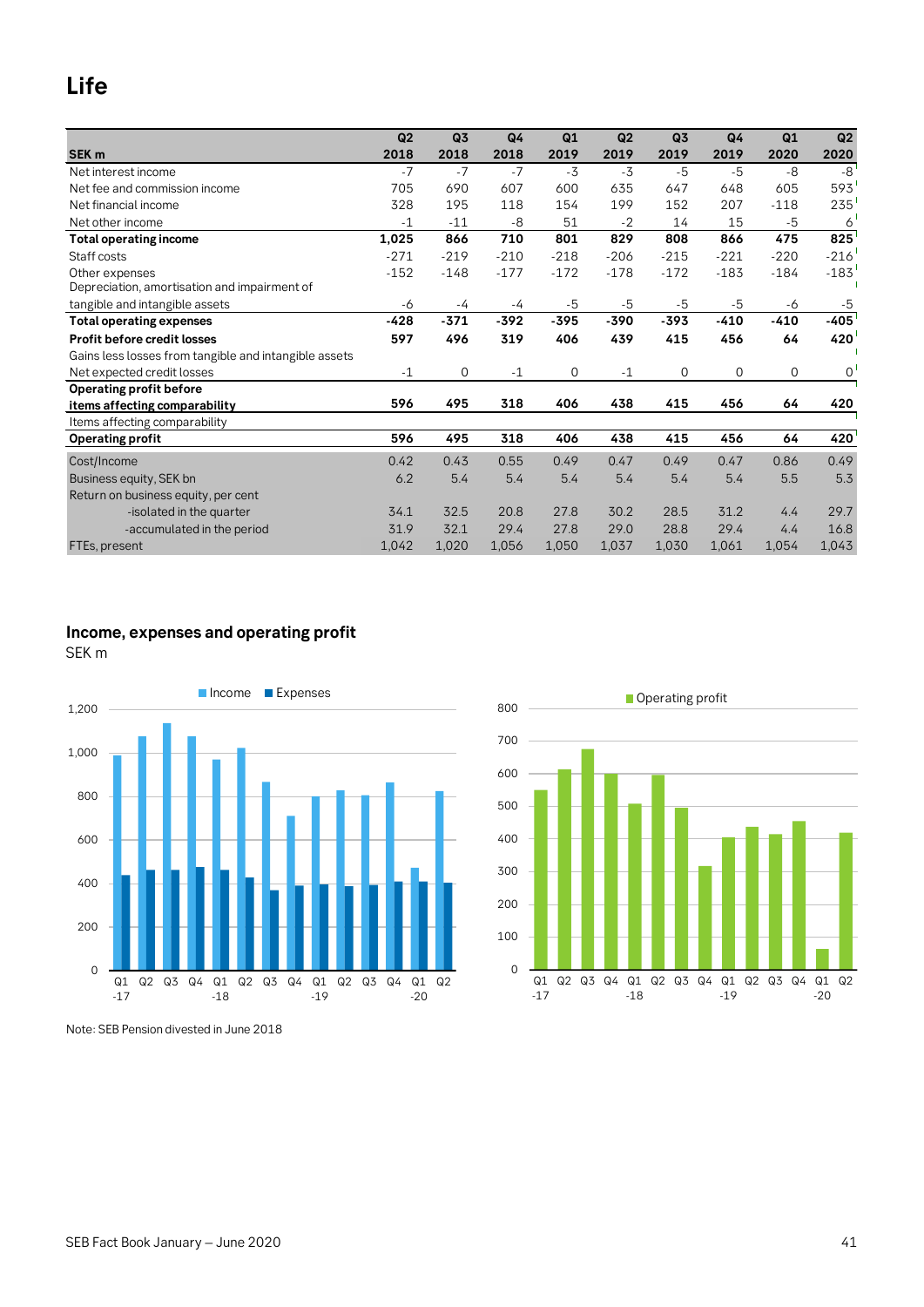# Life

| SEK m | Q2 2018 | Q3 2018 | Q4 2018 | Q1 2019 | Q2 2019 | Q3 2019 | Q4 2019 | Q1 2020 | Q2 2020 |
|---|---|---|---|---|---|---|---|---|---|
| Net interest income | -7 | -7 | -7 | -3 | -3 | -5 | -5 | -8 | -8 |
| Net fee and commission income | 705 | 690 | 607 | 600 | 635 | 647 | 648 | 605 | 593 |
| Net financial income | 328 | 195 | 118 | 154 | 199 | 152 | 207 | -118 | 235 |
| Net other income | -1 | -11 | -8 | 51 | -2 | 14 | 15 | -5 | 6 |
| **Total operating income** | **1,025** | **866** | **710** | **801** | **829** | **808** | **866** | **475** | **825** |
| Staff costs | -271 | -219 | -210 | -218 | -206 | -215 | -221 | -220 | -216 |
| Other expenses | -152 | -148 | -177 | -172 | -178 | -172 | -183 | -184 | -183 |
| Depreciation, amortisation and impairment of tangible and intangible assets | -6 | -4 | -4 | -5 | -5 | -5 | -5 | -6 | -5 |
| **Total operating expenses** | **-428** | **-371** | **-392** | **-395** | **-390** | **-393** | **-410** | **-410** | **-405** |
| **Profit before credit losses** | **597** | **496** | **319** | **406** | **439** | **415** | **456** | **64** | **420** |
| Gains less losses from tangible and intangible assets | | | | | | | | | |
| Net expected credit losses | -1 | 0 | -1 | 0 | -1 | 0 | 0 | 0 | 0 |
| **Operating profit before items affecting comparability** | **596** | **495** | **318** | **406** | **438** | **415** | **456** | **64** | **420** |
| Items affecting comparability | | | | | | | | | |
| **Operating profit** | **596** | **495** | **318** | **406** | **438** | **415** | **456** | **64** | **420** |
| Cost/Income | 0.42 | 0.43 | 0.55 | 0.49 | 0.47 | 0.49 | 0.47 | 0.86 | 0.49 |
| Business equity, SEK bn | 6.2 | 5.4 | 5.4 | 5.4 | 5.4 | 5.4 | 5.4 | 5.5 | 5.3 |
| Return on business equity, per cent | | | | | | | | | |
| -isolated in the quarter | 34.1 | 32.5 | 20.8 | 27.8 | 30.2 | 28.5 | 31.2 | 4.4 | 29.7 |
| -accumulated in the period | 31.9 | 32.1 | 29.4 | 27.8 | 29.0 | 28.8 | 29.4 | 4.4 | 16.8 |
| FTEs, present | 1,042 | 1,020 | 1,056 | 1,050 | 1,037 | 1,030 | 1,061 | 1,054 | 1,043 |

## Income, expenses and operating profit

SEK m

Note: SEB Pension divested in June 2018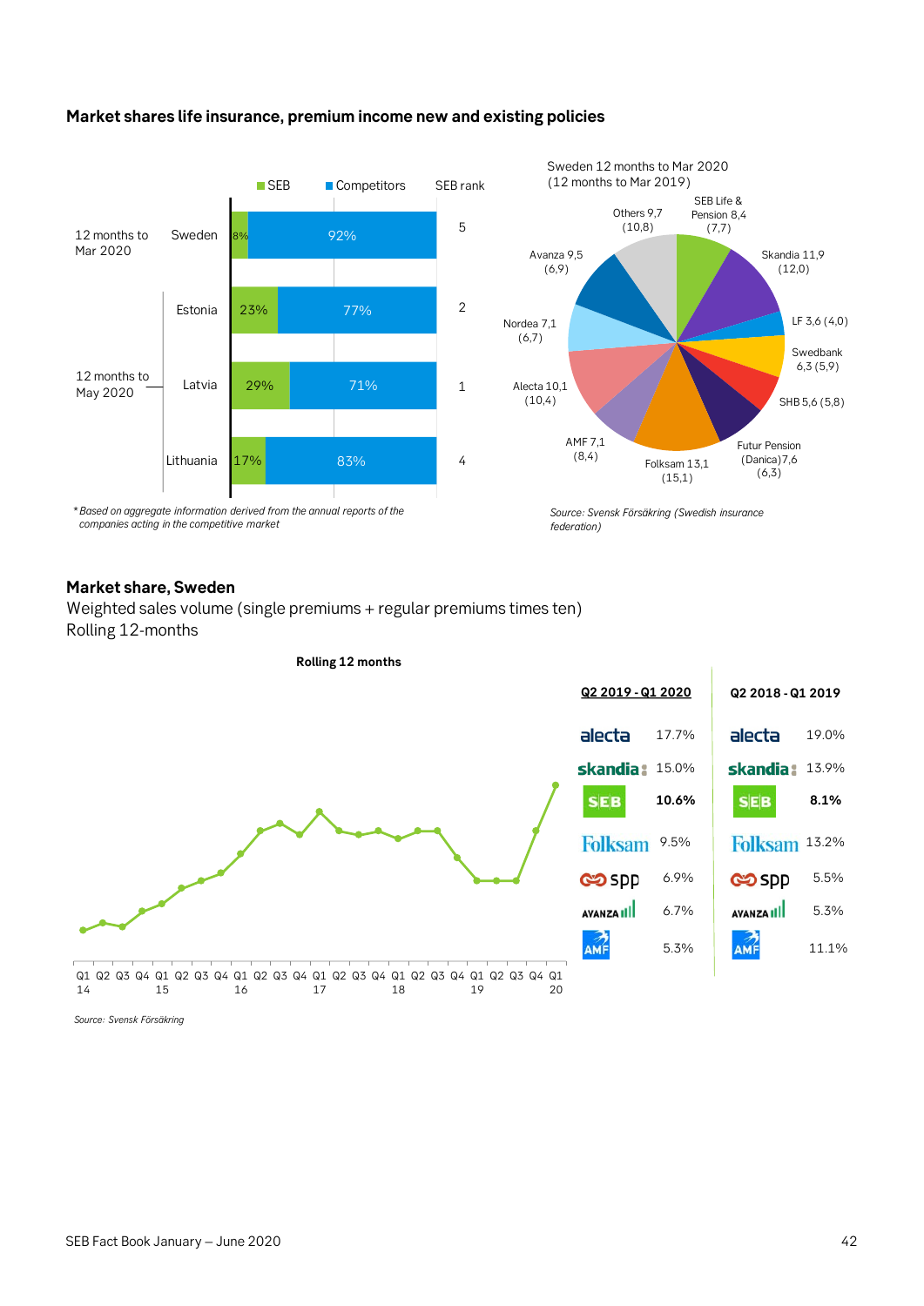## Market shares life insurance, premium income new and existing policies

| | | SEB | Competitors | SEB rank |
|---|---|---|---|---|
| 12 months to Mar 2020 | Sweden | 8% | 92% | 5 |
| 12 months to May 2020 | Estonia | 23% | 77% | 2 |
| | Latvia | 29% | 71% | 1 |
| | Lithuania | 17% | 83% | 4 |

*Based on aggregate information derived from the annual reports of the companies acting in the competitive market*

Sweden 12 months to Mar 2020 (12 months to Mar 2019)

| Company | 12 months to Mar 2020 | (12 months to Mar 2019) |
|---|---|---|
| SEB Life & Pension | 8,4 | (7,7) |
| Skandia | 11,9 | (12,0) |
| LF | 3,6 | (4,0) |
| Swedbank | 6,3 | (5,9) |
| SHB | 5,6 | (5,8) |
| Futur Pension (Danica) | 7,6 | (6,3) |
| Folksam | 13,1 | (15,1) |
| AMF | 7,1 | (8,4) |
| Alecta | 10,1 | (10,4) |
| Nordea | 7,1 | (6,7) |
| Avanza | 9,5 | (6,9) |
| Others | 9,7 | (10,8) |

*Source: Svensk Försäkring (Swedish insurance federation)*

## Market share, Sweden

Weighted sales volume (single premiums + regular premiums times ten)
Rolling 12-months

**Rolling 12 months**

| | Q2 2019 - Q1 2020 | Q2 2018 - Q1 2019 |
|---|---|---|
| Alecta | 17.7% | 19.0% |
| Skandia | 15.0% | 13.9% |
| **SEB** | **10.6%** | **8.1%** |
| Folksam | 9.5% | 13.2% |
| SPP | 6.9% | 5.5% |
| Avanza | 6.7% | 5.3% |
| AMF | 5.3% | 11.1% |

*Source: Svensk Försäkring*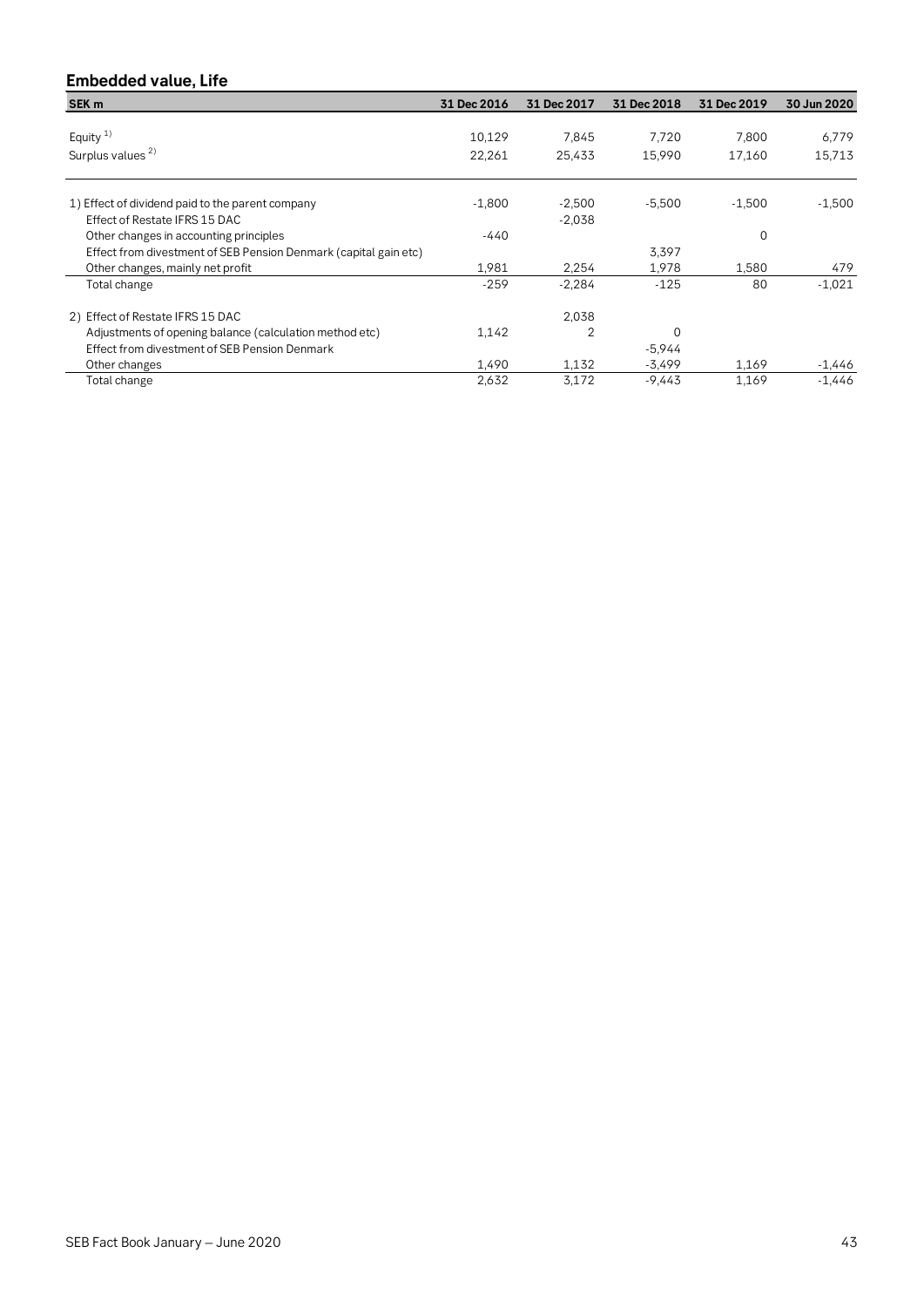## Embedded value, Life

| SEK m | 31 Dec 2016 | 31 Dec 2017 | 31 Dec 2018 | 31 Dec 2019 | 30 Jun 2020 |
|---|---|---|---|---|---|
| Equity [1) ] | 10,129 | 7,845 | 7,720 | 7,800 | 6,779 |
| Surplus values [2)] | 22,261 | 25,433 | 15,990 | 17,160 | 15,713 |
| | | | | | |
| 1) Effect of dividend paid to the parent company | -1,800 | -2,500 | -5,500 | -1,500 | -1,500 |
| Effect of Restate IFRS 15 DAC | | -2,038 | | | |
| Other changes in accounting principles | -440 | | | 0 | |
| Effect from divestment of SEB Pension Denmark (capital gain etc) | | | 3,397 | | |
| Other changes, mainly net profit | 1,981 | 2,254 | 1,978 | 1,580 | 479 |
| Total change | -259 | -2,284 | -125 | 80 | -1,021 |
| | | | | | |
| 2) Effect of Restate IFRS 15 DAC | | 2,038 | | | |
| Adjustments of opening balance (calculation method etc) | 1,142 | 2 | 0 | | |
| Effect from divestment of SEB Pension Denmark | | | -5,944 | | |
| Other changes | 1,490 | 1,132 | -3,499 | 1,169 | -1,446 |
| Total change | 2,632 | 3,172 | -9,443 | 1,169 | -1,446 |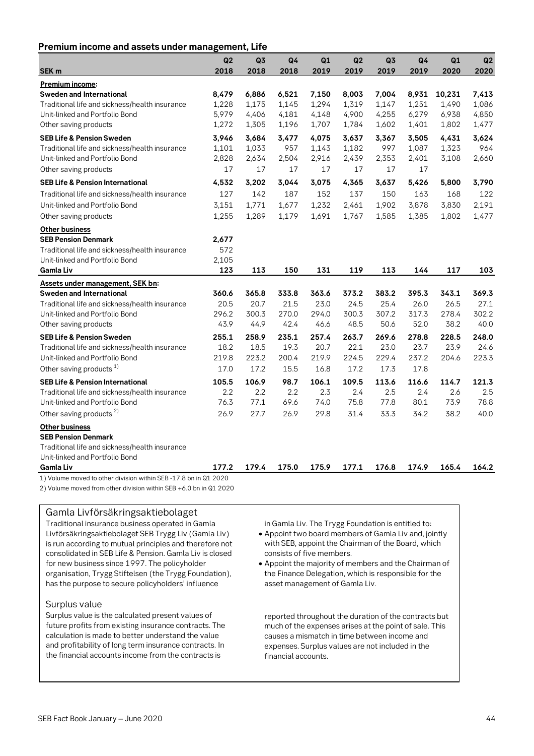## Premium income and assets under management, Life

| SEK m | Q2 2018 | Q3 2018 | Q4 2018 | Q1 2019 | Q2 2019 | Q3 2019 | Q4 2019 | Q1 2020 | Q2 2020 |
|---|---|---|---|---|---|---|---|---|---|
| **Premium income:** | | | | | | | | | |
| **Sweden and International** | **8,479** | **6,886** | **6,521** | **7,150** | **8,003** | **7,004** | **8,931** | **10,231** | **7,413** |
| Traditional life and sickness/health insurance | 1,228 | 1,175 | 1,145 | 1,294 | 1,319 | 1,147 | 1,251 | 1,490 | 1,086 |
| Unit-linked and Portfolio Bond | 5,979 | 4,406 | 4,181 | 4,148 | 4,900 | 4,255 | 6,279 | 6,938 | 4,850 |
| Other saving products | 1,272 | 1,305 | 1,196 | 1,707 | 1,784 | 1,602 | 1,401 | 1,802 | 1,477 |
| **SEB Life & Pension Sweden** | **3,946** | **3,684** | **3,477** | **4,075** | **3,637** | **3,367** | **3,505** | **4,431** | **3,624** |
| Traditional life and sickness/health insurance | 1,101 | 1,033 | 957 | 1,143 | 1,182 | 997 | 1,087 | 1,323 | 964 |
| Unit-linked and Portfolio Bond | 2,828 | 2,634 | 2,504 | 2,916 | 2,439 | 2,353 | 2,401 | 3,108 | 2,660 |
| Other saving products | 17 | 17 | 17 | 17 | 17 | 17 | 17 | | |
| **SEB Life & Pension International** | **4,532** | **3,202** | **3,044** | **3,075** | **4,365** | **3,637** | **5,426** | **5,800** | **3,790** |
| Traditional life and sickness/health insurance | 127 | 142 | 187 | 152 | 137 | 150 | 163 | 168 | 122 |
| Unit-linked and Portfolio Bond | 3,151 | 1,771 | 1,677 | 1,232 | 2,461 | 1,902 | 3,878 | 3,830 | 2,191 |
| Other saving products | 1,255 | 1,289 | 1,179 | 1,691 | 1,767 | 1,585 | 1,385 | 1,802 | 1,477 |
| **Other business** | | | | | | | | | |
| **SEB Pension Denmark** | **2,677** | | | | | | | | |
| Traditional life and sickness/health insurance | 572 | | | | | | | | |
| Unit-linked and Portfolio Bond | 2,105 | | | | | | | | |
| **Gamla Liv** | **123** | **113** | **150** | **131** | **119** | **113** | **144** | **117** | **103** |
| **Assets under management, SEK bn:** | | | | | | | | | |
| **Sweden and International** | **360.6** | **365.8** | **333.8** | **363.6** | **373.2** | **383.2** | **395.3** | **343.1** | **369.3** |
| Traditional life and sickness/health insurance | 20.5 | 20.7 | 21.5 | 23.0 | 24.5 | 25.4 | 26.0 | 26.5 | 27.1 |
| Unit-linked and Portfolio Bond | 296.2 | 300.3 | 270.0 | 294.0 | 300.3 | 307.2 | 317.3 | 278.4 | 302.2 |
| Other saving products | 43.9 | 44.9 | 42.4 | 46.6 | 48.5 | 50.6 | 52.0 | 38.2 | 40.0 |
| **SEB Life & Pension Sweden** | **255.1** | **258.9** | **235.1** | **257.4** | **263.7** | **269.6** | **278.8** | **228.5** | **248.0** |
| Traditional life and sickness/health insurance | 18.2 | 18.5 | 19.3 | 20.7 | 22.1 | 23.0 | 23.7 | 23.9 | 24.6 |
| Unit-linked and Portfolio Bond | 219.8 | 223.2 | 200.4 | 219.9 | 224.5 | 229.4 | 237.2 | 204.6 | 223.3 |
| Other saving products [1] | 17.0 | 17.2 | 15.5 | 16.8 | 17.2 | 17.3 | 17.8 | | |
| **SEB Life & Pension International** | **105.5** | **106.9** | **98.7** | **106.1** | **109.5** | **113.6** | **116.6** | **114.7** | **121.3** |
| Traditional life and sickness/health insurance | 2.2 | 2.2 | 2.2 | 2.3 | 2.4 | 2.5 | 2.4 | 2.6 | 2.5 |
| Unit-linked and Portfolio Bond | 76.3 | 77.1 | 69.6 | 74.0 | 75.8 | 77.8 | 80.1 | 73.9 | 78.8 |
| Other saving products [2] | 26.9 | 27.7 | 26.9 | 29.8 | 31.4 | 33.3 | 34.2 | 38.2 | 40.0 |
| **Other business** | | | | | | | | | |
| **SEB Pension Denmark** | | | | | | | | | |
| Traditional life and sickness/health insurance | | | | | | | | | |
| Unit-linked and Portfolio Bond | | | | | | | | | |
| **Gamla Liv** | **177.2** | **179.4** | **175.0** | **175.9** | **177.1** | **176.8** | **174.9** | **165.4** | **164.2** |

1) Volume moved to other division within SEB -17.8 bn in Q1 2020

2) Volume moved from other division within SEB +6.0 bn in Q1 2020

### Gamla Livförsäkringsaktiebolaget

Traditional insurance business operated in Gamla Livförsäkringsaktiebolaget SEB Trygg Liv (Gamla Liv) is run according to mutual principles and therefore not consolidated in SEB Life & Pension. Gamla Liv is closed for new business since 1997. The policyholder organisation, Trygg Stiftelsen (the Trygg Foundation), has the purpose to secure policyholders' influence in Gamla Liv. The Trygg Foundation is entitled to:

- Appoint two board members of Gamla Liv and, jointly with SEB, appoint the Chairman of the Board, which consists of five members.
- Appoint the majority of members and the Chairman of the Finance Delegation, which is responsible for the asset management of Gamla Liv.

### Surplus value

Surplus value is the calculated present values of future profits from existing insurance contracts. The calculation is made to better understand the value and profitability of long term insurance contracts. In the financial accounts income from the contracts is reported throughout the duration of the contracts but much of the expenses arises at the point of sale. This causes a mismatch in time between income and expenses. Surplus values are not included in the financial accounts.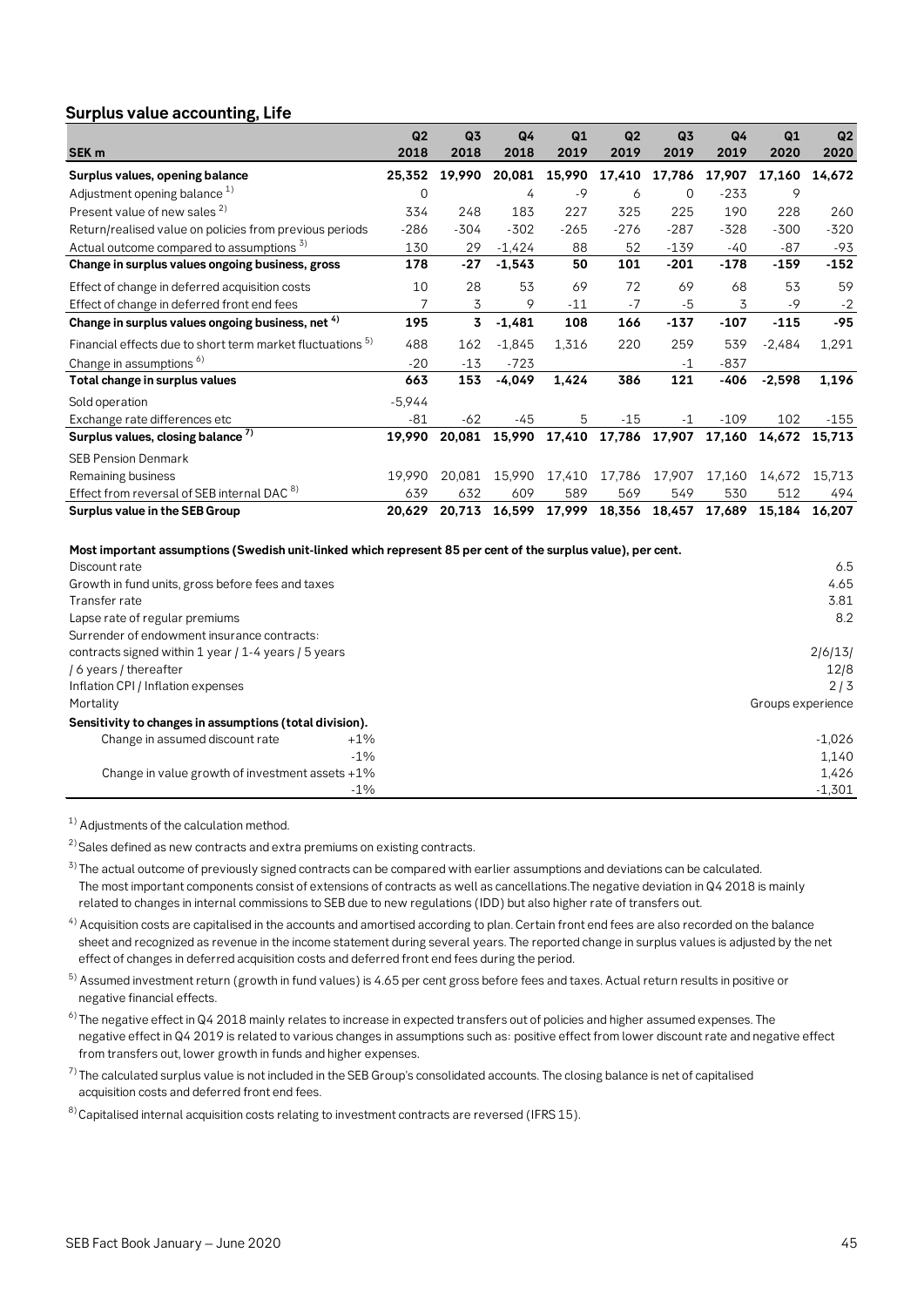## Surplus value accounting, Life

| SEK m | Q2 2018 | Q3 2018 | Q4 2018 | Q1 2019 | Q2 2019 | Q3 2019 | Q4 2019 | Q1 2020 | Q2 2020 |
|---|---|---|---|---|---|---|---|---|---|
| **Surplus values, opening balance** | **25,352** | **19,990** | **20,081** | **15,990** | **17,410** | **17,786** | **17,907** | **17,160** | **14,672** |
| Adjustment opening balance [1] | 0 | | 4 | -9 | 6 | 0 | -233 | 9 | |
| Present value of new sales [2] | 334 | 248 | 183 | 227 | 325 | 225 | 190 | 228 | 260 |
| Return/realised value on policies from previous periods | -286 | -304 | -302 | -265 | -276 | -287 | -328 | -300 | -320 |
| Actual outcome compared to assumptions [3] | 130 | 29 | -1,424 | 88 | 52 | -139 | -40 | -87 | -93 |
| **Change in surplus values ongoing business, gross** | **178** | **-27** | **-1,543** | **50** | **101** | **-201** | **-178** | **-159** | **-152** |
| Effect of change in deferred acquisition costs | 10 | 28 | 53 | 69 | 72 | 69 | 68 | 53 | 59 |
| Effect of change in deferred front end fees | 7 | 3 | 9 | -11 | -7 | -5 | 3 | -9 | -2 |
| **Change in surplus values ongoing business, net [4]** | **195** | **3** | **-1,481** | **108** | **166** | **-137** | **-107** | **-115** | **-95** |
| Financial effects due to short term market fluctuations [5] | 488 | 162 | -1,845 | 1,316 | 220 | 259 | 539 | -2,484 | 1,291 |
| Change in assumptions [6] | -20 | -13 | -723 | | | -1 | -837 | | |
| **Total change in surplus values** | **663** | **153** | **-4,049** | **1,424** | **386** | **121** | **-406** | **-2,598** | **1,196** |
| Sold operation | -5,944 | | | | | | | | |
| Exchange rate differences etc | -81 | -62 | -45 | 5 | -15 | -1 | -109 | 102 | -155 |
| **Surplus values, closing balance [7]** | **19,990** | **20,081** | **15,990** | **17,410** | **17,786** | **17,907** | **17,160** | **14,672** | **15,713** |
| SEB Pension Denmark | | | | | | | | | |
| Remaining business | 19,990 | 20,081 | 15,990 | 17,410 | 17,786 | 17,907 | 17,160 | 14,672 | 15,713 |
| Effect from reversal of SEB internal DAC [8] | 639 | 632 | 609 | 589 | 569 | 549 | 530 | 512 | 494 |
| **Surplus value in the SEB Group** | **20,629** | **20,713** | **16,599** | **17,999** | **18,356** | **18,457** | **17,689** | **15,184** | **16,207** |

**Most important assumptions (Swedish unit-linked which represent 85 per cent of the surplus value), per cent.**

| | |
|---|---|
| Discount rate | 6.5 |
| Growth in fund units, gross before fees and taxes | 4.65 |
| Transfer rate | 3.81 |
| Lapse rate of regular premiums | 8.2 |
| Surrender of endowment insurance contracts: | |
| contracts signed within 1 year / 1-4 years / 5 years | 2/6/13/ |
| / 6 years / thereafter | 12/8 |
| Inflation CPI / Inflation expenses | 2 / 3 |
| Mortality | Groups experience |

**Sensitivity to changes in assumptions (total division).**

| | | |
|---|---|---|
| Change in assumed discount rate | +1% | -1,026 |
| | -1% | 1,140 |
| Change in value growth of investment assets | +1% | 1,426 |
| | -1% | -1,301 |

[1] Adjustments of the calculation method.

[2] Sales defined as new contracts and extra premiums on existing contracts.

[3] The actual outcome of previously signed contracts can be compared with earlier assumptions and deviations can be calculated. The most important components consist of extensions of contracts as well as cancellations.The negative deviation in Q4 2018 is mainly related to changes in internal commissions to SEB due to new regulations (IDD) but also higher rate of transfers out.

[4] Acquisition costs are capitalised in the accounts and amortised according to plan. Certain front end fees are also recorded on the balance sheet and recognized as revenue in the income statement during several years. The reported change in surplus values is adjusted by the net effect of changes in deferred acquisition costs and deferred front end fees during the period.

[5] Assumed investment return (growth in fund values) is 4.65 per cent gross before fees and taxes. Actual return results in positive or negative financial effects.

[6] The negative effect in Q4 2018 mainly relates to increase in expected transfers out of policies and higher assumed expenses. The negative effect in Q4 2019 is related to various changes in assumptions such as: positive effect from lower discount rate and negative effect from transfers out, lower growth in funds and higher expenses.

[7] The calculated surplus value is not included in the SEB Group's consolidated accounts. The closing balance is net of capitalised acquisition costs and deferred front end fees.

[8] Capitalised internal acquisition costs relating to investment contracts are reversed (IFRS 15).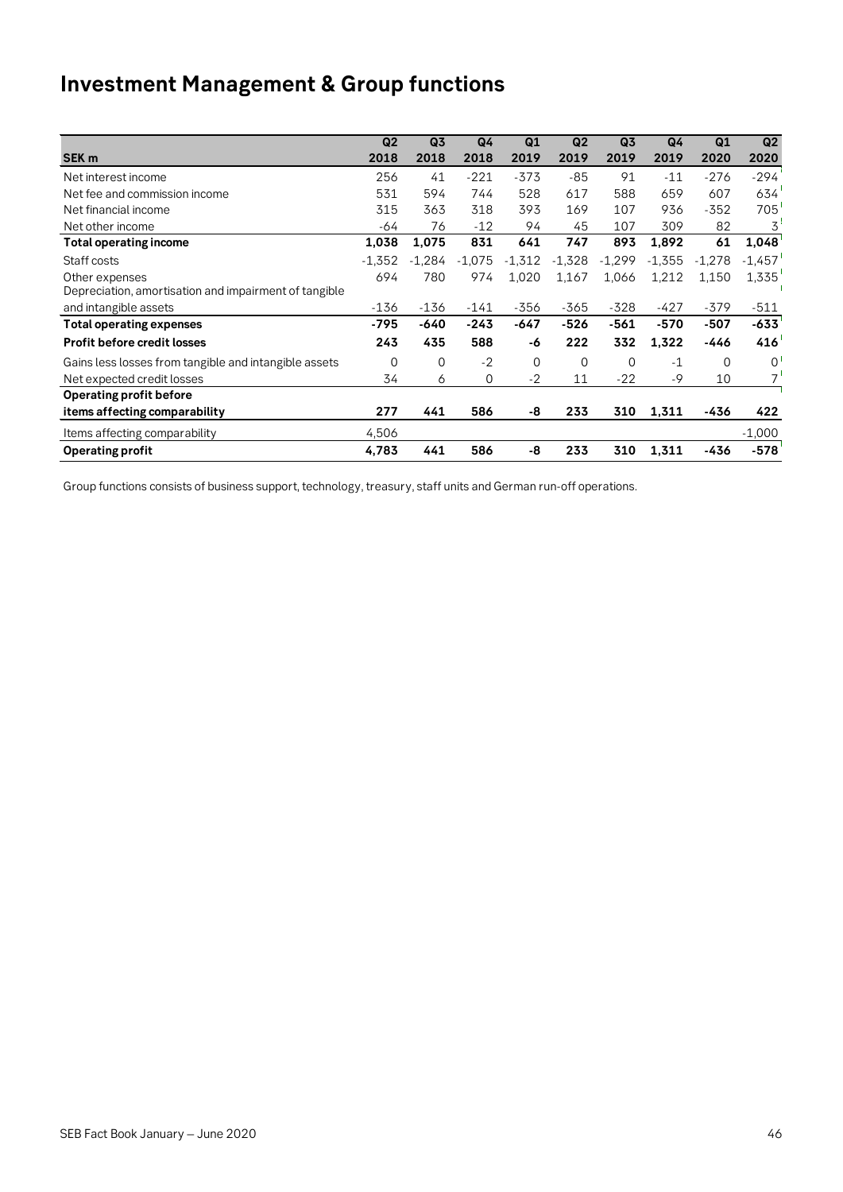# Investment Management & Group functions

| SEK m | Q2 2018 | Q3 2018 | Q4 2018 | Q1 2019 | Q2 2019 | Q3 2019 | Q4 2019 | Q1 2020 | Q2 2020 |
|---|---|---|---|---|---|---|---|---|---|
| Net interest income | 256 | 41 | -221 | -373 | -85 | 91 | -11 | -276 | -294 |
| Net fee and commission income | 531 | 594 | 744 | 528 | 617 | 588 | 659 | 607 | 634 |
| Net financial income | 315 | 363 | 318 | 393 | 169 | 107 | 936 | -352 | 705 |
| Net other income | -64 | 76 | -12 | 94 | 45 | 107 | 309 | 82 | 3 |
| **Total operating income** | **1,038** | **1,075** | **831** | **641** | **747** | **893** | **1,892** | **61** | **1,048** |
| Staff costs | -1,352 | -1,284 | -1,075 | -1,312 | -1,328 | -1,299 | -1,355 | -1,278 | -1,457 |
| Other expenses | 694 | 780 | 974 | 1,020 | 1,167 | 1,066 | 1,212 | 1,150 | 1,335 |
| Depreciation, amortisation and impairment of tangible and intangible assets | -136 | -136 | -141 | -356 | -365 | -328 | -427 | -379 | -511 |
| **Total operating expenses** | **-795** | **-640** | **-243** | **-647** | **-526** | **-561** | **-570** | **-507** | **-633** |
| **Profit before credit losses** | **243** | **435** | **588** | **-6** | **222** | **332** | **1,322** | **-446** | **416** |
| Gains less losses from tangible and intangible assets | 0 | 0 | -2 | 0 | 0 | 0 | -1 | 0 | 0 |
| Net expected credit losses | 34 | 6 | 0 | -2 | 11 | -22 | -9 | 10 | 7 |
| **Operating profit before items affecting comparability** | **277** | **441** | **586** | **-8** | **233** | **310** | **1,311** | **-436** | **422** |
| Items affecting comparability | 4,506 | | | | | | | | -1,000 |
| **Operating profit** | **4,783** | **441** | **586** | **-8** | **233** | **310** | **1,311** | **-436** | **-578** |

Group functions consists of business support, technology, treasury, staff units and German run-off operations.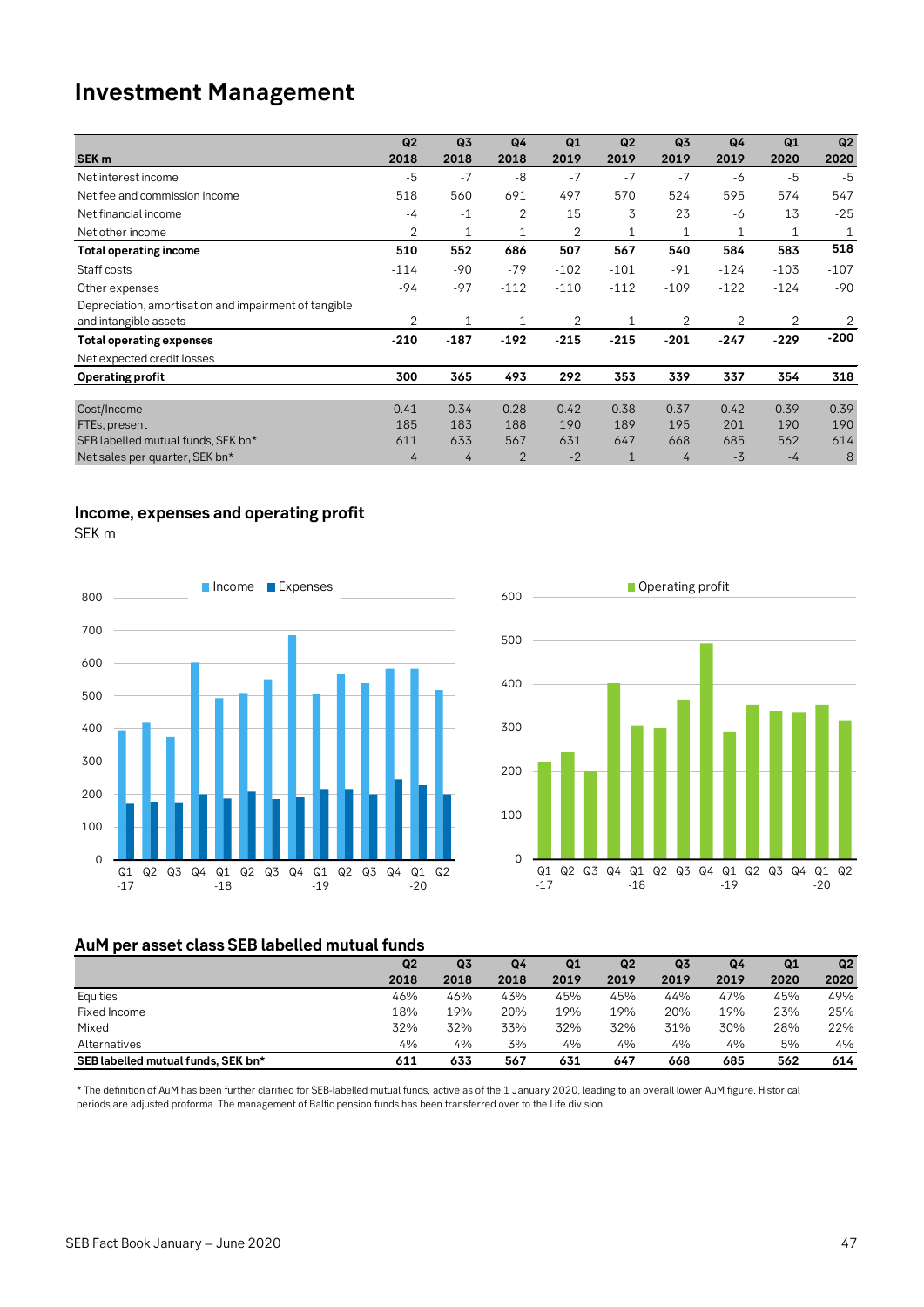# Investment Management

| SEK m | Q2 2018 | Q3 2018 | Q4 2018 | Q1 2019 | Q2 2019 | Q3 2019 | Q4 2019 | Q1 2020 | Q2 2020 |
|---|---|---|---|---|---|---|---|---|---|
| Net interest income | -5 | -7 | -8 | -7 | -7 | -7 | -6 | -5 | -5 |
| Net fee and commission income | 518 | 560 | 691 | 497 | 570 | 524 | 595 | 574 | 547 |
| Net financial income | -4 | -1 | 2 | 15 | 3 | 23 | -6 | 13 | -25 |
| Net other income | 2 | 1 | 1 | 2 | 1 | 1 | 1 | 1 | 1 |
| **Total operating income** | **510** | **552** | **686** | **507** | **567** | **540** | **584** | **583** | **518** |
| Staff costs | -114 | -90 | -79 | -102 | -101 | -91 | -124 | -103 | -107 |
| Other expenses | -94 | -97 | -112 | -110 | -112 | -109 | -122 | -124 | -90 |
| Depreciation, amortisation and impairment of tangible and intangible assets | -2 | -1 | -1 | -2 | -1 | -2 | -2 | -2 | -2 |
| **Total operating expenses** | **-210** | **-187** | **-192** | **-215** | **-215** | **-201** | **-247** | **-229** | **-200** |
| Net expected credit losses | | | | | | | | | |
| **Operating profit** | **300** | **365** | **493** | **292** | **353** | **339** | **337** | **354** | **318** |
| | | | | | | | | | |
| Cost/Income | 0.41 | 0.34 | 0.28 | 0.42 | 0.38 | 0.37 | 0.42 | 0.39 | 0.39 |
| FTEs, present | 185 | 183 | 188 | 190 | 189 | 195 | 201 | 190 | 190 |
| SEB labelled mutual funds, SEK bn* | 611 | 633 | 567 | 631 | 647 | 668 | 685 | 562 | 614 |
| Net sales per quarter, SEK bn* | 4 | 4 | 2 | -2 | 1 | 4 | -3 | -4 | 8 |

## Income, expenses and operating profit

SEK m

## AuM per asset class SEB labelled mutual funds

| | Q2 2018 | Q3 2018 | Q4 2018 | Q1 2019 | Q2 2019 | Q3 2019 | Q4 2019 | Q1 2020 | Q2 2020 |
|---|---|---|---|---|---|---|---|---|---|
| Equities | 46% | 46% | 43% | 45% | 45% | 44% | 47% | 45% | 49% |
| Fixed Income | 18% | 19% | 20% | 19% | 19% | 20% | 19% | 23% | 25% |
| Mixed | 32% | 32% | 33% | 32% | 32% | 31% | 30% | 28% | 22% |
| Alternatives | 4% | 4% | 3% | 4% | 4% | 4% | 4% | 5% | 4% |
| **SEB labelled mutual funds, SEK bn*** | **611** | **633** | **567** | **631** | **647** | **668** | **685** | **562** | **614** |

* The definition of AuM has been further clarified for SEB-labelled mutual funds, active as of the 1 January 2020, leading to an overall lower AuM figure. Historical periods are adjusted proforma. The management of Baltic pension funds has been transferred over to the Life division.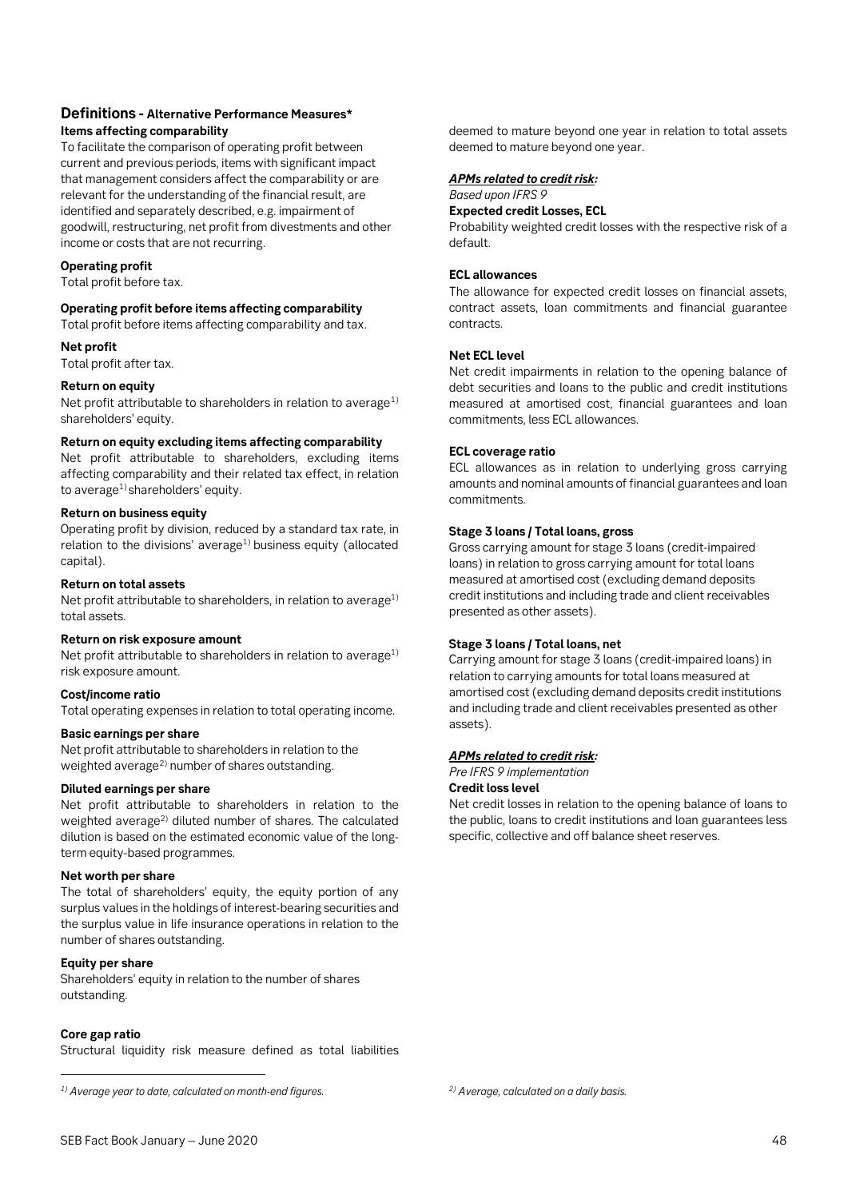## Definitions - Alternative Performance Measures*

**Items affecting comparability**

To facilitate the comparison of operating profit between current and previous periods, items with significant impact that management considers affect the comparability or are relevant for the understanding of the financial result, are identified and separately described, e.g. impairment of goodwill, restructuring, net profit from divestments and other income or costs that are not recurring.

**Operating profit**

Total profit before tax.

**Operating profit before items affecting comparability**

Total profit before items affecting comparability and tax.

**Net profit**

Total profit after tax.

**Return on equity**

Net profit attributable to shareholders in relation to average[1] shareholders' equity.

**Return on equity excluding items affecting comparability**

Net profit attributable to shareholders, excluding items affecting comparability and their related tax effect, in relation to average[1] shareholders' equity.

**Return on business equity**

Operating profit by division, reduced by a standard tax rate, in relation to the divisions' average[1] business equity (allocated capital).

**Return on total assets**

Net profit attributable to shareholders, in relation to average[1] total assets.

**Return on risk exposure amount**

Net profit attributable to shareholders in relation to average[1] risk exposure amount.

**Cost/income ratio**

Total operating expenses in relation to total operating income.

**Basic earnings per share**

Net profit attributable to shareholders in relation to the weighted average[2] number of shares outstanding.

**Diluted earnings per share**

Net profit attributable to shareholders in relation to the weighted average[2] diluted number of shares. The calculated dilution is based on the estimated economic value of the long-term equity-based programmes.

**Net worth per share**

The total of shareholders' equity, the equity portion of any surplus values in the holdings of interest-bearing securities and the surplus value in life insurance operations in relation to the number of shares outstanding.

**Equity per share**

Shareholders' equity in relation to the number of shares outstanding.

**Core gap ratio**

Structural liquidity risk measure defined as total liabilities deemed to mature beyond one year in relation to total assets deemed to mature beyond one year.

***APMs related to credit risk:***

*Based upon IFRS 9*

**Expected credit Losses, ECL**

Probability weighted credit losses with the respective risk of a default.

**ECL allowances**

The allowance for expected credit losses on financial assets, contract assets, loan commitments and financial guarantee contracts.

**Net ECL level**

Net credit impairments in relation to the opening balance of debt securities and loans to the public and credit institutions measured at amortised cost, financial guarantees and loan commitments, less ECL allowances.

**ECL coverage ratio**

ECL allowances as in relation to underlying gross carrying amounts and nominal amounts of financial guarantees and loan commitments.

**Stage 3 loans / Total loans, gross**

Gross carrying amount for stage 3 loans (credit-impaired loans) in relation to gross carrying amount for total loans measured at amortised cost (excluding demand deposits credit institutions and including trade and client receivables presented as other assets).

**Stage 3 loans / Total loans, net**

Carrying amount for stage 3 loans (credit-impaired loans) in relation to carrying amounts for total loans measured at amortised cost (excluding demand deposits credit institutions and including trade and client receivables presented as other assets).

***APMs related to credit risk:***

*Pre IFRS 9 implementation*

**Credit loss level**

Net credit losses in relation to the opening balance of loans to the public, loans to credit institutions and loan guarantees less specific, collective and off balance sheet reserves.

*[1] Average year to date, calculated on month-end figures.*

*[2] Average, calculated on a daily basis.*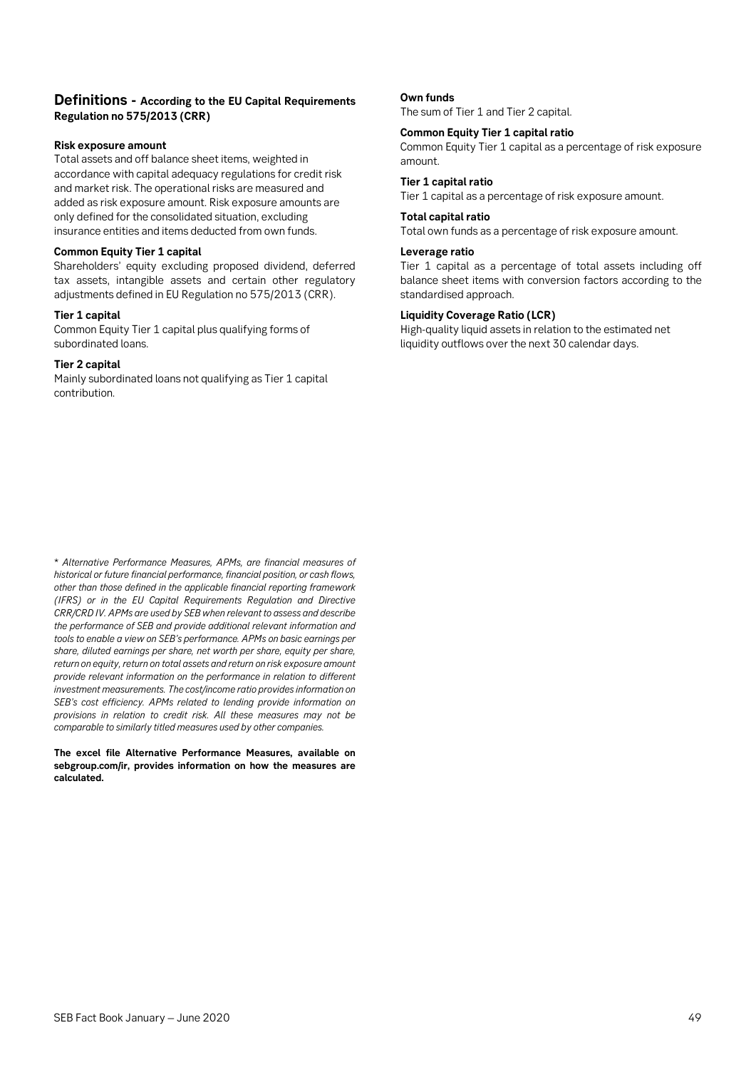## Definitions - According to the EU Capital Requirements Regulation no 575/2013 (CRR)

**Risk exposure amount**
Total assets and off balance sheet items, weighted in accordance with capital adequacy regulations for credit risk and market risk. The operational risks are measured and added as risk exposure amount. Risk exposure amounts are only defined for the consolidated situation, excluding insurance entities and items deducted from own funds.

**Common Equity Tier 1 capital**
Shareholders' equity excluding proposed dividend, deferred tax assets, intangible assets and certain other regulatory adjustments defined in EU Regulation no 575/2013 (CRR).

**Tier 1 capital**
Common Equity Tier 1 capital plus qualifying forms of subordinated loans.

**Tier 2 capital**
Mainly subordinated loans not qualifying as Tier 1 capital contribution.

**Own funds**
The sum of Tier 1 and Tier 2 capital.

**Common Equity Tier 1 capital ratio**
Common Equity Tier 1 capital as a percentage of risk exposure amount.

**Tier 1 capital ratio**
Tier 1 capital as a percentage of risk exposure amount.

**Total capital ratio**
Total own funds as a percentage of risk exposure amount.

**Leverage ratio**
Tier 1 capital as a percentage of total assets including off balance sheet items with conversion factors according to the standardised approach.

**Liquidity Coverage Ratio (LCR)**
High-quality liquid assets in relation to the estimated net liquidity outflows over the next 30 calendar days.

*\* Alternative Performance Measures, APMs, are financial measures of historical or future financial performance, financial position, or cash flows, other than those defined in the applicable financial reporting framework (IFRS) or in the EU Capital Requirements Regulation and Directive CRR/CRD IV. APMs are used by SEB when relevant to assess and describe the performance of SEB and provide additional relevant information and tools to enable a view on SEB's performance. APMs on basic earnings per share, diluted earnings per share, net worth per share, equity per share, return on equity, return on total assets and return on risk exposure amount provide relevant information on the performance in relation to different investment measurements. The cost/income ratio provides information on SEB's cost efficiency. APMs related to lending provide information on provisions in relation to credit risk. All these measures may not be comparable to similarly titled measures used by other companies.*

**The excel file Alternative Performance Measures, available on sebgroup.com/ir, provides information on how the measures are calculated.**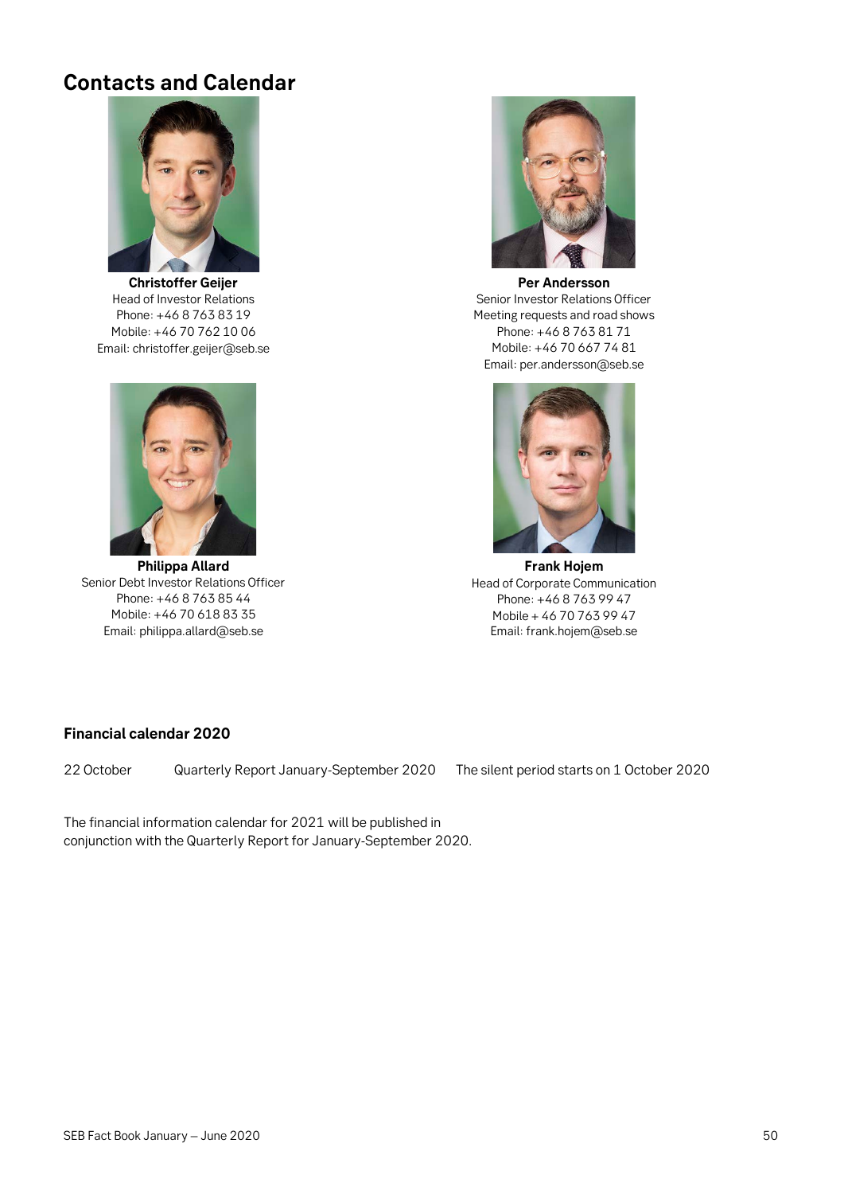## Contacts and Calendar

**Christoffer Geijer**
Head of Investor Relations
Phone: +46 8 763 83 19
Mobile: +46 70 762 10 06
Email: christoffer.geijer@seb.se

**Per Andersson**
Senior Investor Relations Officer
Meeting requests and road shows
Phone: +46 8 763 81 71
Mobile: +46 70 667 74 81
Email: per.andersson@seb.se

**Philippa Allard**
Senior Debt Investor Relations Officer
Phone: +46 8 763 85 44
Mobile: +46 70 618 83 35
Email: philippa.allard@seb.se

**Frank Hojem**
Head of Corporate Communication
Phone: +46 8 763 99 47
Mobile + 46 70 763 99 47
Email: frank.hojem@seb.se

### Financial calendar 2020

| | | |
|---|---|---|
| 22 October | Quarterly Report January-September 2020 | The silent period starts on 1 October 2020 |

The financial information calendar for 2021 will be published in conjunction with the Quarterly Report for January-September 2020.